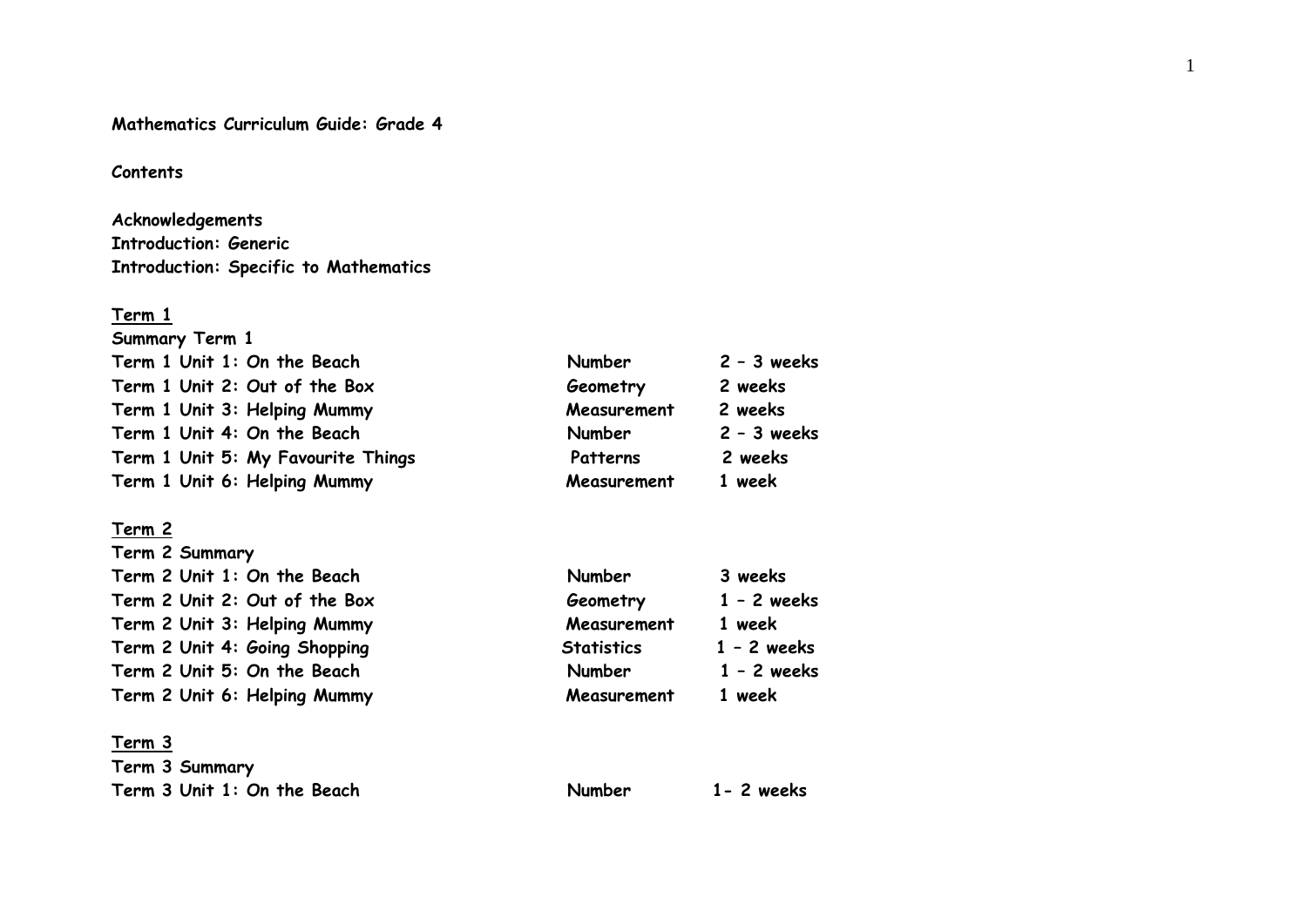**Mathematics Curriculum Guide: Grade 4**

**Contents**

**Acknowledgements**
**Introduction: Generic**
**Introduction: Specific to Mathematics**

**<u>Term 1</u>**

| | | |
|---|---|---|
| **Summary Term 1** | | |
| **Term 1 Unit 1: On the Beach** | **Number** | **2 – 3 weeks** |
| **Term 1 Unit 2: Out of the Box** | **Geometry** | **2 weeks** |
| **Term 1 Unit 3: Helping Mummy** | **Measurement** | **2 weeks** |
| **Term 1 Unit 4: On the Beach** | **Number** | **2 – 3 weeks** |
| **Term 1 Unit 5: My Favourite Things** | **Patterns** | **2 weeks** |
| **Term 1 Unit 6: Helping Mummy** | **Measurement** | **1 week** |

**<u>Term 2</u>**

| | | |
|---|---|---|
| **Term 2 Summary** | | |
| **Term 2 Unit 1: On the Beach** | **Number** | **3 weeks** |
| **Term 2 Unit 2: Out of the Box** | **Geometry** | **1 – 2 weeks** |
| **Term 2 Unit 3: Helping Mummy** | **Measurement** | **1 week** |
| **Term 2 Unit 4: Going Shopping** | **Statistics** | **1 – 2 weeks** |
| **Term 2 Unit 5: On the Beach** | **Number** | **1 – 2 weeks** |
| **Term 2 Unit 6: Helping Mummy** | **Measurement** | **1 week** |

**<u>Term 3</u>**

| | | |
|---|---|---|
| **Term 3 Summary** | | |
| **Term 3 Unit 1: On the Beach** | **Number** | **1- 2 weeks** |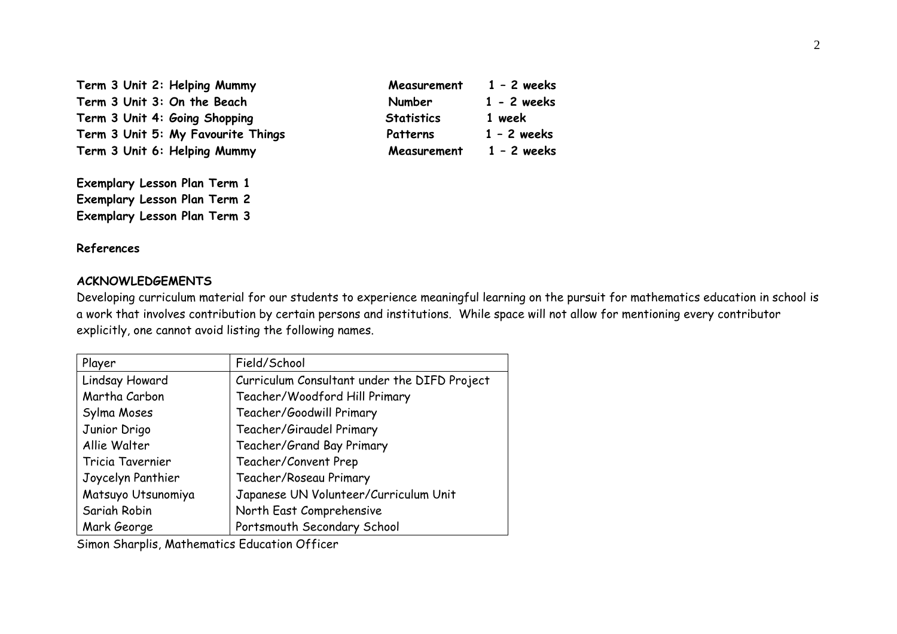**Term 3 Unit 2: Helping Mummy** **Measurement** **1 – 2 weeks**
**Term 3 Unit 3: On the Beach** **Number** **1 - 2 weeks**
**Term 3 Unit 4: Going Shopping** **Statistics** **1 week**
**Term 3 Unit 5: My Favourite Things** **Patterns** **1 – 2 weeks**
**Term 3 Unit 6: Helping Mummy** **Measurement** **1 – 2 weeks**

**Exemplary Lesson Plan Term 1**
**Exemplary Lesson Plan Term 2**
**Exemplary Lesson Plan Term 3**

**References**

**ACKNOWLEDGEMENTS**

Developing curriculum material for our students to experience meaningful learning on the pursuit for mathematics education in school is a work that involves contribution by certain persons and institutions. While space will not allow for mentioning every contributor explicitly, one cannot avoid listing the following names.

| Player | Field/School |
|---|---|
| Lindsay Howard | Curriculum Consultant under the DIFD Project |
| Martha Carbon | Teacher/Woodford Hill Primary |
| Sylma Moses | Teacher/Goodwill Primary |
| Junior Drigo | Teacher/Giraudel Primary |
| Allie Walter | Teacher/Grand Bay Primary |
| Tricia Tavernier | Teacher/Convent Prep |
| Joycelyn Panthier | Teacher/Roseau Primary |
| Matsuyo Utsunomiya | Japanese UN Volunteer/Curriculum Unit |
| Sariah Robin | North East Comprehensive |
| Mark George | Portsmouth Secondary School |

Simon Sharplis, Mathematics Education Officer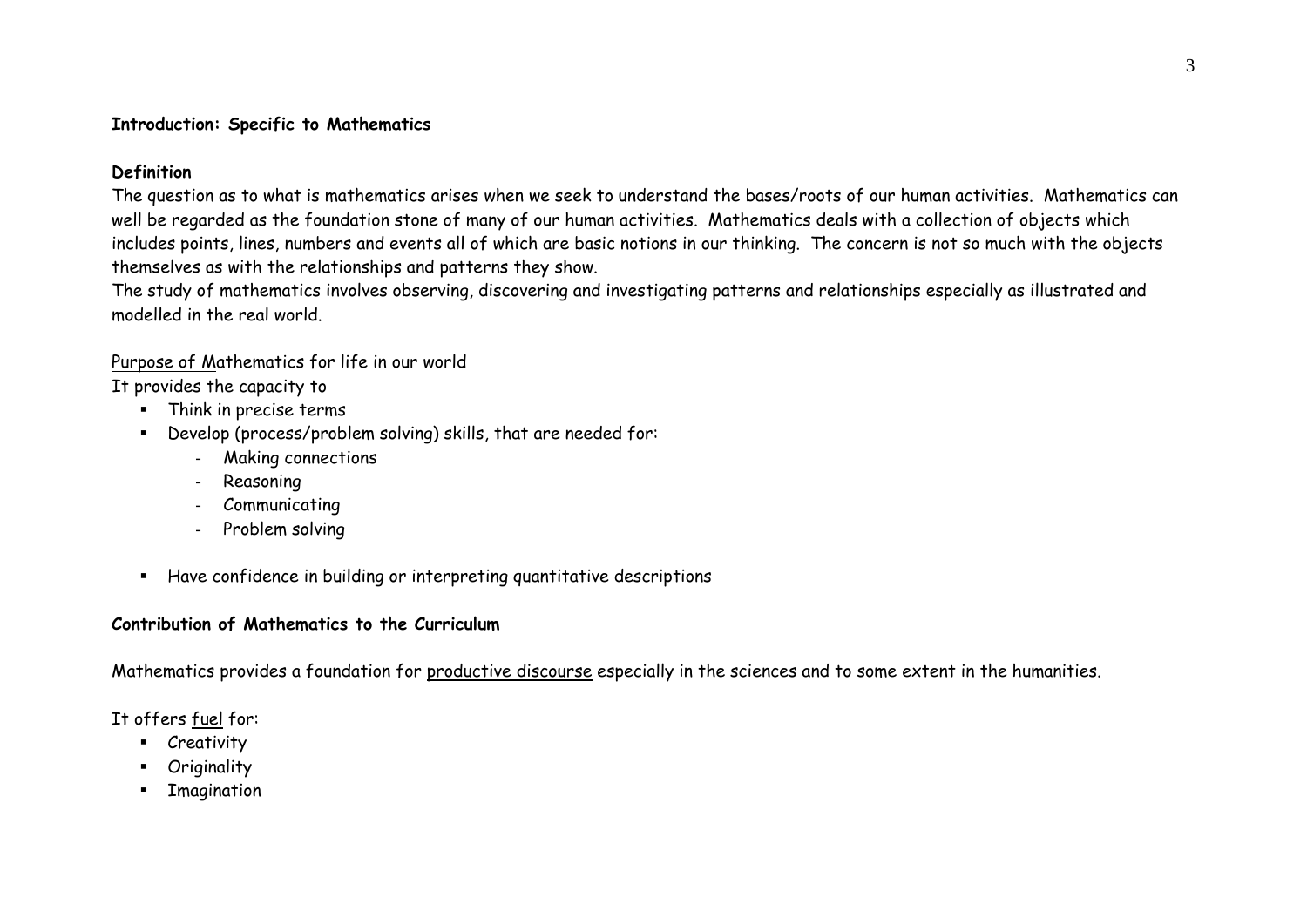**Introduction: Specific to Mathematics**

**Definition**

The question as to what is mathematics arises when we seek to understand the bases/roots of our human activities. Mathematics can well be regarded as the foundation stone of many of our human activities. Mathematics deals with a collection of objects which includes points, lines, numbers and events all of which are basic notions in our thinking. The concern is not so much with the objects themselves as with the relationships and patterns they show.

The study of mathematics involves observing, discovering and investigating patterns and relationships especially as illustrated and modelled in the real world.

<u>Purpose of M</u>athematics for life in our world

It provides the capacity to

- Think in precise terms
- Develop (process/problem solving) skills, that are needed for:
    - Making connections
    - Reasoning
    - Communicating
    - Problem solving
- Have confidence in building or interpreting quantitative descriptions

**Contribution of Mathematics to the Curriculum**

Mathematics provides a foundation for <u>productive discourse</u> especially in the sciences and to some extent in the humanities.

It offers <u>fuel</u> for:

- Creativity
- Originality
- Imagination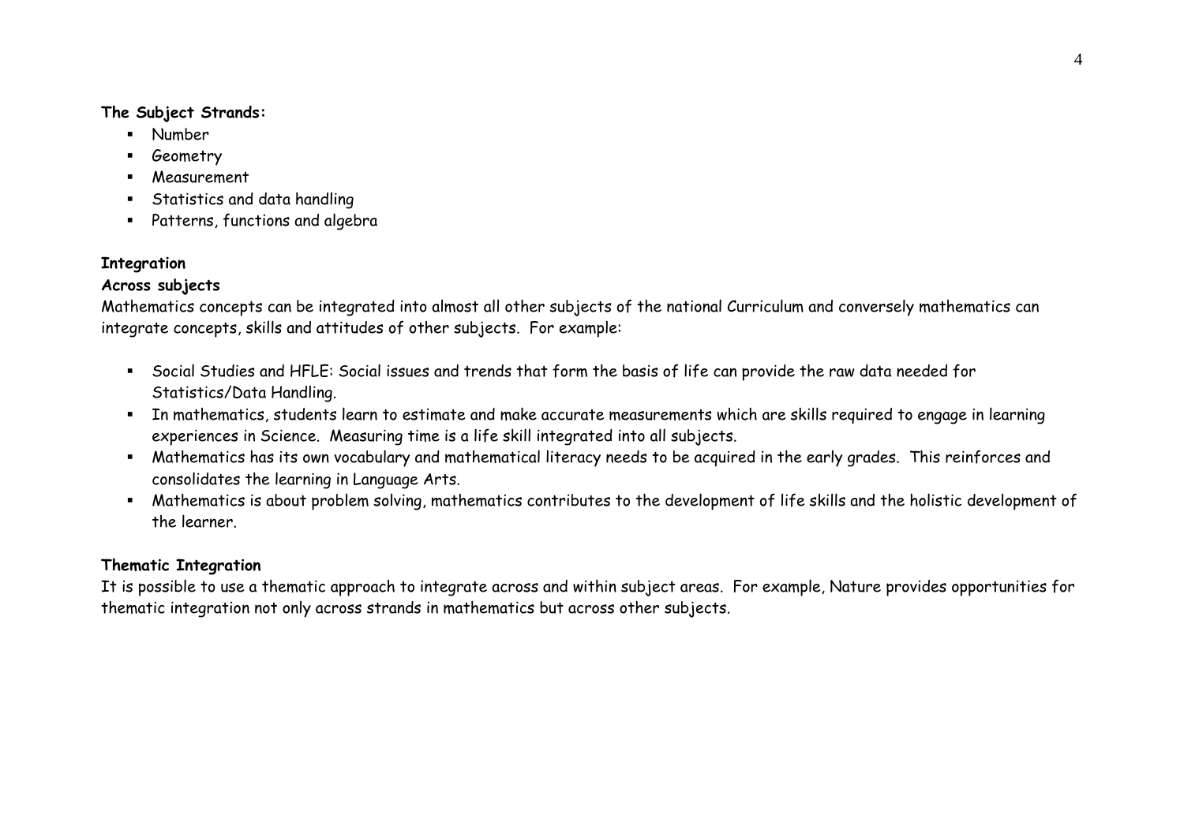**The Subject Strands:**

- Number
- Geometry
- Measurement
- Statistics and data handling
- Patterns, functions and algebra

**Integration**

**Across subjects**

Mathematics concepts can be integrated into almost all other subjects of the national Curriculum and conversely mathematics can integrate concepts, skills and attitudes of other subjects. For example:

- Social Studies and HFLE: Social issues and trends that form the basis of life can provide the raw data needed for Statistics/Data Handling.
- In mathematics, students learn to estimate and make accurate measurements which are skills required to engage in learning experiences in Science. Measuring time is a life skill integrated into all subjects.
- Mathematics has its own vocabulary and mathematical literacy needs to be acquired in the early grades. This reinforces and consolidates the learning in Language Arts.
- Mathematics is about problem solving, mathematics contributes to the development of life skills and the holistic development of the learner.

**Thematic Integration**

It is possible to use a thematic approach to integrate across and within subject areas. For example, Nature provides opportunities for thematic integration not only across strands in mathematics but across other subjects.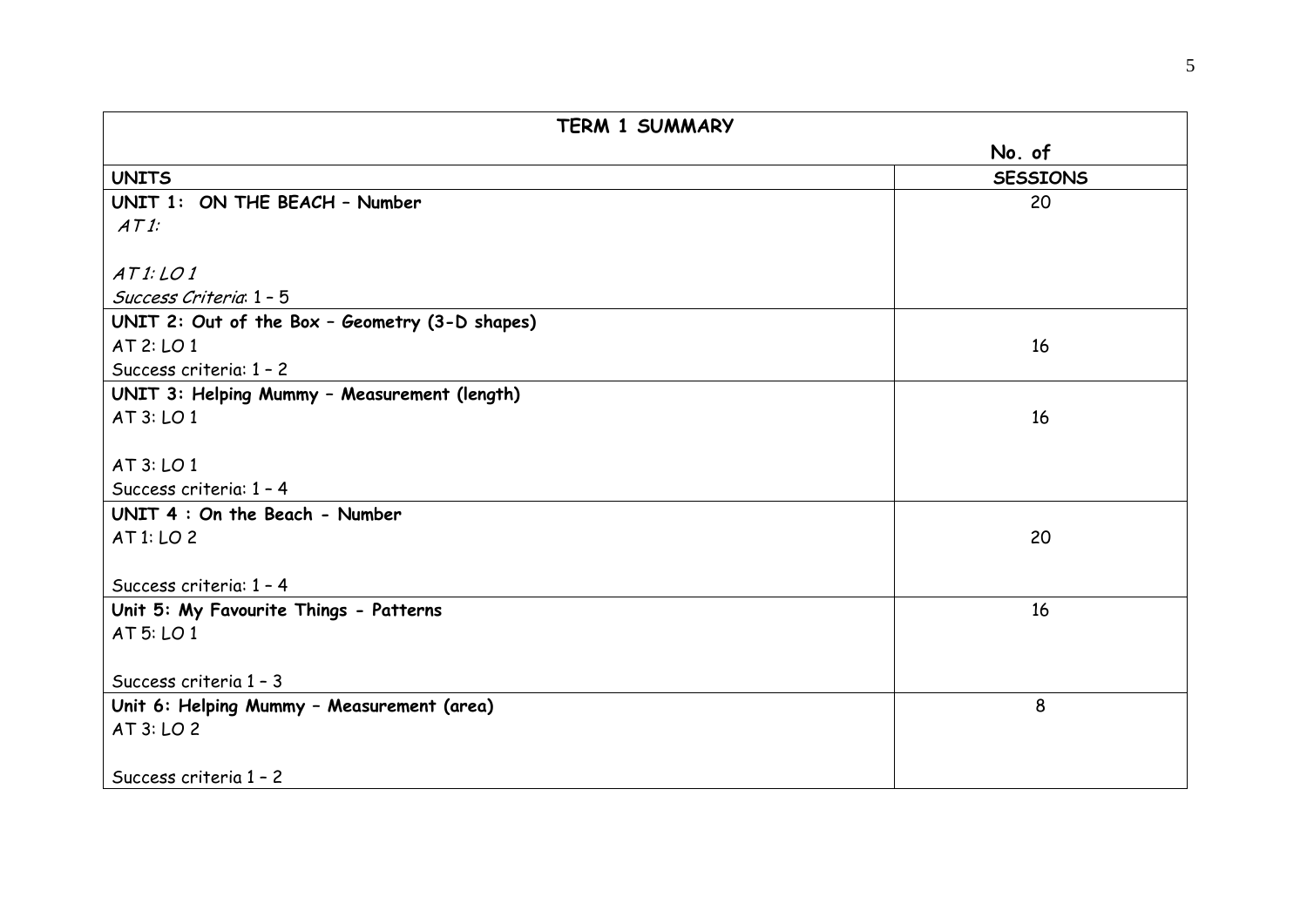| TERM 1 SUMMARY | |
|---|---|
| | **No. of** |
| **UNITS** | **SESSIONS** |
| **UNIT 1: ON THE BEACH – Number**<br>*AT 1:*<br><br>*AT 1: LO 1*<br>*Success Criteria*: 1 – 5 | 20 |
| **UNIT 2: Out of the Box – Geometry (3-D shapes)**<br>AT 2: LO 1<br>Success criteria: 1 – 2 | 16 |
| **UNIT 3: Helping Mummy – Measurement (length)**<br>AT 3: LO 1<br><br>AT 3: LO 1<br>Success criteria: 1 – 4 | 16 |
| **UNIT 4 : On the Beach - Number**<br>AT 1: LO 2<br><br>Success criteria: 1 – 4 | 20 |
| **Unit 5: My Favourite Things - Patterns**<br>AT 5: LO 1<br><br>Success criteria 1 – 3 | 16 |
| **Unit 6: Helping Mummy – Measurement (area)**<br>AT 3: LO 2<br><br>Success criteria 1 – 2 | 8 |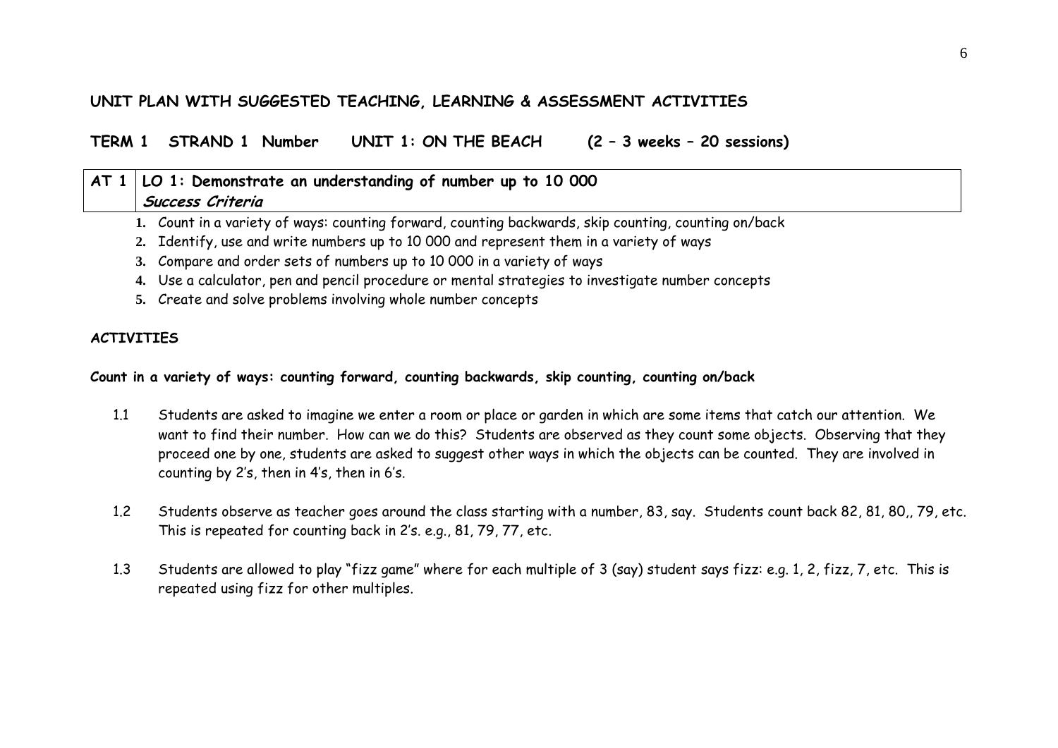## UNIT PLAN WITH SUGGESTED TEACHING, LEARNING & ASSESSMENT ACTIVITIES

### TERM 1 STRAND 1 Number UNIT 1: ON THE BEACH (2 – 3 weeks – 20 sessions)

| AT 1 | LO 1: Demonstrate an understanding of number up to 10 000 *Success Criteria* |
|---|---|

1. Count in a variety of ways: counting forward, counting backwards, skip counting, counting on/back
2. Identify, use and write numbers up to 10 000 and represent them in a variety of ways
3. Compare and order sets of numbers up to 10 000 in a variety of ways
4. Use a calculator, pen and pencil procedure or mental strategies to investigate number concepts
5. Create and solve problems involving whole number concepts

**ACTIVITIES**

**Count in a variety of ways: counting forward, counting backwards, skip counting, counting on/back**

1.1 Students are asked to imagine we enter a room or place or garden in which are some items that catch our attention. We want to find their number. How can we do this? Students are observed as they count some objects. Observing that they proceed one by one, students are asked to suggest other ways in which the objects can be counted. They are involved in counting by 2's, then in 4's, then in 6's.

1.2 Students observe as teacher goes around the class starting with a number, 83, say. Students count back 82, 81, 80,, 79, etc. This is repeated for counting back in 2's. e.g., 81, 79, 77, etc.

1.3 Students are allowed to play "fizz game" where for each multiple of 3 (say) student says fizz: e.g. 1, 2, fizz, 7, etc. This is repeated using fizz for other multiples.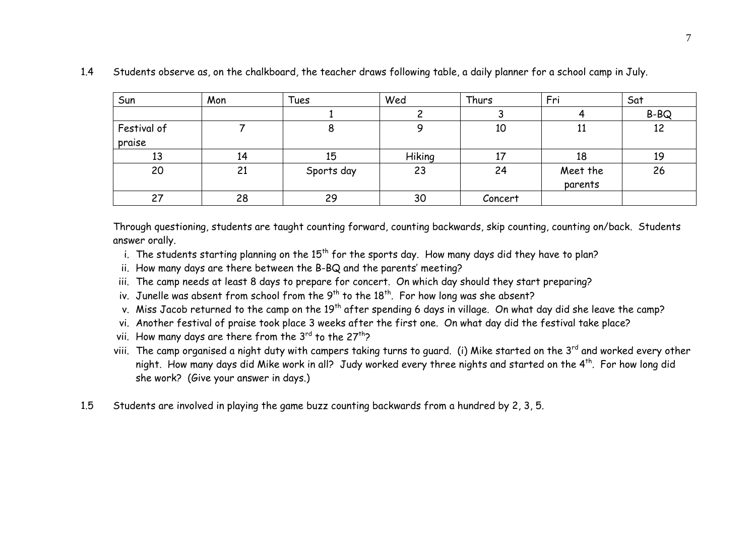1.4 Students observe as, on the chalkboard, the teacher draws following table, a daily planner for a school camp in July.

| Sun | Mon | Tues | Wed | Thurs | Fri | Sat |
|---|---|---|---|---|---|---|
| | | 1 | 2 | 3 | 4 | B-BQ |
| Festival of praise | 7 | 8 | 9 | 10 | 11 | 12 |
| 13 | 14 | 15 | Hiking | 17 | 18 | 19 |
| 20 | 21 | Sports day | 23 | 24 | Meet the parents | 26 |
| 27 | 28 | 29 | 30 | Concert | | |

Through questioning, students are taught counting forward, counting backwards, skip counting, counting on/back. Students answer orally.

i. The students starting planning on the 15th for the sports day. How many days did they have to plan?
ii. How many days are there between the B-BQ and the parents' meeting?
iii. The camp needs at least 8 days to prepare for concert. On which day should they start preparing?
iv. Junelle was absent from school from the 9th to the 18th. For how long was she absent?
v. Miss Jacob returned to the camp on the 19th after spending 6 days in village. On what day did she leave the camp?
vi. Another festival of praise took place 3 weeks after the first one. On what day did the festival take place?
vii. How many days are there from the 3rd to the 27th?
viii. The camp organised a night duty with campers taking turns to guard. (i) Mike started on the 3rd and worked every other night. How many days did Mike work in all? Judy worked every three nights and started on the 4th. For how long did she work? (Give your answer in days.)

1.5 Students are involved in playing the game buzz counting backwards from a hundred by 2, 3, 5.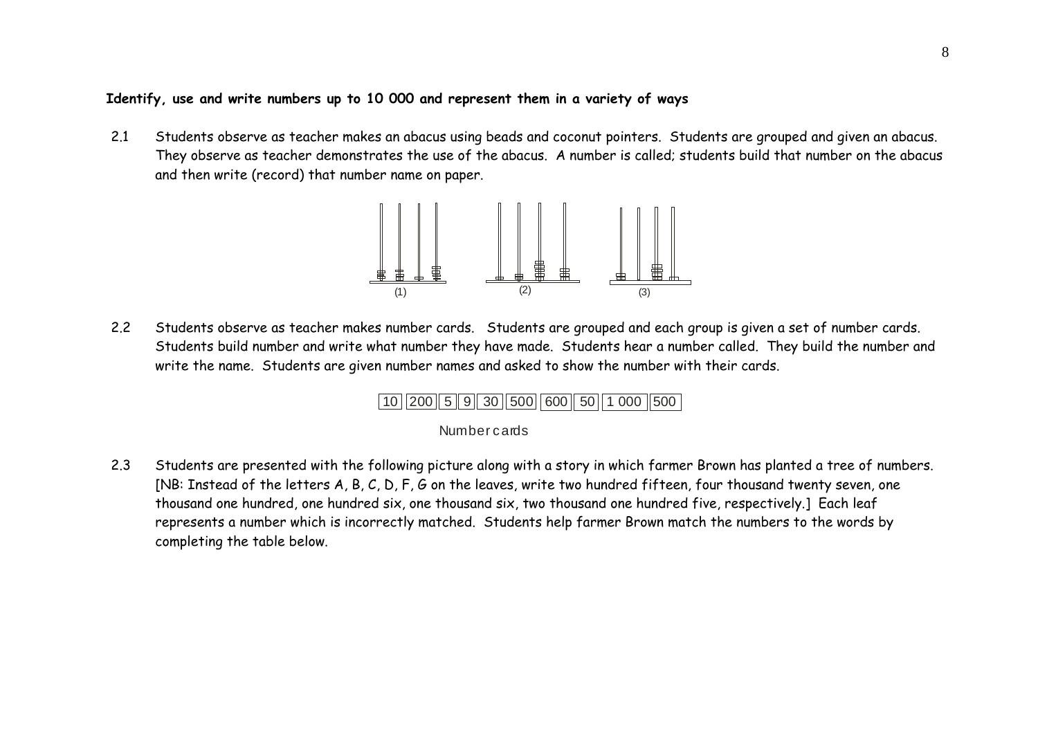**Identify, use and write numbers up to 10 000 and represent them in a variety of ways**

2.1 Students observe as teacher makes an abacus using beads and coconut pointers. Students are grouped and given an abacus. They observe as teacher demonstrates the use of the abacus. A number is called; students build that number on the abacus and then write (record) that number name on paper.

(1) (2) (3)

2.2 Students observe as teacher makes number cards. Students are grouped and each group is given a set of number cards. Students build number and write what number they have made. Students hear a number called. They build the number and write the name. Students are given number names and asked to show the number with their cards.

| 10 | 200 | 5 | 9 | 30 | 500 | 600 | 50 | 1 000 | 500 |
|---|---|---|---|---|---|---|---|---|---|

Number cards

2.3 Students are presented with the following picture along with a story in which farmer Brown has planted a tree of numbers. [NB: Instead of the letters A, B, C, D, F, G on the leaves, write two hundred fifteen, four thousand twenty seven, one thousand one hundred, one hundred six, one thousand six, two thousand one hundred five, respectively.] Each leaf represents a number which is incorrectly matched. Students help farmer Brown match the numbers to the words by completing the table below.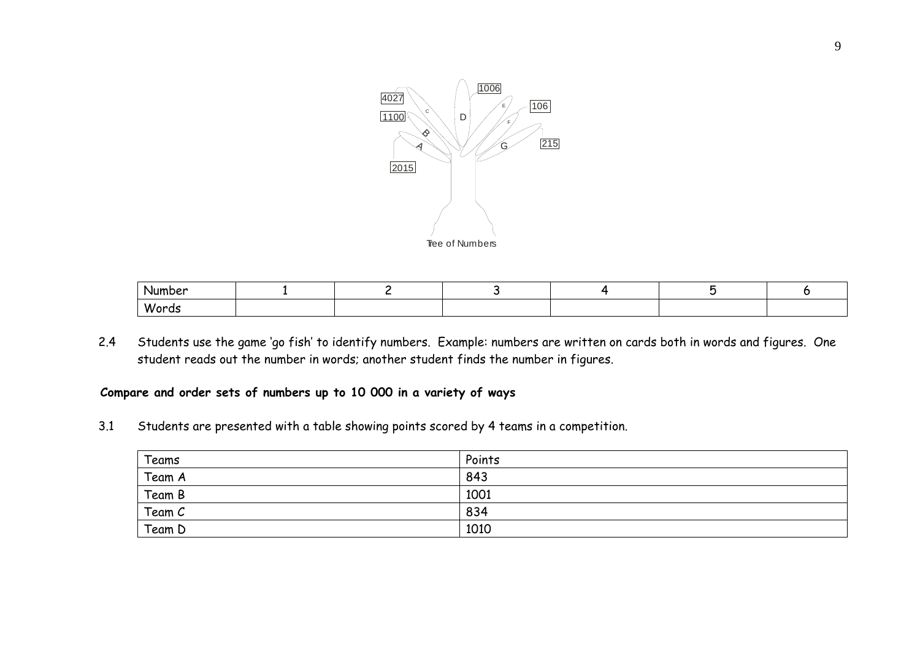4027

1100

2015

1006

106

215

C

B

A

D

E

F

G

Tree of Numbers

| Number | 1 | 2 | 3 | 4 | 5 | 6 |
| --- | --- | --- | --- | --- | --- | --- |
| Words | | | | | | |

2.4 Students use the game 'go fish' to identify numbers. Example: numbers are written on cards both in words and figures. One student reads out the number in words; another student finds the number in figures.

**Compare and order sets of numbers up to 10 000 in a variety of ways**

3.1 Students are presented with a table showing points scored by 4 teams in a competition.

| Teams | Points |
| --- | --- |
| Team A | 843 |
| Team B | 1001 |
| Team C | 834 |
| Team D | 1010 |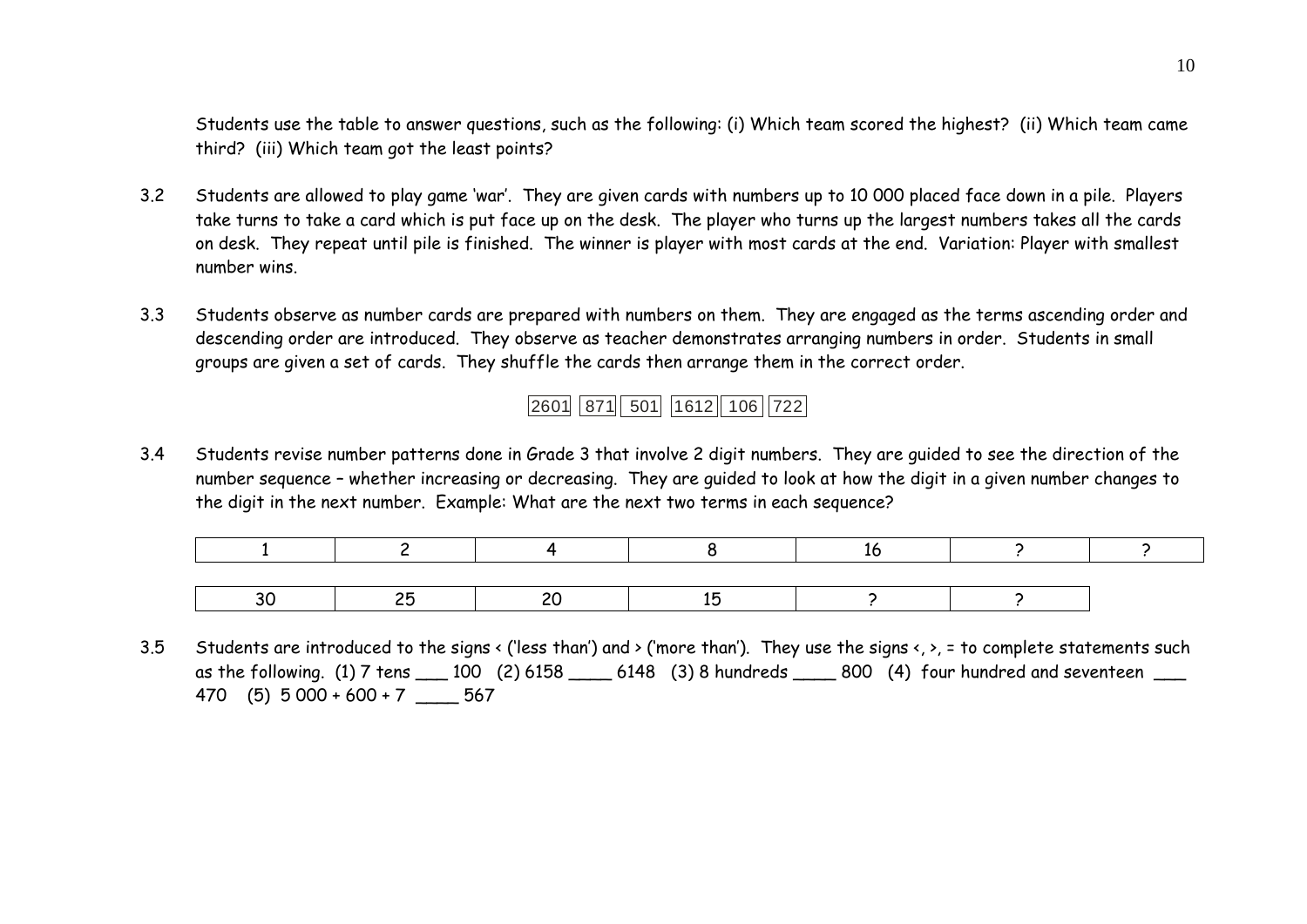Students use the table to answer questions, such as the following: (i) Which team scored the highest? (ii) Which team came third? (iii) Which team got the least points?

3.2 Students are allowed to play game 'war'. They are given cards with numbers up to 10 000 placed face down in a pile. Players take turns to take a card which is put face up on the desk. The player who turns up the largest numbers takes all the cards on desk. They repeat until pile is finished. The winner is player with most cards at the end. Variation: Player with smallest number wins.

3.3 Students observe as number cards are prepared with numbers on them. They are engaged as the terms ascending order and descending order are introduced. They observe as teacher demonstrates arranging numbers in order. Students in small groups are given a set of cards. They shuffle the cards then arrange them in the correct order.

| 2601 | 871 | 501 | 1612 | 106 | 722 |
|---|---|---|---|---|---|

3.4 Students revise number patterns done in Grade 3 that involve 2 digit numbers. They are guided to see the direction of the number sequence – whether increasing or decreasing. They are guided to look at how the digit in a given number changes to the digit in the next number. Example: What are the next two terms in each sequence?

| 1 | 2 | 4 | 8 | 16 | ? | ? |
|---|---|---|---|---|---|---|

| 30 | 25 | 20 | 15 | ? | ? |
|---|---|---|---|---|---|

3.5 Students are introduced to the signs < ('less than') and > ('more than'). They use the signs <, >, = to complete statements such as the following. (1) 7 tens ___ 100 (2) 6158 ____ 6148 (3) 8 hundreds ____ 800 (4) four hundred and seventeen ___ 470 (5) 5 000 + 600 + 7 ____ 567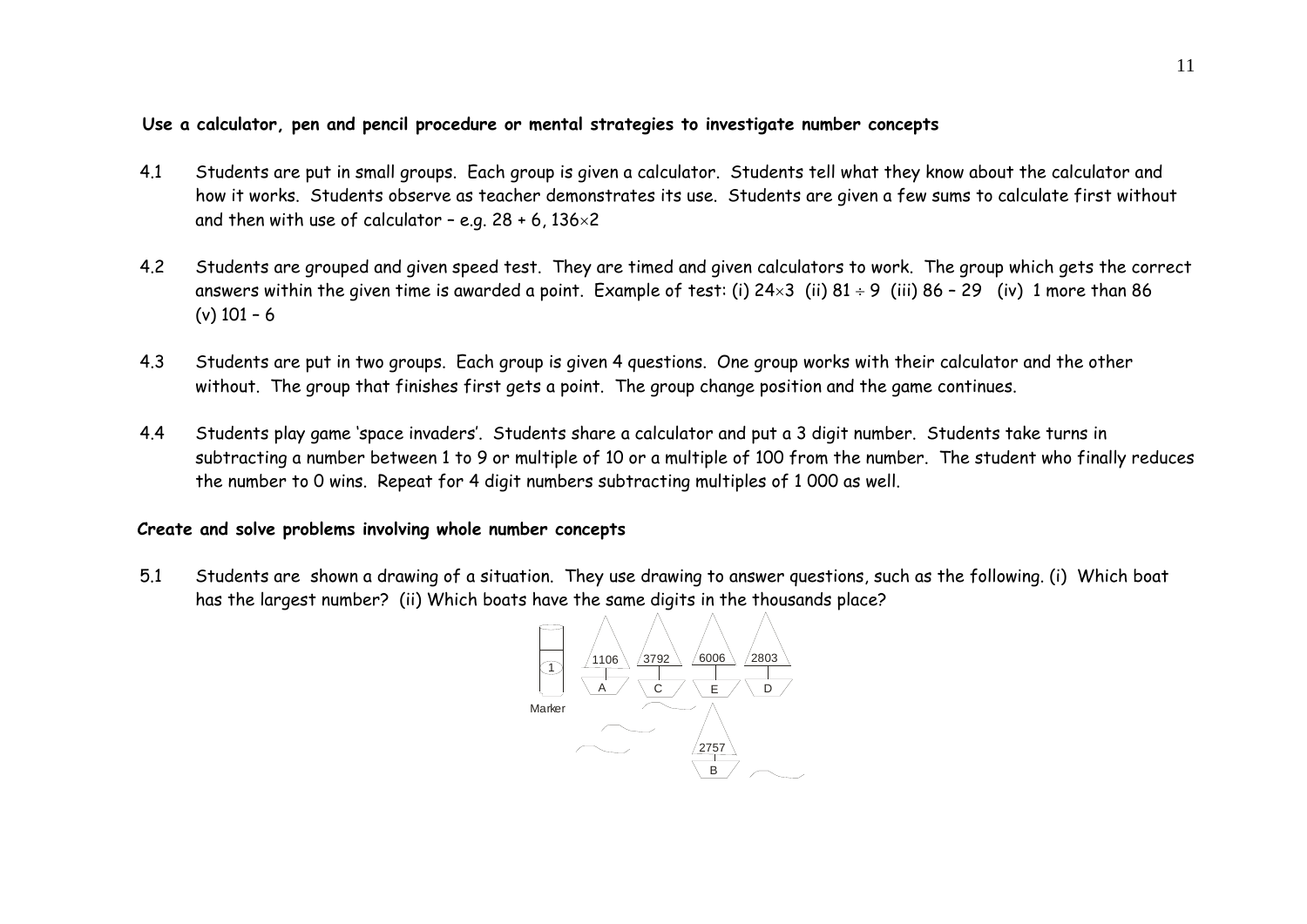**Use a calculator, pen and pencil procedure or mental strategies to investigate number concepts**

4.1 Students are put in small groups. Each group is given a calculator. Students tell what they know about the calculator and how it works. Students observe as teacher demonstrates its use. Students are given a few sums to calculate first without and then with use of calculator – e.g. $28 + 6$, $136 \times 2$

4.2 Students are grouped and given speed test. They are timed and given calculators to work. The group which gets the correct answers within the given time is awarded a point. Example of test: (i) $24 \times 3$ (ii) $81 \div 9$ (iii) $86 - 29$ (iv) 1 more than 86 (v) $101 - 6$

4.3 Students are put in two groups. Each group is given 4 questions. One group works with their calculator and the other without. The group that finishes first gets a point. The group change position and the game continues.

4.4 Students play game 'space invaders'. Students share a calculator and put a 3 digit number. Students take turns in subtracting a number between 1 to 9 or multiple of 10 or a multiple of 100 from the number. The student who finally reduces the number to 0 wins. Repeat for 4 digit numbers subtracting multiples of 1 000 as well.

**Create and solve problems involving whole number concepts**

5.1 Students are shown a drawing of a situation. They use drawing to answer questions, such as the following. (i) Which boat has the largest number? (ii) Which boats have the same digits in the thousands place?

1 Marker

A 1106 | C 3792 | E 6006 | D 2803

B 2757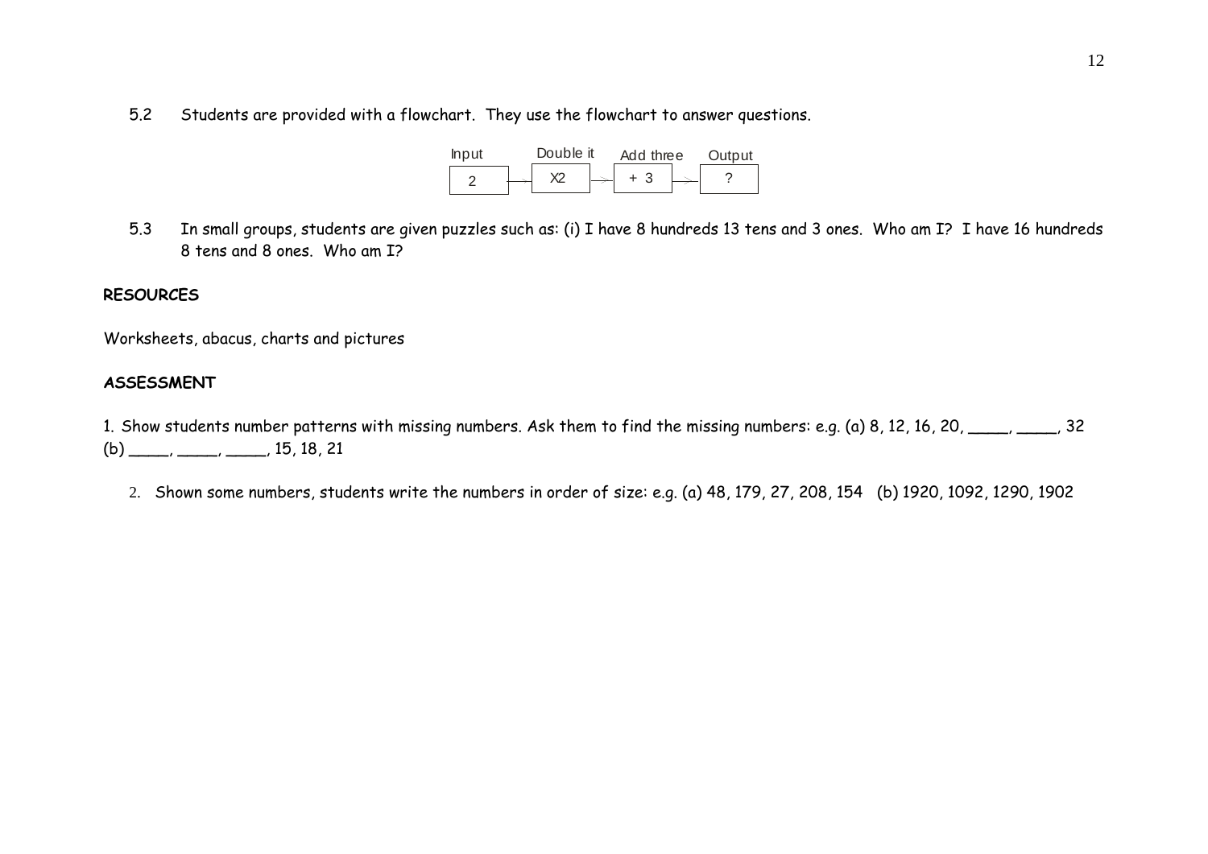5.2 Students are provided with a flowchart. They use the flowchart to answer questions.

| Input | Double it | Add three | Output |
| --- | --- | --- | --- |
| 2 → | X2 → | + 3 → | ? |

5.3 In small groups, students are given puzzles such as: (i) I have 8 hundreds 13 tens and 3 ones. Who am I? I have 16 hundreds 8 tens and 8 ones. Who am I?

**RESOURCES**

Worksheets, abacus, charts and pictures

**ASSESSMENT**

1. Show students number patterns with missing numbers. Ask them to find the missing numbers: e.g. (a) 8, 12, 16, 20, ____, ____, 32 (b) ____, ____, ____, 15, 18, 21

2. Shown some numbers, students write the numbers in order of size: e.g. (a) 48, 179, 27, 208, 154 (b) 1920, 1092, 1290, 1902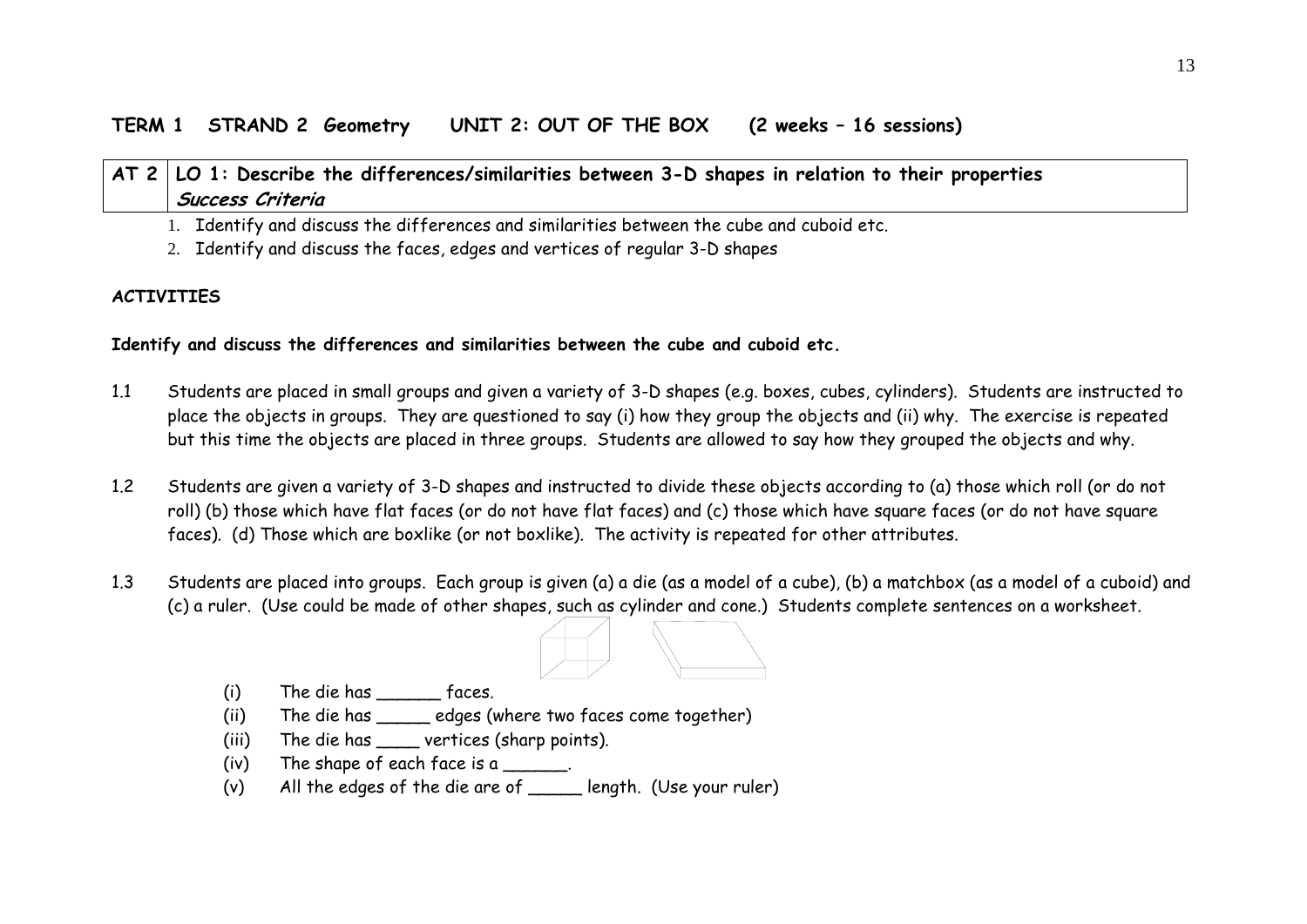**TERM 1 STRAND 2 Geometry UNIT 2: OUT OF THE BOX (2 weeks – 16 sessions)**

| AT 2 | LO 1: Describe the differences/similarities between 3-D shapes in relation to their properties<br>***Success Criteria*** |
|---|---|

1. Identify and discuss the differences and similarities between the cube and cuboid etc.
2. Identify and discuss the faces, edges and vertices of regular 3-D shapes

**ACTIVITIES**

**Identify and discuss the differences and similarities between the cube and cuboid etc.**

1.1 Students are placed in small groups and given a variety of 3-D shapes (e.g. boxes, cubes, cylinders). Students are instructed to place the objects in groups. They are questioned to say (i) how they group the objects and (ii) why. The exercise is repeated but this time the objects are placed in three groups. Students are allowed to say how they grouped the objects and why.

1.2 Students are given a variety of 3-D shapes and instructed to divide these objects according to (a) those which roll (or do not roll) (b) those which have flat faces (or do not have flat faces) and (c) those which have square faces (or do not have square faces). (d) Those which are boxlike (or not boxlike). The activity is repeated for other attributes.

1.3 Students are placed into groups. Each group is given (a) a die (as a model of a cube), (b) a matchbox (as a model of a cuboid) and (c) a ruler. (Use could be made of other shapes, such as cylinder and cone.) Students complete sentences on a worksheet.

(i) The die has ______ faces.
(ii) The die has _____ edges (where two faces come together)
(iii) The die has ____ vertices (sharp points).
(iv) The shape of each face is a ______.
(v) All the edges of the die are of _____ length. (Use your ruler)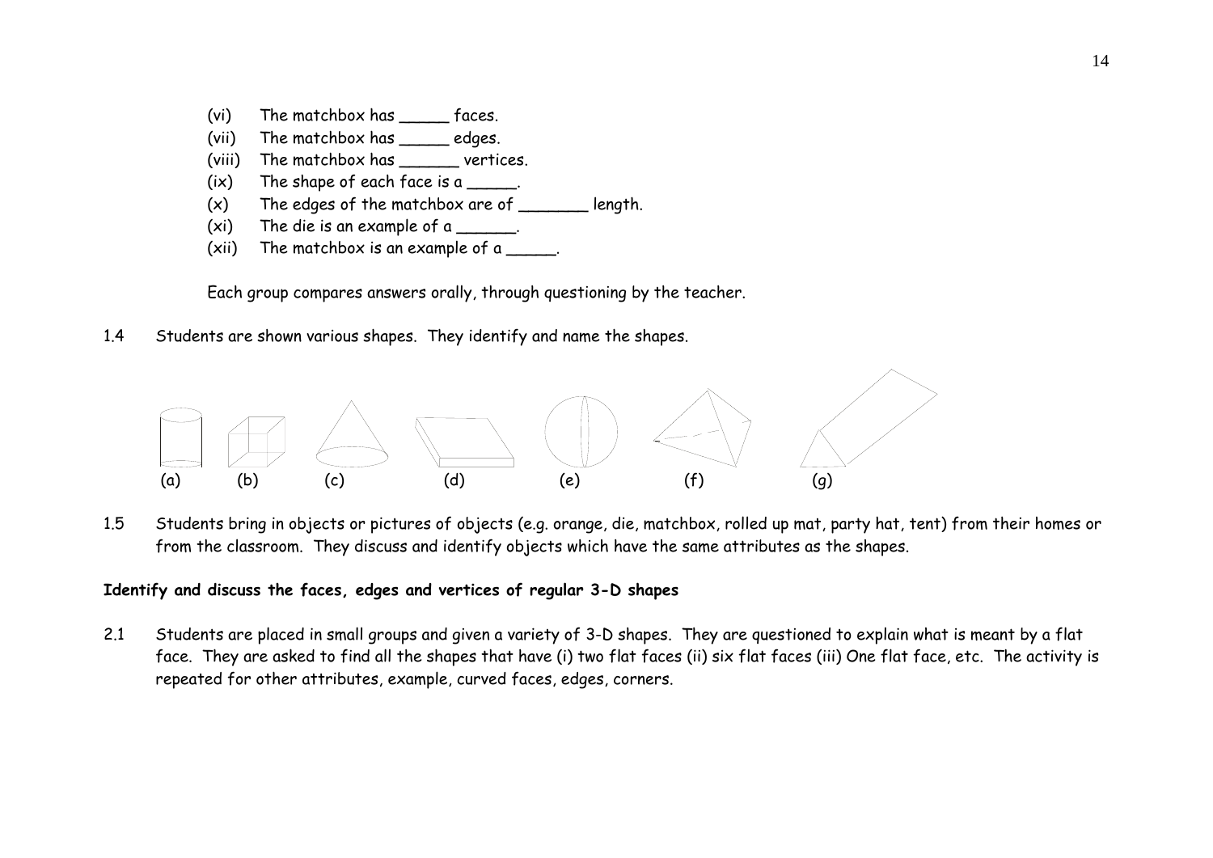(vi) The matchbox has _____ faces.
(vii) The matchbox has _____ edges.
(viii) The matchbox has ______ vertices.
(ix) The shape of each face is a _____.
(x) The edges of the matchbox are of _______ length.
(xi) The die is an example of a ______.
(xii) The matchbox is an example of a _____.

Each group compares answers orally, through questioning by the teacher.

1.4 Students are shown various shapes. They identify and name the shapes.

(a) (b) (c) (d) (e) (f) (g)

1.5 Students bring in objects or pictures of objects (e.g. orange, die, matchbox, rolled up mat, party hat, tent) from their homes or from the classroom. They discuss and identify objects which have the same attributes as the shapes.

**Identify and discuss the faces, edges and vertices of regular 3-D shapes**

2.1 Students are placed in small groups and given a variety of 3-D shapes. They are questioned to explain what is meant by a flat face. They are asked to find all the shapes that have (i) two flat faces (ii) six flat faces (iii) One flat face, etc. The activity is repeated for other attributes, example, curved faces, edges, corners.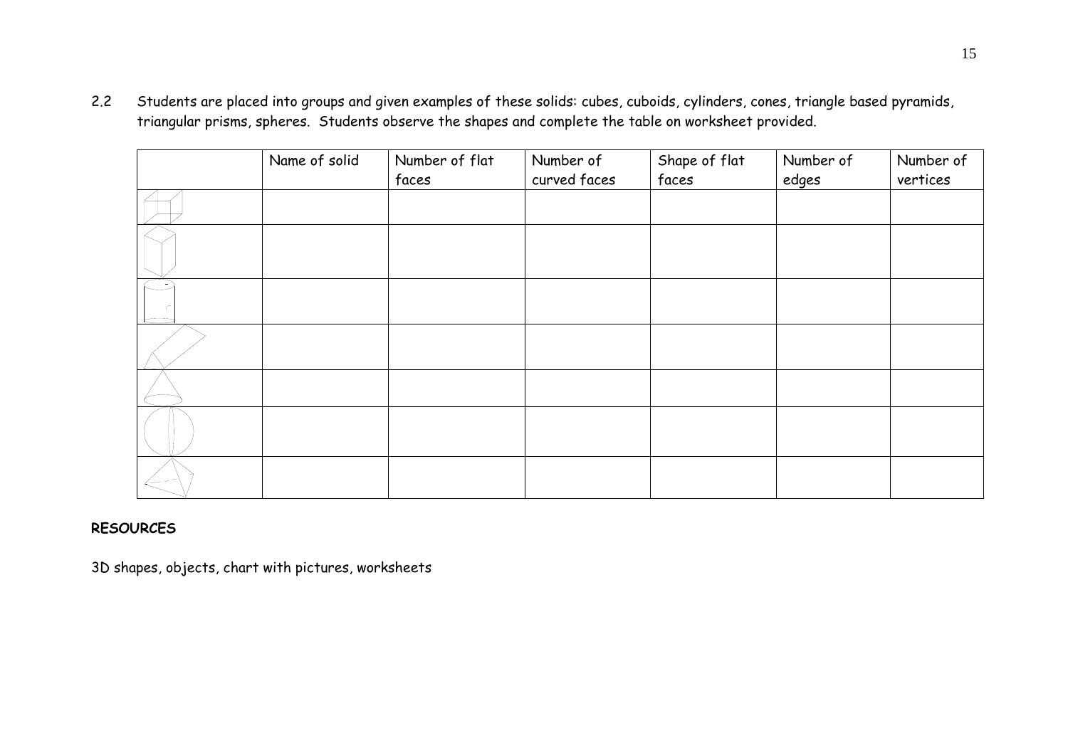2.2 Students are placed into groups and given examples of these solids: cubes, cuboids, cylinders, cones, triangle based pyramids, triangular prisms, spheres. Students observe the shapes and complete the table on worksheet provided.

| | Name of solid | Number of flat faces | Number of curved faces | Shape of flat faces | Number of edges | Number of vertices |
|---|---|---|---|---|---|---|
| | | | | | | |
| | | | | | | |
| | | | | | | |
| | | | | | | |
| | | | | | | |
| | | | | | | |
| | | | | | | |

**RESOURCES**

3D shapes, objects, chart with pictures, worksheets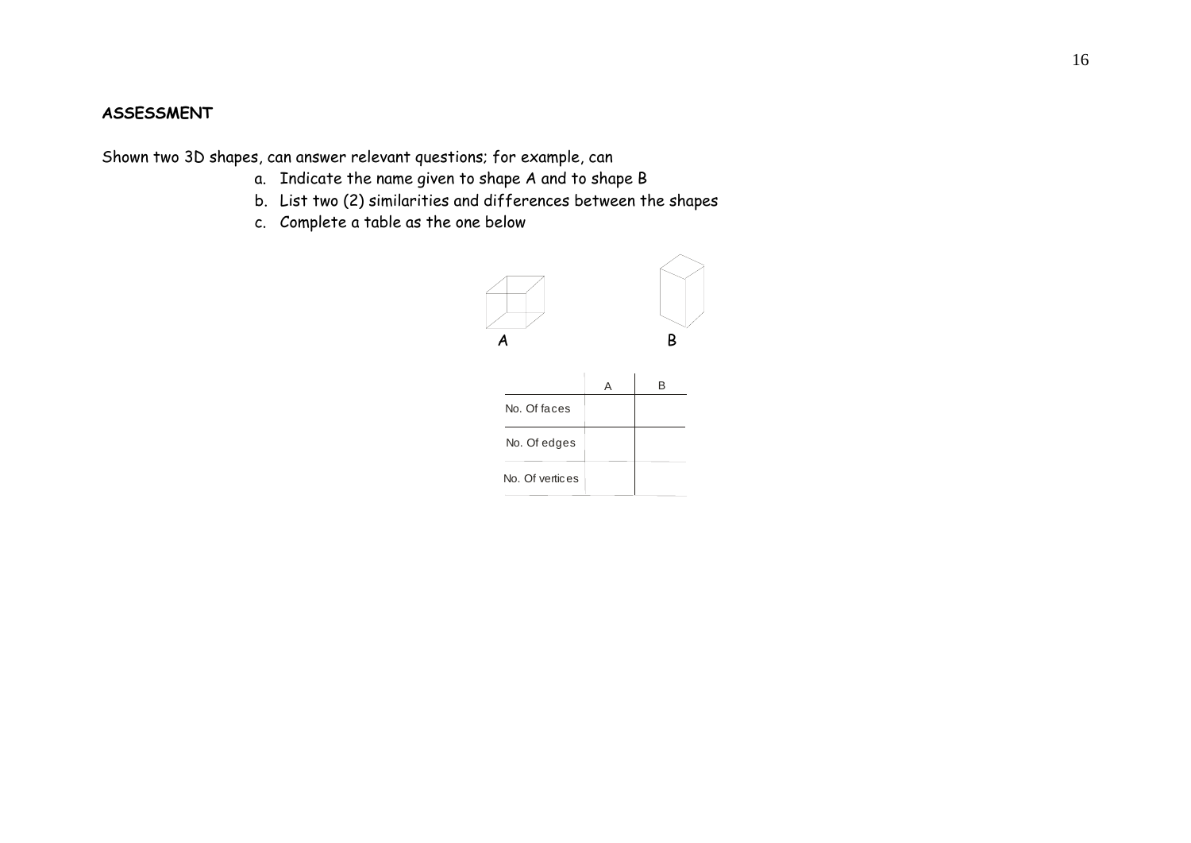**ASSESSMENT**

Shown two 3D shapes, can answer relevant questions; for example, can

a. Indicate the name given to shape A and to shape B
b. List two (2) similarities and differences between the shapes
c. Complete a table as the one below

A B

| | A | B |
|---|---|---|
| No. Of faces | | |
| No. Of edges | | |
| No. Of vertices | | |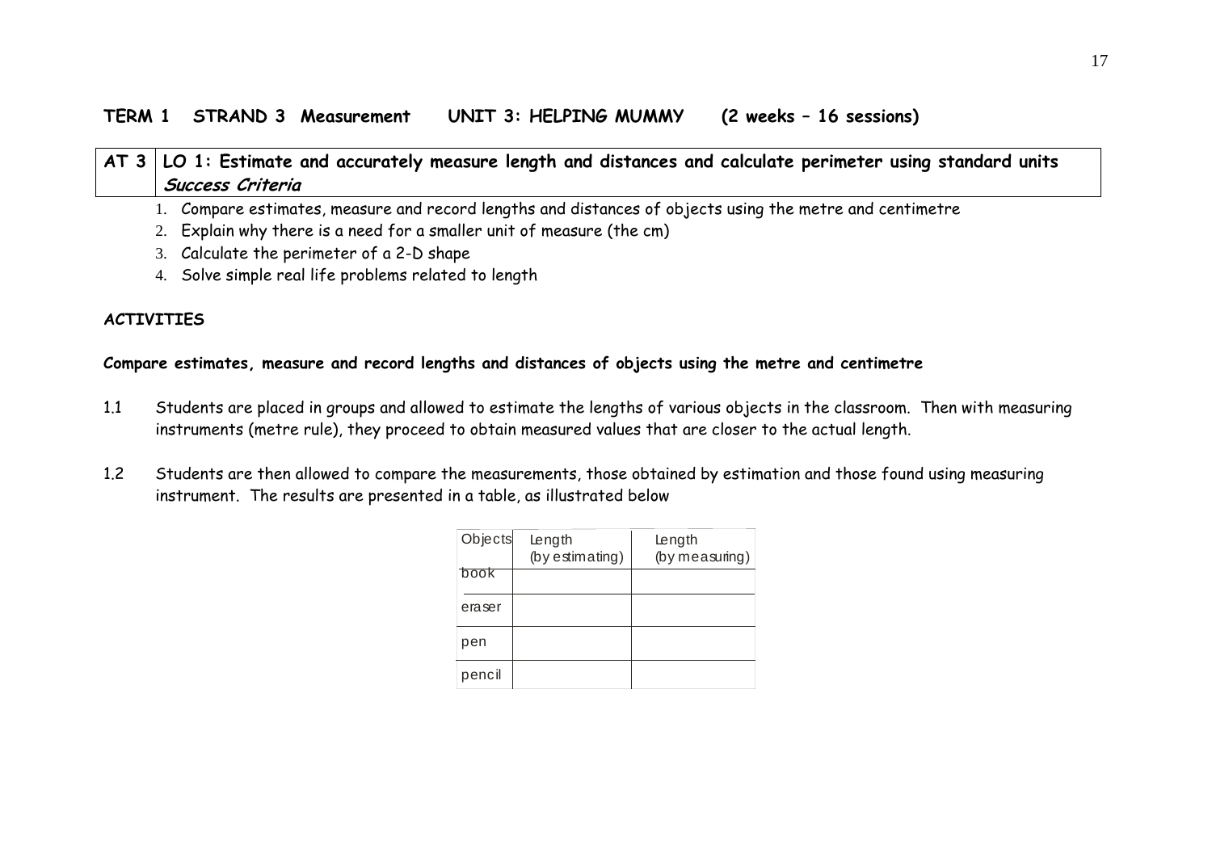**TERM 1 STRAND 3 Measurement UNIT 3: HELPING MUMMY (2 weeks – 16 sessions)**

| AT 3 | LO 1: Estimate and accurately measure length and distances and calculate perimeter using standard units<br>***Success Criteria*** |
|---|---|

1. Compare estimates, measure and record lengths and distances of objects using the metre and centimetre
2. Explain why there is a need for a smaller unit of measure (the cm)
3. Calculate the perimeter of a 2-D shape
4. Solve simple real life problems related to length

**ACTIVITIES**

**Compare estimates, measure and record lengths and distances of objects using the metre and centimetre**

1.1 Students are placed in groups and allowed to estimate the lengths of various objects in the classroom. Then with measuring instruments (metre rule), they proceed to obtain measured values that are closer to the actual length.

1.2 Students are then allowed to compare the measurements, those obtained by estimation and those found using measuring instrument. The results are presented in a table, as illustrated below

| Objects | Length (by estimating) | Length (by measuring) |
|---|---|---|
| book | | |
| eraser | | |
| pen | | |
| pencil | | |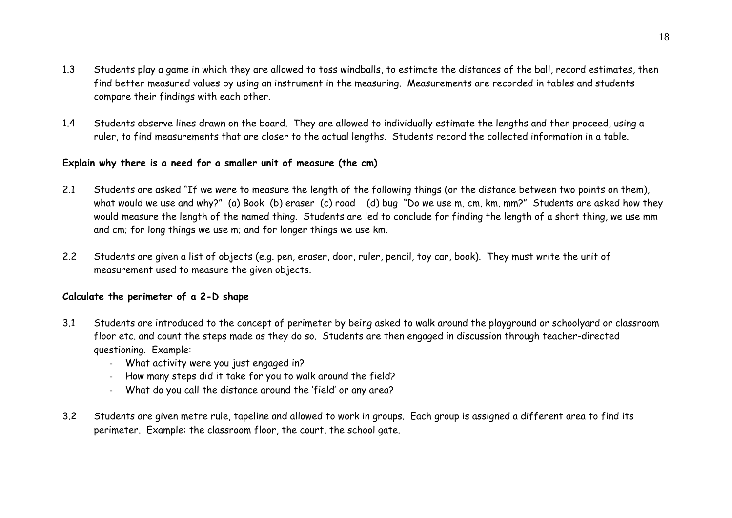1.3 Students play a game in which they are allowed to toss windballs, to estimate the distances of the ball, record estimates, then find better measured values by using an instrument in the measuring. Measurements are recorded in tables and students compare their findings with each other.

1.4 Students observe lines drawn on the board. They are allowed to individually estimate the lengths and then proceed, using a ruler, to find measurements that are closer to the actual lengths. Students record the collected information in a table.

**Explain why there is a need for a smaller unit of measure (the cm)**

2.1 Students are asked "If we were to measure the length of the following things (or the distance between two points on them), what would we use and why?" (a) Book (b) eraser (c) road (d) bug "Do we use m, cm, km, mm?" Students are asked how they would measure the length of the named thing. Students are led to conclude for finding the length of a short thing, we use mm and cm; for long things we use m; and for longer things we use km.

2.2 Students are given a list of objects (e.g. pen, eraser, door, ruler, pencil, toy car, book). They must write the unit of measurement used to measure the given objects.

**Calculate the perimeter of a 2-D shape**

3.1 Students are introduced to the concept of perimeter by being asked to walk around the playground or schoolyard or classroom floor etc. and count the steps made as they do so. Students are then engaged in discussion through teacher-directed questioning. Example:
   - What activity were you just engaged in?
   - How many steps did it take for you to walk around the field?
   - What do you call the distance around the 'field' or any area?

3.2 Students are given metre rule, tapeline and allowed to work in groups. Each group is assigned a different area to find its perimeter. Example: the classroom floor, the court, the school gate.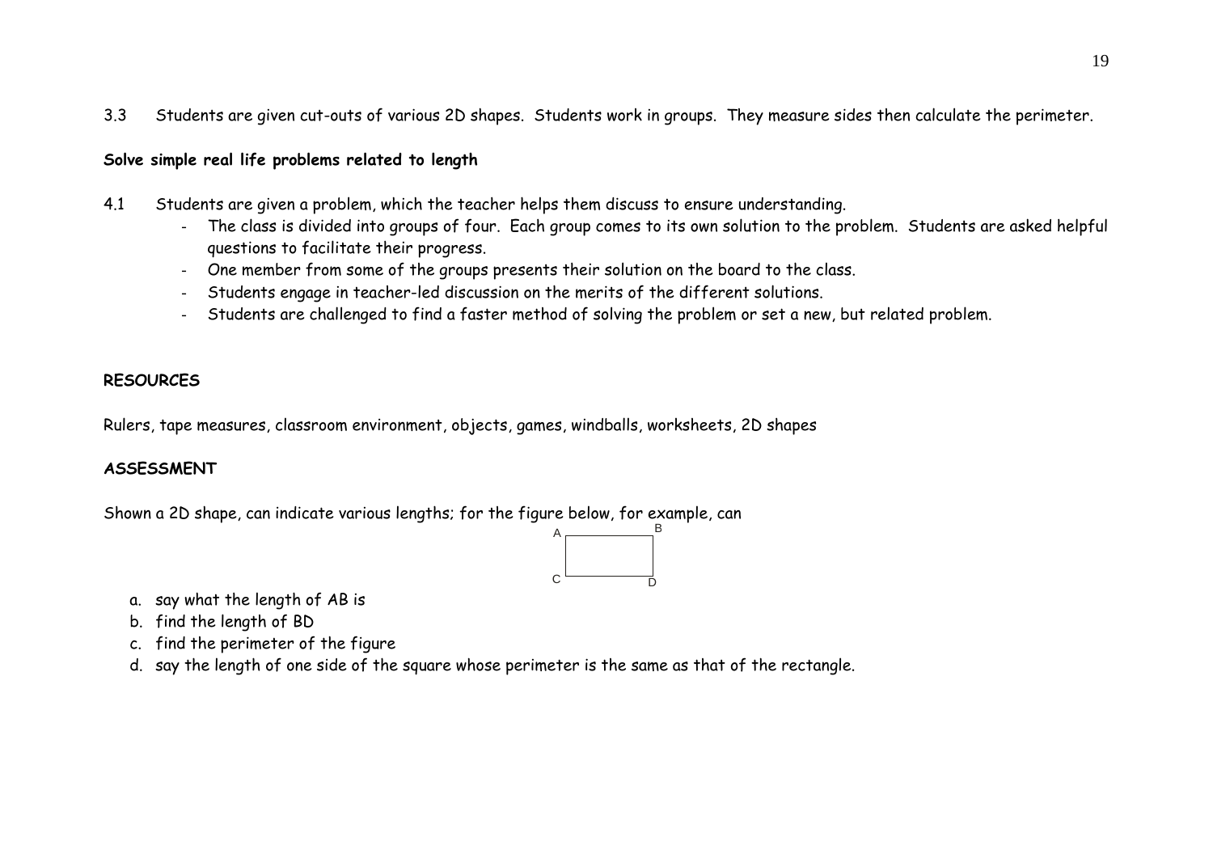3.3 Students are given cut-outs of various 2D shapes. Students work in groups. They measure sides then calculate the perimeter.

**Solve simple real life problems related to length**

4.1 Students are given a problem, which the teacher helps them discuss to ensure understanding.

- The class is divided into groups of four. Each group comes to its own solution to the problem. Students are asked helpful questions to facilitate their progress.
- One member from some of the groups presents their solution on the board to the class.
- Students engage in teacher-led discussion on the merits of the different solutions.
- Students are challenged to find a faster method of solving the problem or set a new, but related problem.

**RESOURCES**

Rulers, tape measures, classroom environment, objects, games, windballs, worksheets, 2D shapes

**ASSESSMENT**

Shown a 2D shape, can indicate various lengths; for the figure below, for example, can

A B

C D

a. say what the length of AB is
b. find the length of BD
c. find the perimeter of the figure
d. say the length of one side of the square whose perimeter is the same as that of the rectangle.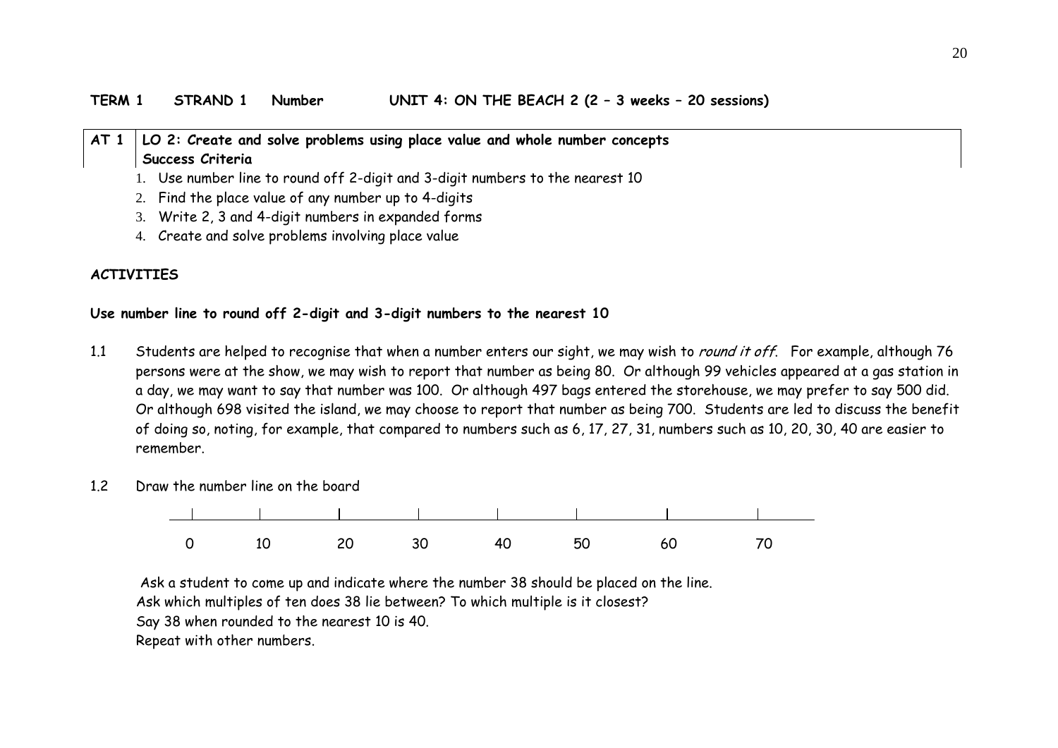**TERM 1 STRAND 1 Number UNIT 4: ON THE BEACH 2 (2 – 3 weeks – 20 sessions)**

| AT 1 | LO 2: Create and solve problems using place value and whole number concepts<br>Success Criteria |
|---|---|

1. Use number line to round off 2-digit and 3-digit numbers to the nearest 10
2. Find the place value of any number up to 4-digits
3. Write 2, 3 and 4-digit numbers in expanded forms
4. Create and solve problems involving place value

**ACTIVITIES**

**Use number line to round off 2-digit and 3-digit numbers to the nearest 10**

1.1 Students are helped to recognise that when a number enters our sight, we may wish to *round it off*. For example, although 76 persons were at the show, we may wish to report that number as being 80. Or although 99 vehicles appeared at a gas station in a day, we may want to say that number was 100. Or although 497 bags entered the storehouse, we may prefer to say 500 did. Or although 698 visited the island, we may choose to report that number as being 700. Students are led to discuss the benefit of doing so, noting, for example, that compared to numbers such as 6, 17, 27, 31, numbers such as 10, 20, 30, 40 are easier to remember.

1.2 Draw the number line on the board

0 10 20 30 40 50 60 70

Ask a student to come up and indicate where the number 38 should be placed on the line.
Ask which multiples of ten does 38 lie between? To which multiple is it closest?
Say 38 when rounded to the nearest 10 is 40.
Repeat with other numbers.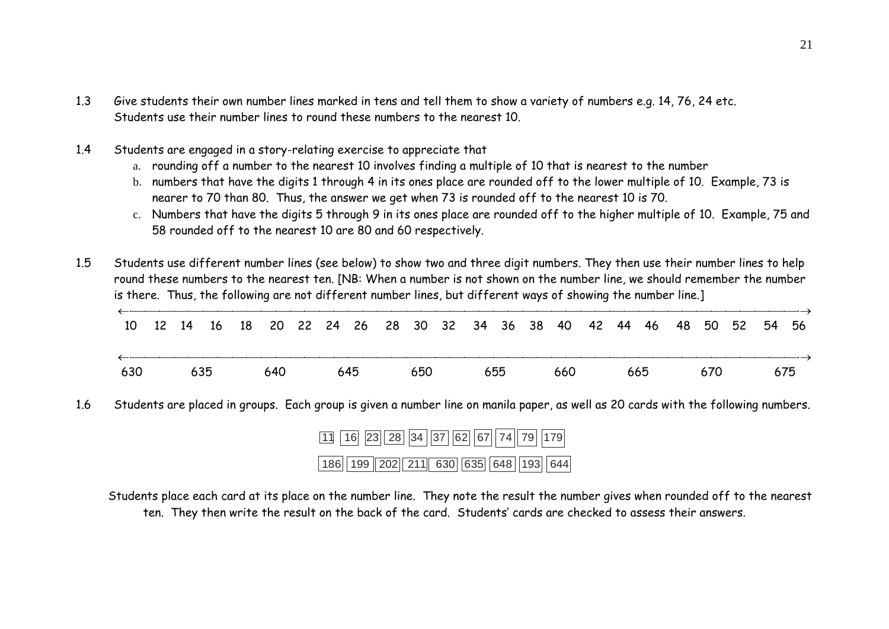1.3 Give students their own number lines marked in tens and tell them to show a variety of numbers e.g. 14, 76, 24 etc. Students use their number lines to round these numbers to the nearest 10.

1.4 Students are engaged in a story-relating exercise to appreciate that

   a. rounding off a number to the nearest 10 involves finding a multiple of 10 that is nearest to the number
   b. numbers that have the digits 1 through 4 in its ones place are rounded off to the lower multiple of 10. Example, 73 is nearer to 70 than 80. Thus, the answer we get when 73 is rounded off to the nearest 10 is 70.
   c. Numbers that have the digits 5 through 9 in its ones place are rounded off to the higher multiple of 10. Example, 75 and 58 rounded off to the nearest 10 are 80 and 60 respectively.

1.5 Students use different number lines (see below) to show two and three digit numbers. They then use their number lines to help round these numbers to the nearest ten. [NB: When a number is not shown on the number line, we should remember the number is there. Thus, the following are not different number lines, but different ways of showing the number line.]

```
←——————————————————————————————————————————————————————————————————————————→
10  12  14  16  18  20  22  24  26  28  30  32  34  36  38  40  42  44  46  48  50  52  54  56

←——————————————————————————————————————————————————————————————————————————→
630      635      640      645      650      655      660      665      670      675
```

1.6 Students are placed in groups. Each group is given a number line on manila paper, as well as 20 cards with the following numbers.

| 11 | 16 | 23 | 28 | 34 | 37 | 62 | 67 | 74 | 79 | 179 |
|---|---|---|---|---|---|---|---|---|---|---|

| 186 | 199 | 202 | 211 | 630 | 635 | 648 | 193 | 644 |
|---|---|---|---|---|---|---|---|---|

Students place each card at its place on the number line. They note the result the number gives when rounded off to the nearest ten. They then write the result on the back of the card. Students' cards are checked to assess their answers.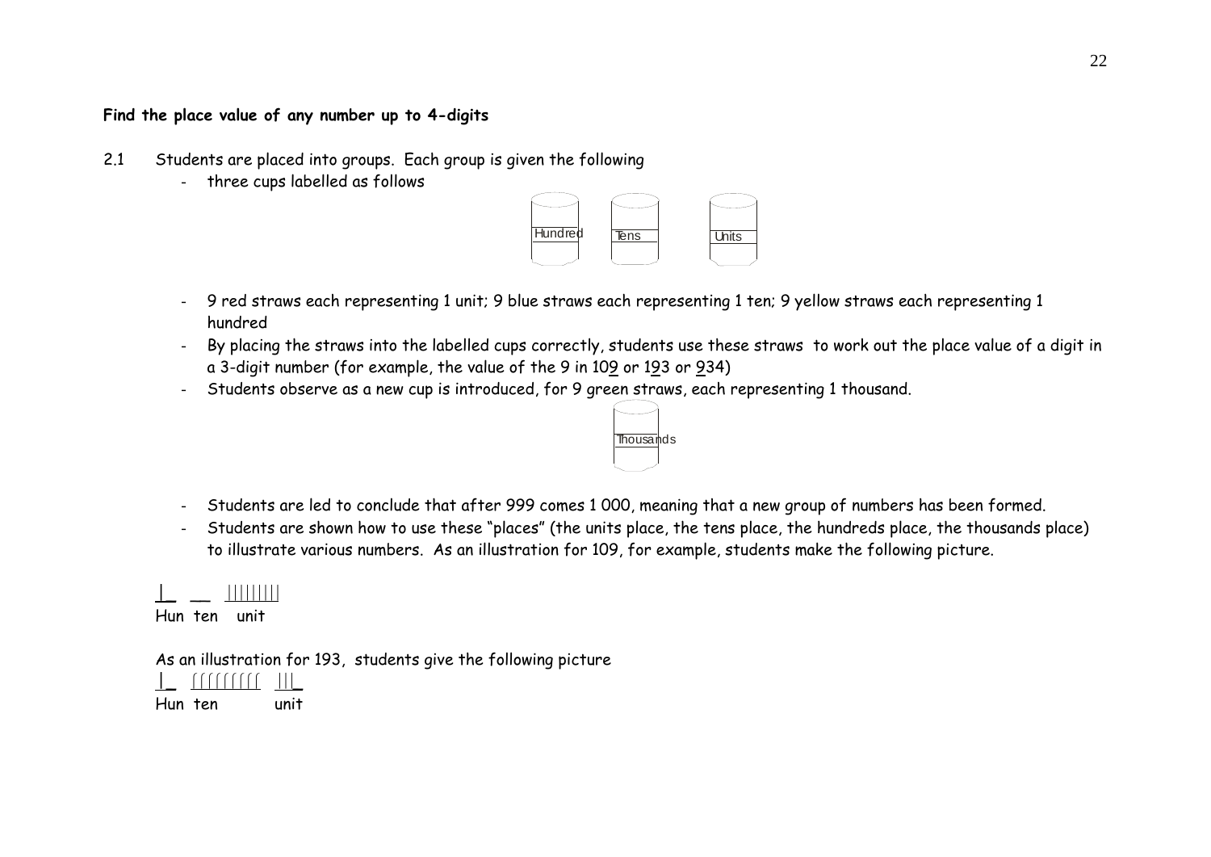**Find the place value of any number up to 4-digits**

2.1 Students are placed into groups. Each group is given the following

- three cups labelled as follows

Hundred    Tens    Units

- 9 red straws each representing 1 unit; 9 blue straws each representing 1 ten; 9 yellow straws each representing 1 hundred
- By placing the straws into the labelled cups correctly, students use these straws to work out the place value of a digit in a 3-digit number (for example, the value of the 9 in 10<u>9</u> or 1<u>9</u>3 or <u>9</u>34)
- Students observe as a new cup is introduced, for 9 green straws, each representing 1 thousand.

Thousands

- Students are led to conclude that after 999 comes 1 000, meaning that a new group of numbers has been formed.
- Students are shown how to use these "places" (the units place, the tens place, the hundreds place, the thousands place) to illustrate various numbers. As an illustration for 109, for example, students make the following picture.

```
|_   __   |||||||||
Hun  ten   unit
```

As an illustration for 193, students give the following picture

```
|_   |||||||||   |||
Hun  ten          unit
```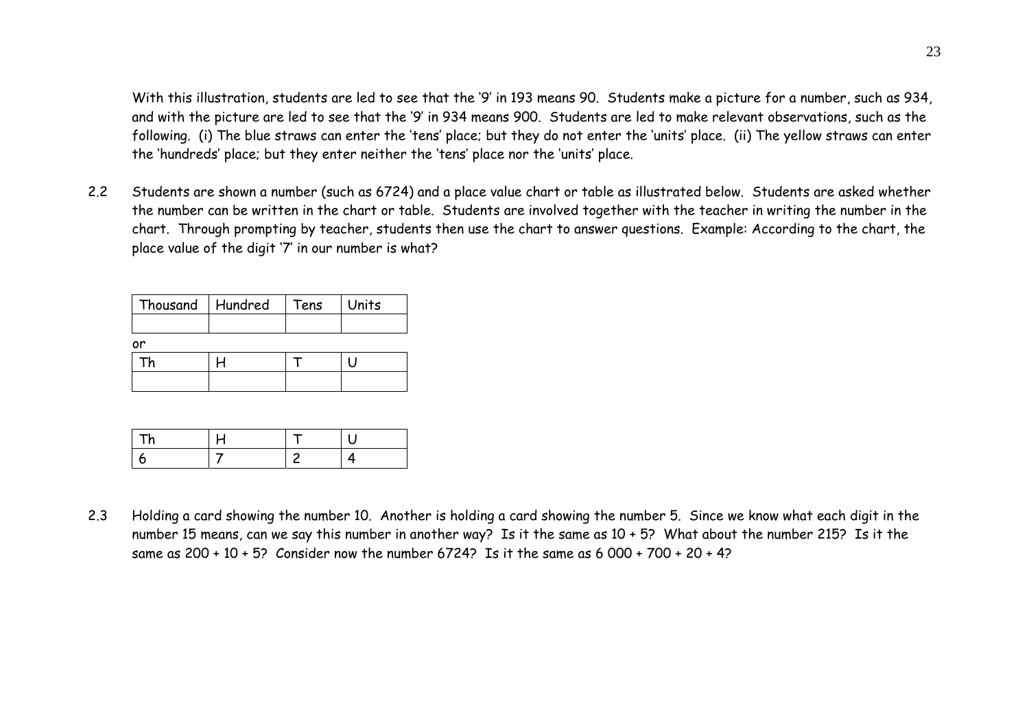With this illustration, students are led to see that the '9' in 193 means 90. Students make a picture for a number, such as 934, and with the picture are led to see that the '9' in 934 means 900. Students are led to make relevant observations, such as the following. (i) The blue straws can enter the 'tens' place; but they do not enter the 'units' place. (ii) The yellow straws can enter the 'hundreds' place; but they enter neither the 'tens' place nor the 'units' place.

2.2 Students are shown a number (such as 6724) and a place value chart or table as illustrated below. Students are asked whether the number can be written in the chart or table. Students are involved together with the teacher in writing the number in the chart. Through prompting by teacher, students then use the chart to answer questions. Example: According to the chart, the place value of the digit '7' in our number is what?

| Thousand | Hundred | Tens | Units |
|---|---|---|---|
| | | | |

or

| Th | H | T | U |
|---|---|---|---|
| | | | |

| Th | H | T | U |
|---|---|---|---|
| 6 | 7 | 2 | 4 |

2.3 Holding a card showing the number 10. Another is holding a card showing the number 5. Since we know what each digit in the number 15 means, can we say this number in another way? Is it the same as 10 + 5? What about the number 215? Is it the same as 200 + 10 + 5? Consider now the number 6724? Is it the same as 6 000 + 700 + 20 + 4?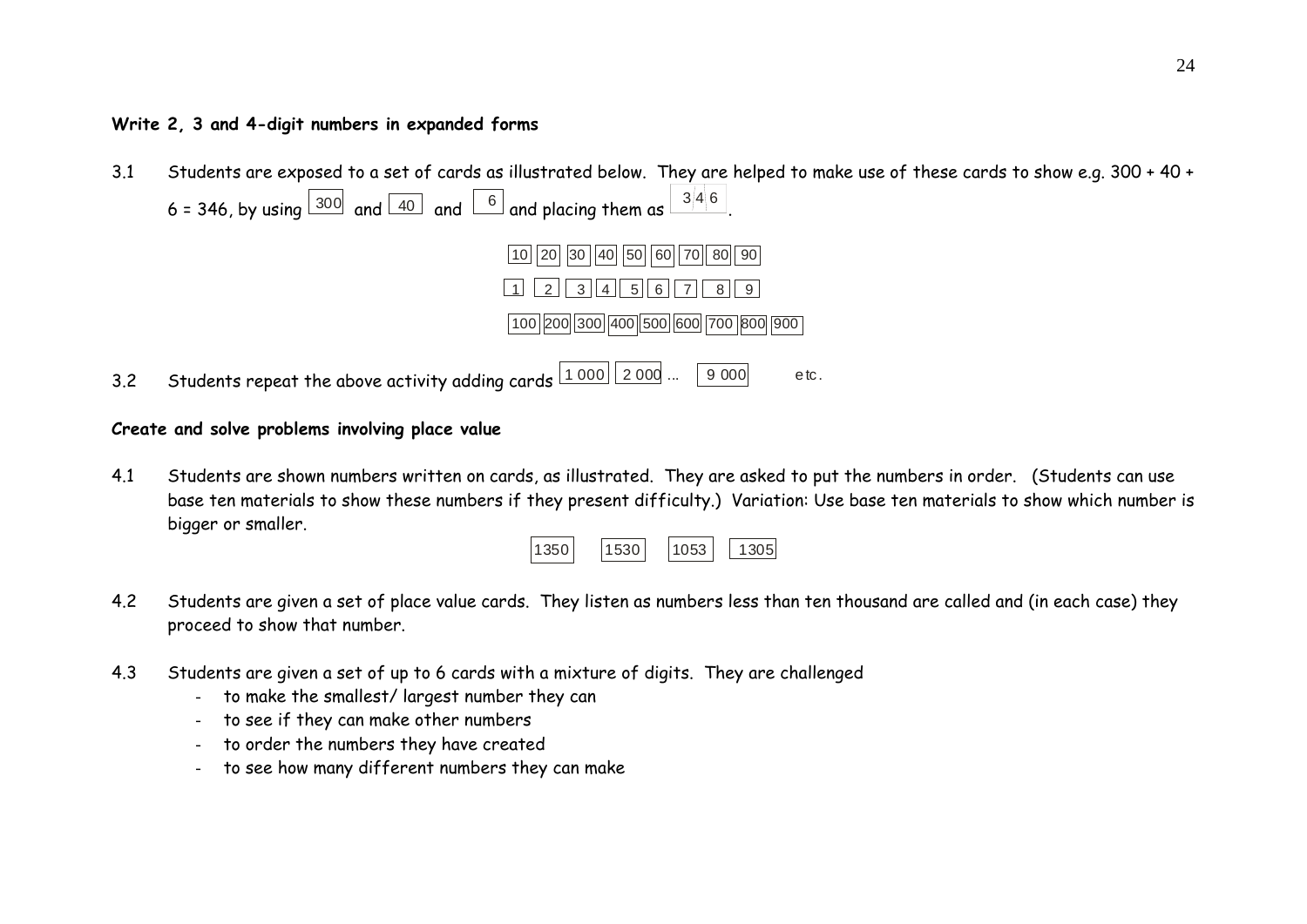**Write 2, 3 and 4-digit numbers in expanded forms**

3.1 Students are exposed to a set of cards as illustrated below. They are helped to make use of these cards to show e.g. 300 + 40 + 6 = 346, by using [300] and [40] and [6] and placing them as [3|4|6].

[10] [20] [30] [40] [50] [60] [70] [80] [90]

[1] [2] [3] [4] [5] [6] [7] [8] [9]

[100] [200] [300] [400] [500] [600] [700] [800] [900]

3.2 Students repeat the above activity adding cards [1 000] [2 000] ... [9 000] etc.

**Create and solve problems involving place value**

4.1 Students are shown numbers written on cards, as illustrated. They are asked to put the numbers in order. (Students can use base ten materials to show these numbers if they present difficulty.) Variation: Use base ten materials to show which number is bigger or smaller.

[1350] [1530] [1053] [1305]

4.2 Students are given a set of place value cards. They listen as numbers less than ten thousand are called and (in each case) they proceed to show that number.

4.3 Students are given a set of up to 6 cards with a mixture of digits. They are challenged
- to make the smallest/ largest number they can
- to see if they can make other numbers
- to order the numbers they have created
- to see how many different numbers they can make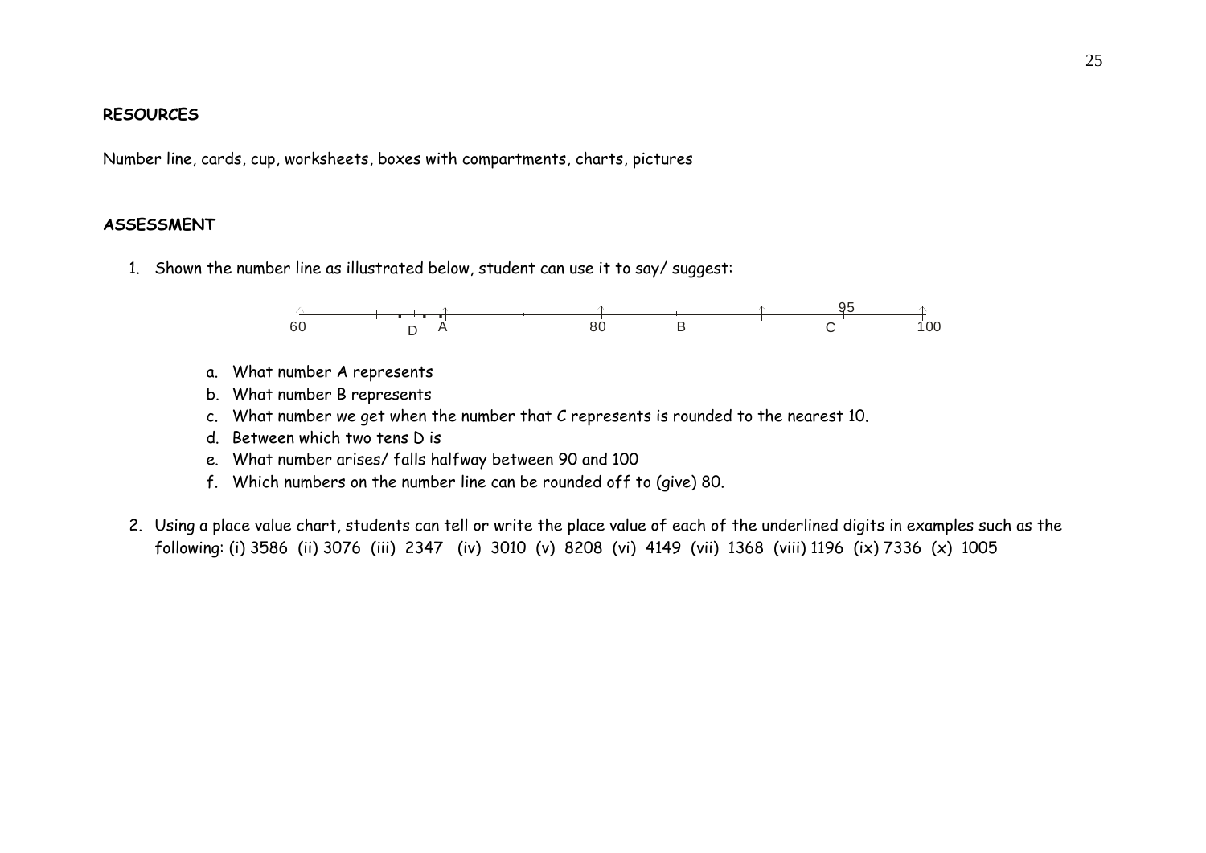**RESOURCES**

Number line, cards, cup, worksheets, boxes with compartments, charts, pictures

**ASSESSMENT**

1. Shown the number line as illustrated below, student can use it to say/ suggest:

   60 &nbsp;&nbsp; D &nbsp; A &nbsp;&nbsp;&nbsp;&nbsp; 80 &nbsp;&nbsp; B &nbsp;&nbsp;&nbsp;&nbsp; C (95) &nbsp;&nbsp; 100

   a. What number A represents
   b. What number B represents
   c. What number we get when the number that C represents is rounded to the nearest 10.
   d. Between which two tens D is
   e. What number arises/ falls halfway between 90 and 100
   f. Which numbers on the number line can be rounded off to (give) 80.

2. Using a place value chart, students can tell or write the place value of each of the underlined digits in examples such as the following: (i) <u>3</u>586 (ii) 307<u>6</u> (iii) <u>2</u>347 (iv) 30<u>1</u>0 (v) 820<u>8</u> (vi) 41<u>4</u>9 (vii) 1<u>3</u>68 (viii) 1<u>1</u>96 (ix) 73<u>3</u>6 (x) 1<u>0</u>05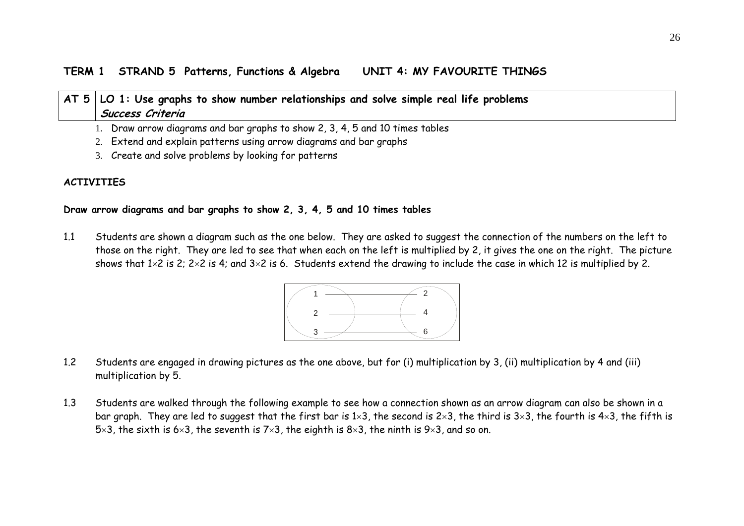**TERM 1 STRAND 5 Patterns, Functions & Algebra UNIT 4: MY FAVOURITE THINGS**

| AT 5 | **LO 1: Use graphs to show number relationships and solve simple real life problems** <br> ***Success Criteria*** |
|---|---|

1. Draw arrow diagrams and bar graphs to show 2, 3, 4, 5 and 10 times tables
2. Extend and explain patterns using arrow diagrams and bar graphs
3. Create and solve problems by looking for patterns

**ACTIVITIES**

**Draw arrow diagrams and bar graphs to show 2, 3, 4, 5 and 10 times tables**

1.1 Students are shown a diagram such as the one below. They are asked to suggest the connection of the numbers on the left to those on the right. They are led to see that when each on the left is multiplied by 2, it gives the one on the right. The picture shows that $1\times2$ is 2; $2\times2$ is 4; and $3\times2$ is 6. Students extend the drawing to include the case in which 12 is multiplied by 2.

| | |
|---|---|
| 1 | 2 |
| 2 | 4 |
| 3 | 6 |

1.2 Students are engaged in drawing pictures as the one above, but for (i) multiplication by 3, (ii) multiplication by 4 and (iii) multiplication by 5.

1.3 Students are walked through the following example to see how a connection shown as an arrow diagram can also be shown in a bar graph. They are led to suggest that the first bar is $1\times3$, the second is $2\times3$, the third is $3\times3$, the fourth is $4\times3$, the fifth is $5\times3$, the sixth is $6\times3$, the seventh is $7\times3$, the eighth is $8\times3$, the ninth is $9\times3$, and so on.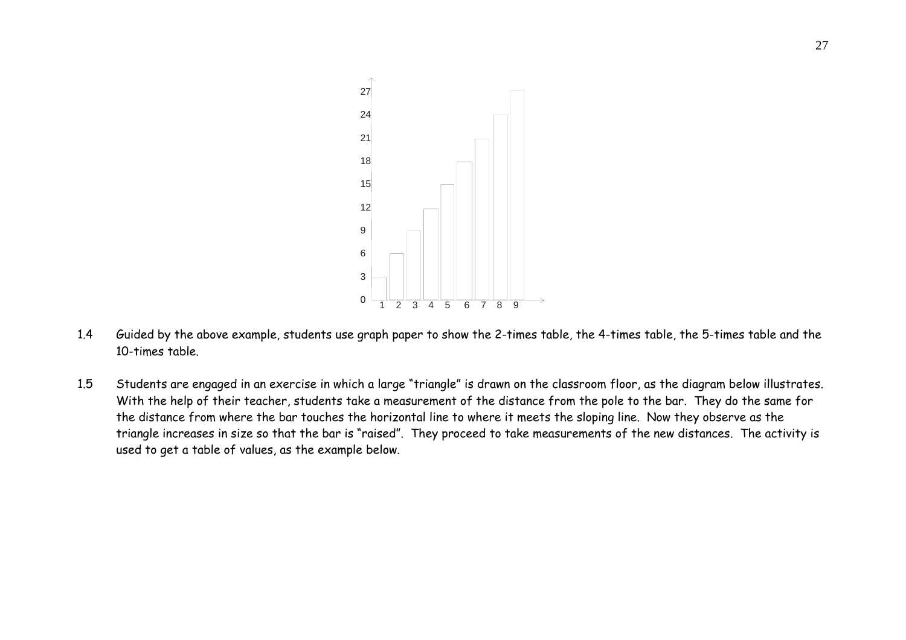1.4 Guided by the above example, students use graph paper to show the 2-times table, the 4-times table, the 5-times table and the 10-times table.

1.5 Students are engaged in an exercise in which a large "triangle" is drawn on the classroom floor, as the diagram below illustrates. With the help of their teacher, students take a measurement of the distance from the pole to the bar. They do the same for the distance from where the bar touches the horizontal line to where it meets the sloping line. Now they observe as the triangle increases in size so that the bar is "raised". They proceed to take measurements of the new distances. The activity is used to get a table of values, as the example below.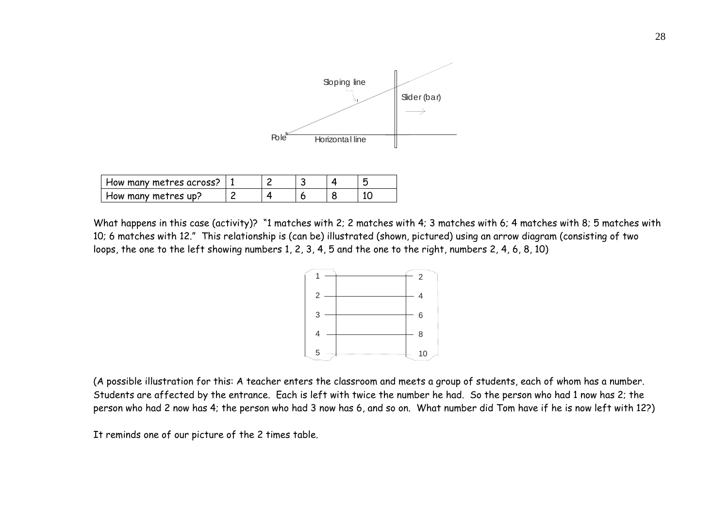| How many metres across? | 1 | 2 | 3 | 4 | 5 |
| --- | --- | --- | --- | --- | --- |
| How many metres up? | 2 | 4 | 6 | 8 | 10 |

What happens in this case (activity)? "1 matches with 2; 2 matches with 4; 3 matches with 6; 4 matches with 8; 5 matches with 10; 6 matches with 12." This relationship is (can be) illustrated (shown, pictured) using an arrow diagram (consisting of two loops, the one to the left showing numbers 1, 2, 3, 4, 5 and the one to the right, numbers 2, 4, 6, 8, 10)

(A possible illustration for this: A teacher enters the classroom and meets a group of students, each of whom has a number. Students are affected by the entrance. Each is left with twice the number he had. So the person who had 1 now has 2; the person who had 2 now has 4; the person who had 3 now has 6, and so on. What number did Tom have if he is now left with 12?)

It reminds one of our picture of the 2 times table.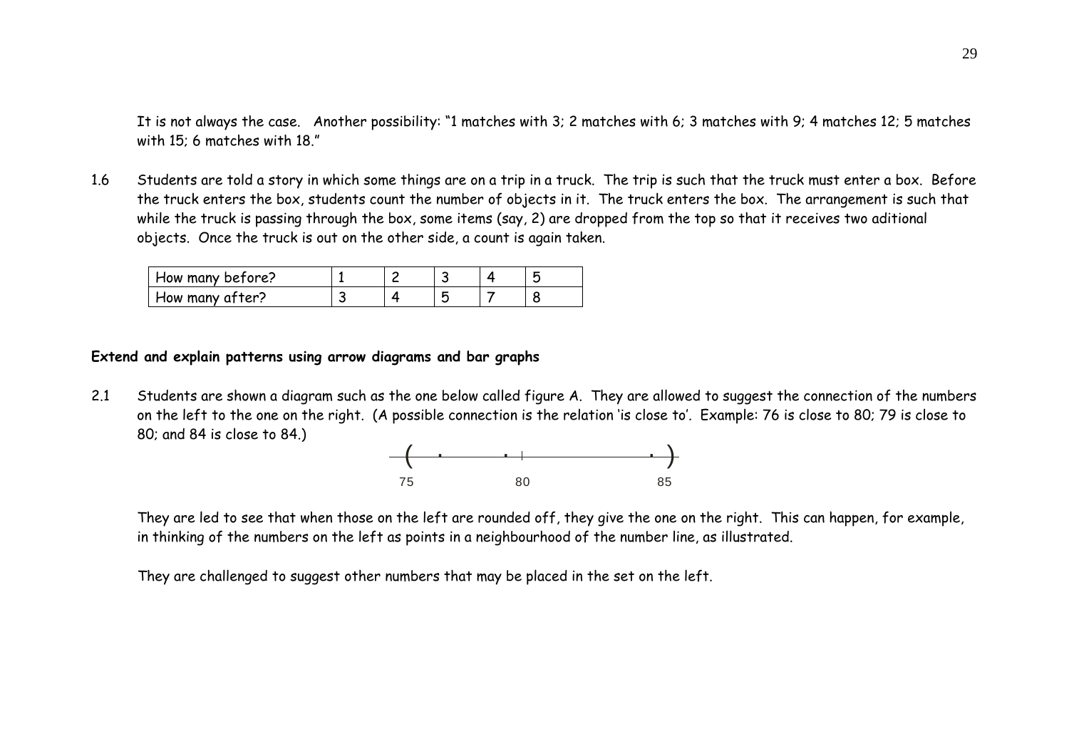It is not always the case. Another possibility: "1 matches with 3; 2 matches with 6; 3 matches with 9; 4 matches 12; 5 matches with 15; 6 matches with 18."

1.6 Students are told a story in which some things are on a trip in a truck. The trip is such that the truck must enter a box. Before the truck enters the box, students count the number of objects in it. The truck enters the box. The arrangement is such that while the truck is passing through the box, some items (say, 2) are dropped from the top so that it receives two aditional objects. Once the truck is out on the other side, a count is again taken.

| How many before? | 1 | 2 | 3 | 4 | 5 |
|---|---|---|---|---|---|
| How many after? | 3 | 4 | 5 | 7 | 8 |

**Extend and explain patterns using arrow diagrams and bar graphs**

2.1 Students are shown a diagram such as the one below called figure A. They are allowed to suggest the connection of the numbers on the left to the one on the right. (A possible connection is the relation 'is close to'. Example: 76 is close to 80; 79 is close to 80; and 84 is close to 84.)

75 80 85

They are led to see that when those on the left are rounded off, they give the one on the right. This can happen, for example, in thinking of the numbers on the left as points in a neighbourhood of the number line, as illustrated.

They are challenged to suggest other numbers that may be placed in the set on the left.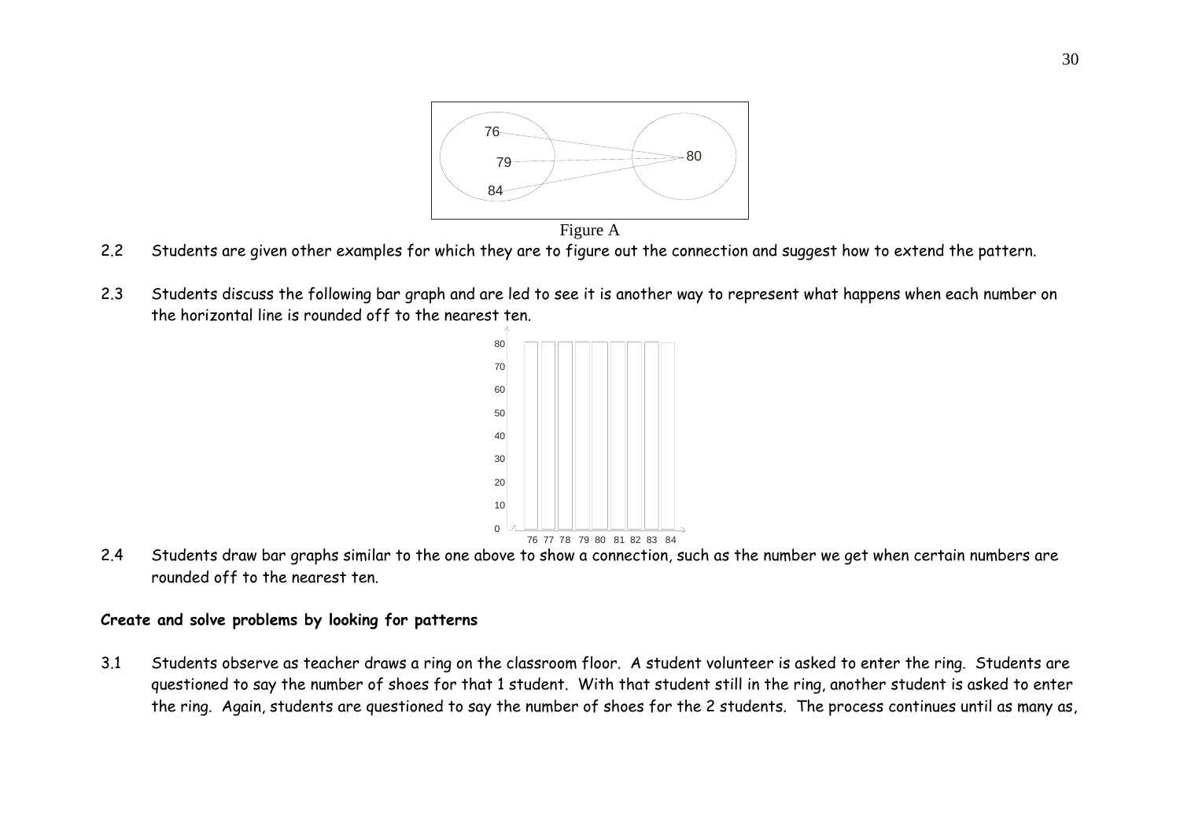Figure A

2.2 Students are given other examples for which they are to figure out the connection and suggest how to extend the pattern.

2.3 Students discuss the following bar graph and are led to see it is another way to represent what happens when each number on the horizontal line is rounded off to the nearest ten.

2.4 Students draw bar graphs similar to the one above to show a connection, such as the number we get when certain numbers are rounded off to the nearest ten.

**Create and solve problems by looking for patterns**

3.1 Students observe as teacher draws a ring on the classroom floor. A student volunteer is asked to enter the ring. Students are questioned to say the number of shoes for that 1 student. With that student still in the ring, another student is asked to enter the ring. Again, students are questioned to say the number of shoes for the 2 students. The process continues until as many as,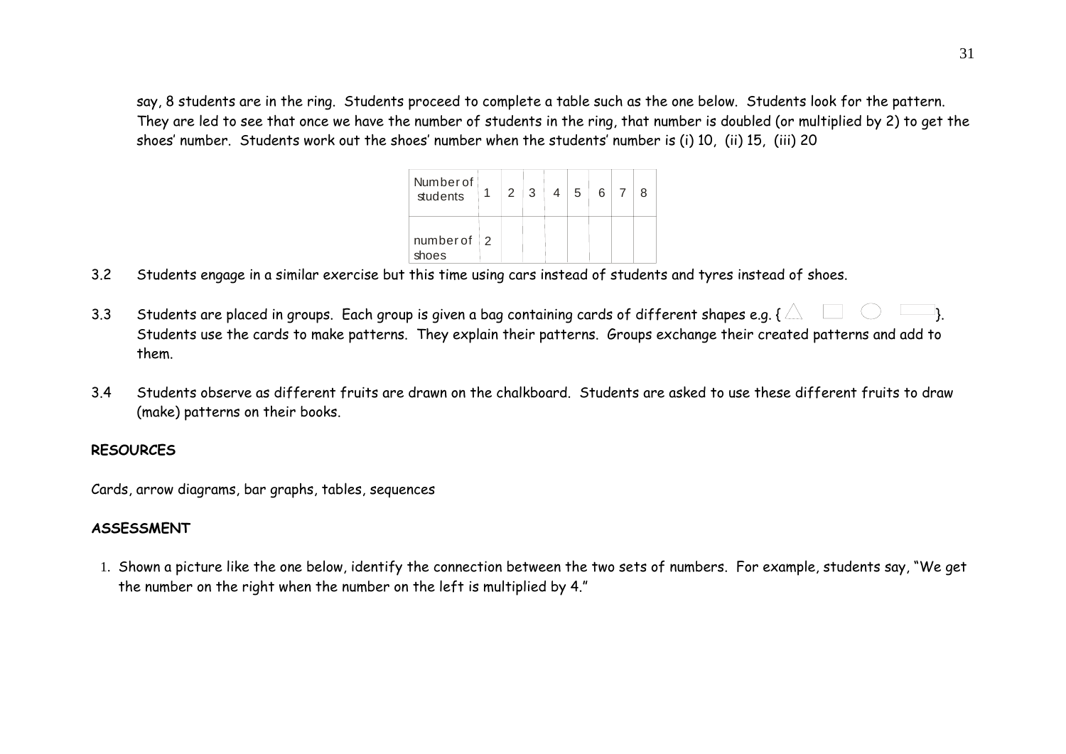say, 8 students are in the ring. Students proceed to complete a table such as the one below. Students look for the pattern. They are led to see that once we have the number of students in the ring, that number is doubled (or multiplied by 2) to get the shoes' number. Students work out the shoes' number when the students' number is (i) 10, (ii) 15, (iii) 20

| Number of students | 1 | 2 | 3 | 4 | 5 | 6 | 7 | 8 |
|---|---|---|---|---|---|---|---|---|
| number of shoes | 2 | | | | | | | |

3.2 Students engage in a similar exercise but this time using cars instead of students and tyres instead of shoes.

3.3 Students are placed in groups. Each group is given a bag containing cards of different shapes e.g. { △ □ ○ ▭ }. Students use the cards to make patterns. They explain their patterns. Groups exchange their created patterns and add to them.

3.4 Students observe as different fruits are drawn on the chalkboard. Students are asked to use these different fruits to draw (make) patterns on their books.

**RESOURCES**

Cards, arrow diagrams, bar graphs, tables, sequences

**ASSESSMENT**

1. Shown a picture like the one below, identify the connection between the two sets of numbers. For example, students say, "We get the number on the right when the number on the left is multiplied by 4."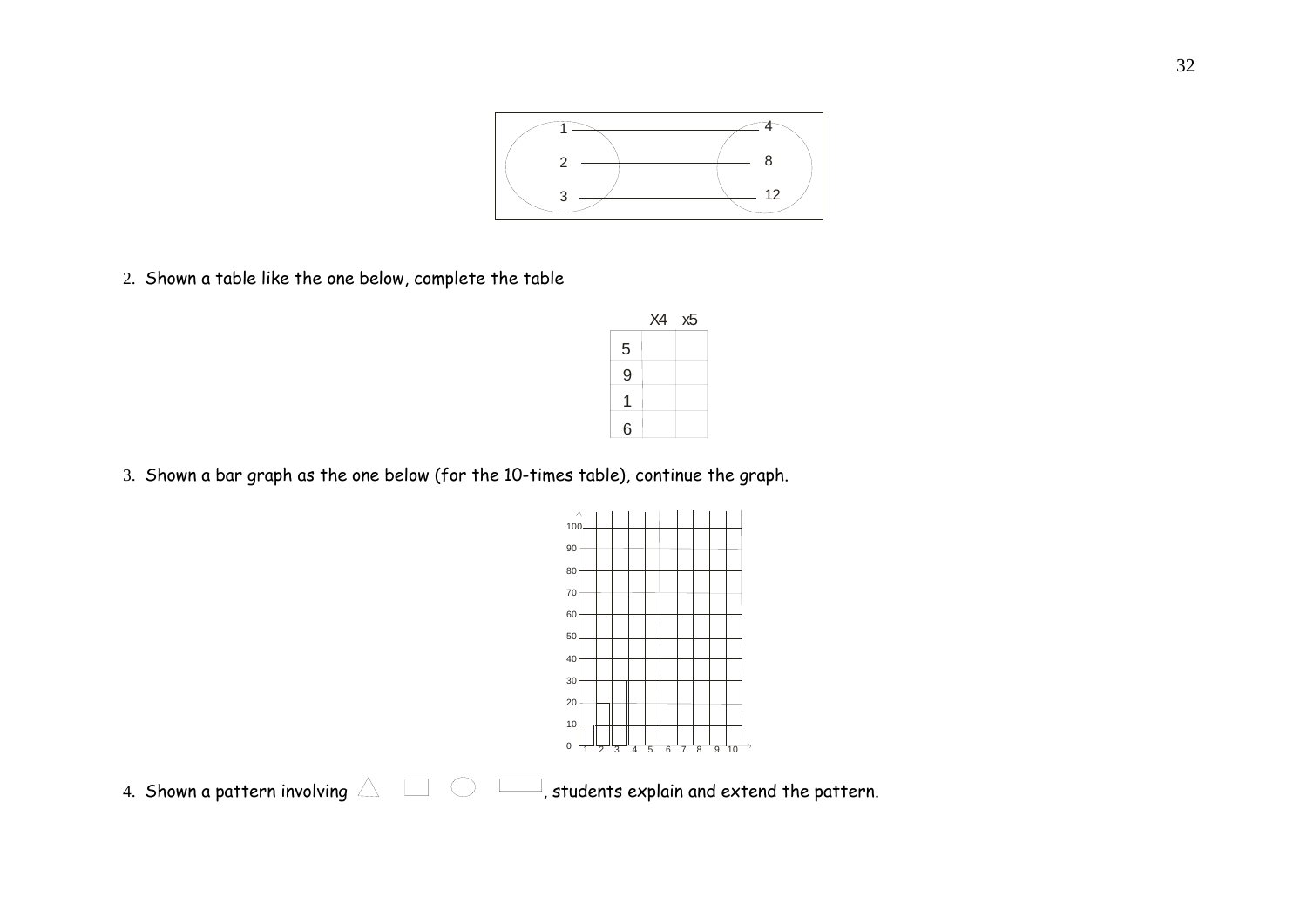| 1 | 4 |
|---|---|
| 2 | 8 |
| 3 | 12 |

2. Shown a table like the one below, complete the table

| | X4 | x5 |
|---|---|---|
| 5 | | |
| 9 | | |
| 1 | | |
| 6 | | |

3. Shown a bar graph as the one below (for the 10-times table), continue the graph.

4. Shown a pattern involving △ □ ○ ▭, students explain and extend the pattern.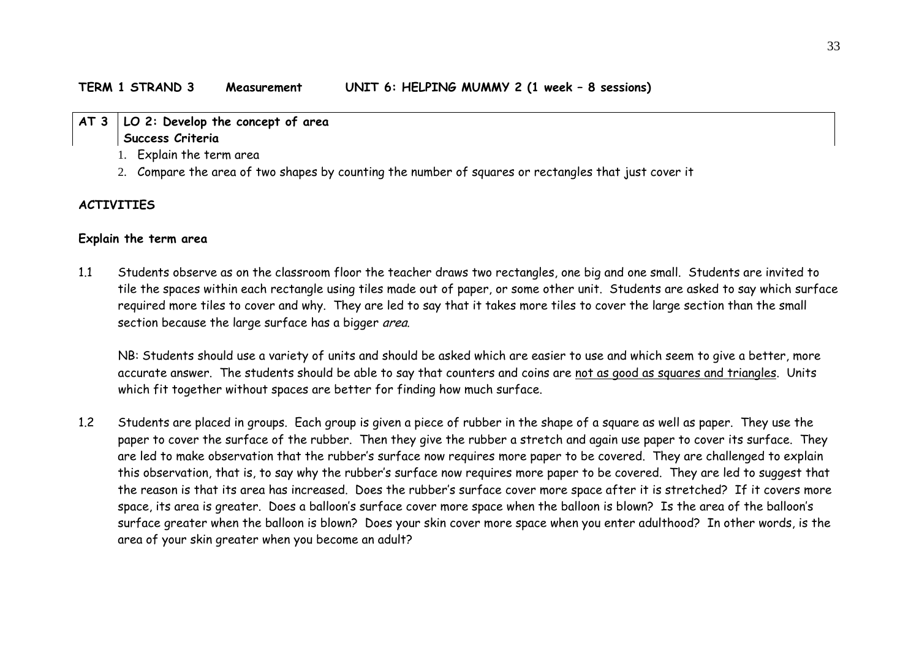**TERM 1 STRAND 3 Measurement UNIT 6: HELPING MUMMY 2 (1 week – 8 sessions)**

| AT 3 | LO 2: Develop the concept of area<br>Success Criteria |
|---|---|

1. Explain the term area
2. Compare the area of two shapes by counting the number of squares or rectangles that just cover it

**ACTIVITIES**

**Explain the term area**

1.1 Students observe as on the classroom floor the teacher draws two rectangles, one big and one small. Students are invited to tile the spaces within each rectangle using tiles made out of paper, or some other unit. Students are asked to say which surface required more tiles to cover and why. They are led to say that it takes more tiles to cover the large section than the small section because the large surface has a bigger *area*.

NB: Students should use a variety of units and should be asked which are easier to use and which seem to give a better, more accurate answer. The students should be able to say that counters and coins are <u>not as good as squares and triangles</u>. Units which fit together without spaces are better for finding how much surface.

1.2 Students are placed in groups. Each group is given a piece of rubber in the shape of a square as well as paper. They use the paper to cover the surface of the rubber. Then they give the rubber a stretch and again use paper to cover its surface. They are led to make observation that the rubber's surface now requires more paper to be covered. They are challenged to explain this observation, that is, to say why the rubber's surface now requires more paper to be covered. They are led to suggest that the reason is that its area has increased. Does the rubber's surface cover more space after it is stretched? If it covers more space, its area is greater. Does a balloon's surface cover more space when the balloon is blown? Is the area of the balloon's surface greater when the balloon is blown? Does your skin cover more space when you enter adulthood? In other words, is the area of your skin greater when you become an adult?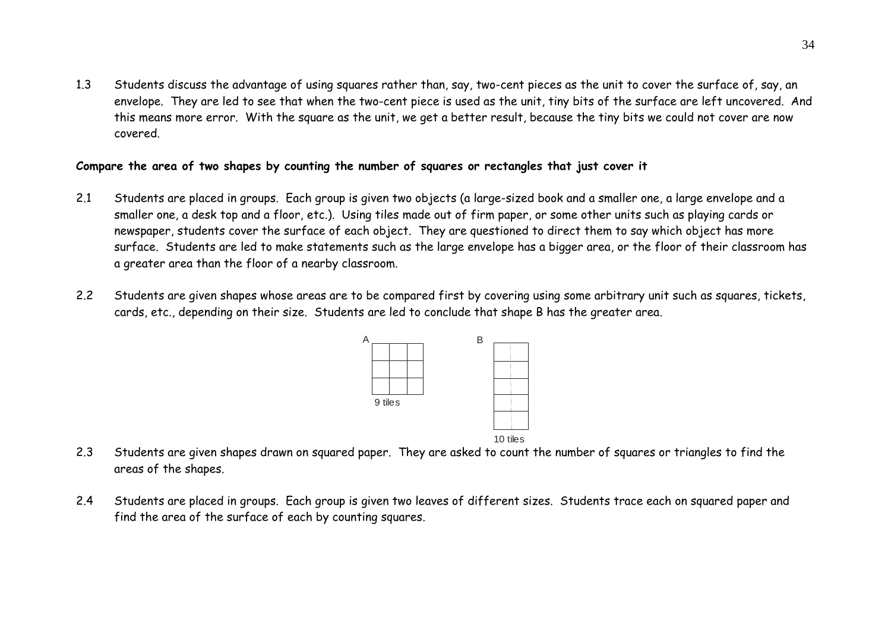1.3 Students discuss the advantage of using squares rather than, say, two-cent pieces as the unit to cover the surface of, say, an envelope. They are led to see that when the two-cent piece is used as the unit, tiny bits of the surface are left uncovered. And this means more error. With the square as the unit, we get a better result, because the tiny bits we could not cover are now covered.

**Compare the area of two shapes by counting the number of squares or rectangles that just cover it**

2.1 Students are placed in groups. Each group is given two objects (a large-sized book and a smaller one, a large envelope and a smaller one, a desk top and a floor, etc.). Using tiles made out of firm paper, or some other units such as playing cards or newspaper, students cover the surface of each object. They are questioned to direct them to say which object has more surface. Students are led to make statements such as the large envelope has a bigger area, or the floor of their classroom has a greater area than the floor of a nearby classroom.

2.2 Students are given shapes whose areas are to be compared first by covering using some arbitrary unit such as squares, tickets, cards, etc., depending on their size. Students are led to conclude that shape B has the greater area.

A

9 tiles

B

10 tiles

2.3 Students are given shapes drawn on squared paper. They are asked to count the number of squares or triangles to find the areas of the shapes.

2.4 Students are placed in groups. Each group is given two leaves of different sizes. Students trace each on squared paper and find the area of the surface of each by counting squares.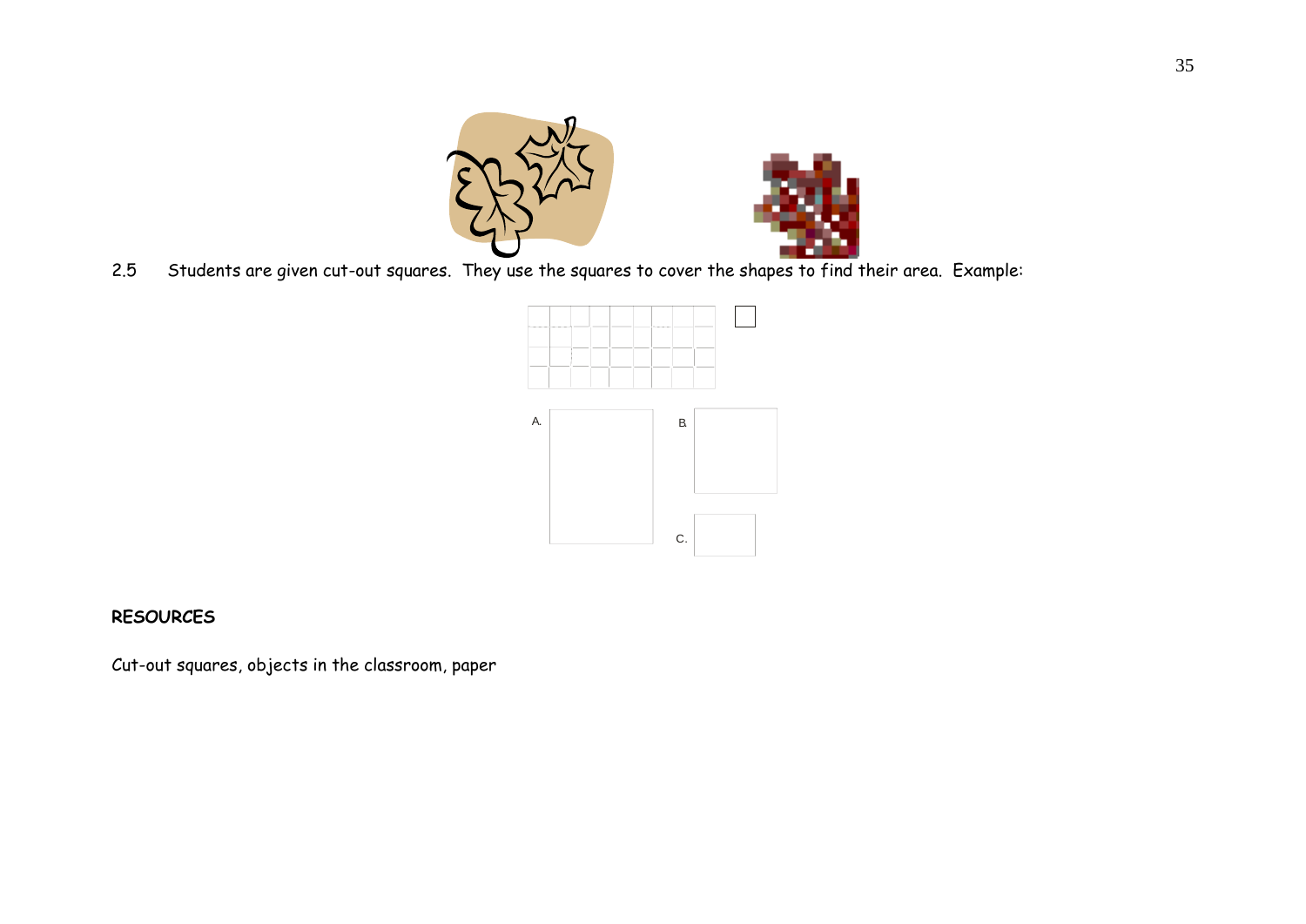2.5 Students are given cut-out squares. They use the squares to cover the shapes to find their area. Example:

A.

B.

C.

**RESOURCES**

Cut-out squares, objects in the classroom, paper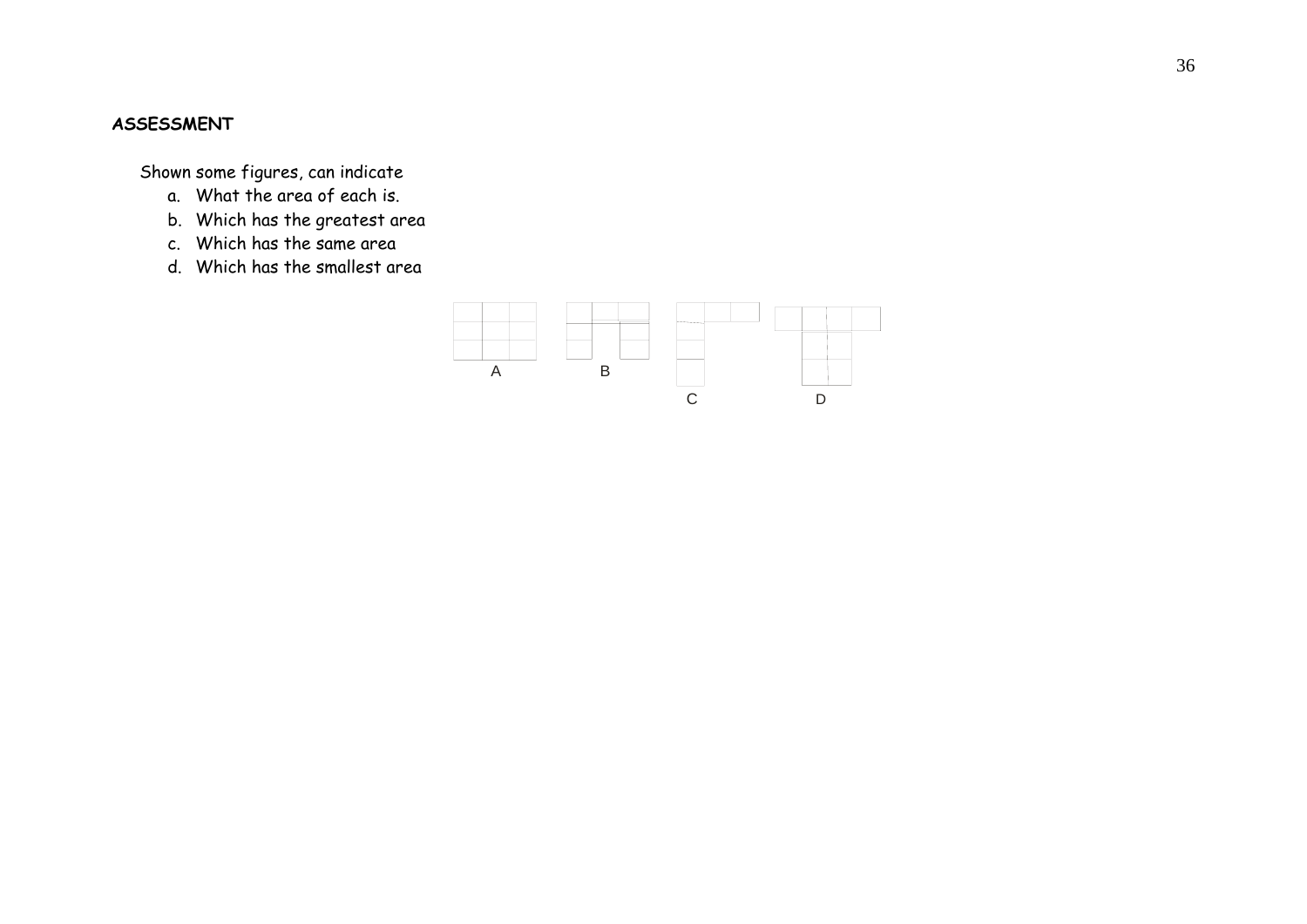**ASSESSMENT**

Shown some figures, can indicate

a. What the area of each is.
b. Which has the greatest area
c. Which has the same area
d. Which has the smallest area

A B C D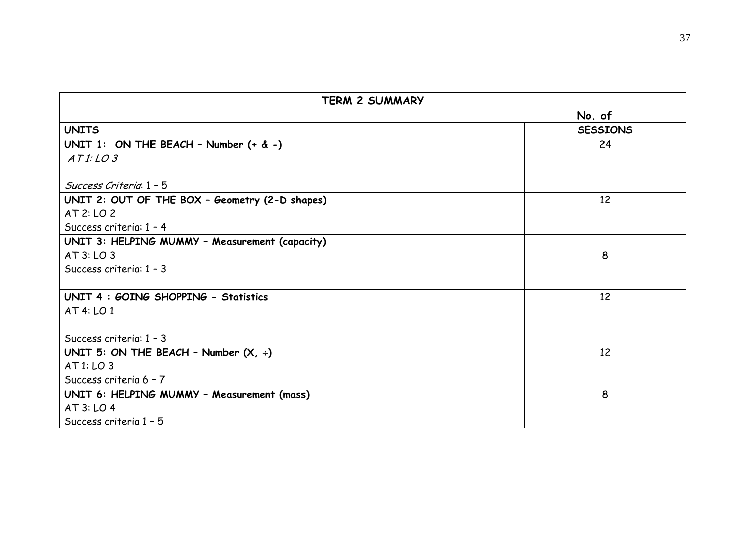| TERM 2 SUMMARY | |
|---|---|
| | No. of |
| **UNITS** | **SESSIONS** |
| **UNIT 1: ON THE BEACH – Number (+ & -)**<br>*AT 1: LO 3*<br><br>*Success Criteria*: 1 – 5 | 24 |
| **UNIT 2: OUT OF THE BOX – Geometry (2-D shapes)**<br>AT 2: LO 2<br>Success criteria: 1 – 4 | 12 |
| **UNIT 3: HELPING MUMMY – Measurement (capacity)**<br>AT 3: LO 3<br>Success criteria: 1 – 3 | 8 |
| **UNIT 4 : GOING SHOPPING - Statistics**<br>AT 4: LO 1<br><br>Success criteria: 1 – 3 | 12 |
| **UNIT 5: ON THE BEACH – Number (X, ÷)**<br>AT 1: LO 3<br>Success criteria 6 – 7 | 12 |
| **UNIT 6: HELPING MUMMY – Measurement (mass)**<br>AT 3: LO 4<br>Success criteria 1 – 5 | 8 |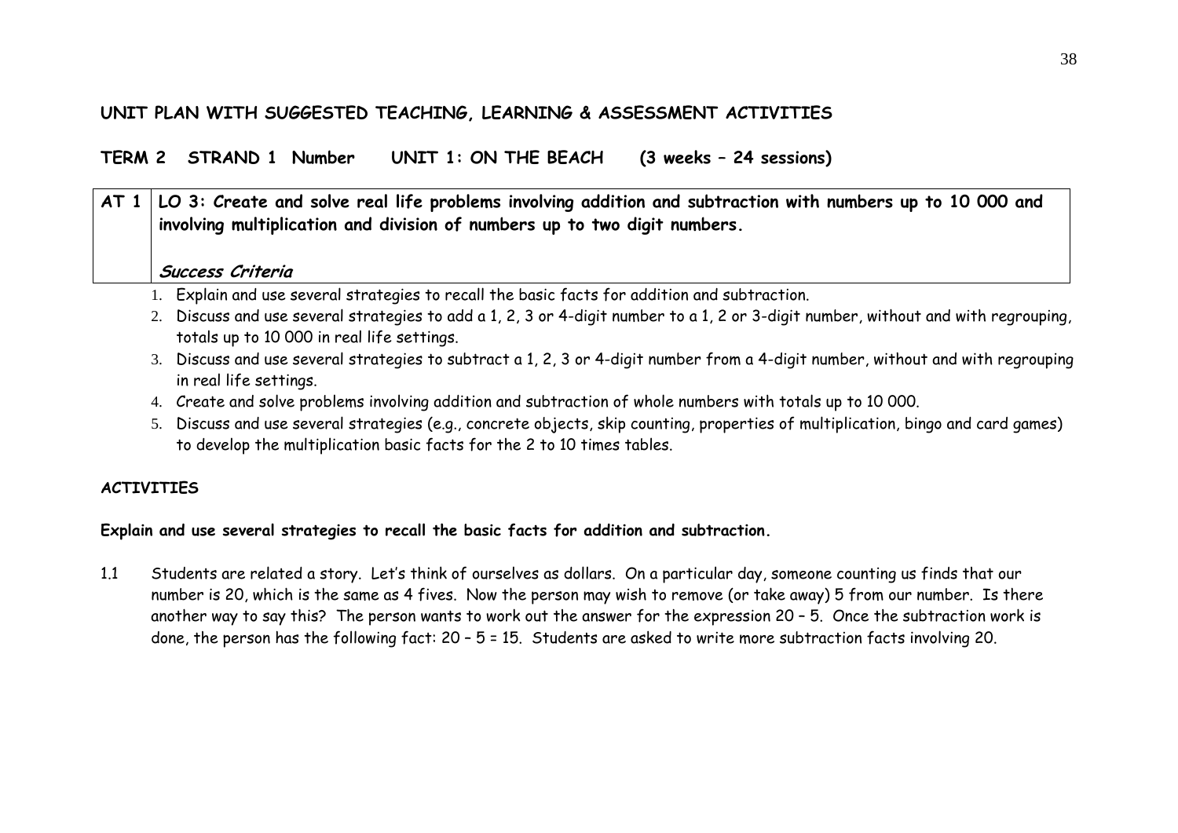## UNIT PLAN WITH SUGGESTED TEACHING, LEARNING & ASSESSMENT ACTIVITIES

### TERM 2 STRAND 1 Number UNIT 1: ON THE BEACH (3 weeks – 24 sessions)

| AT 1 | LO 3: Create and solve real life problems involving addition and subtraction with numbers up to 10 000 and involving multiplication and division of numbers up to two digit numbers. |
| --- | --- |
| | ***Success Criteria*** |

1. Explain and use several strategies to recall the basic facts for addition and subtraction.
2. Discuss and use several strategies to add a 1, 2, 3 or 4-digit number to a 1, 2 or 3-digit number, without and with regrouping, totals up to 10 000 in real life settings.
3. Discuss and use several strategies to subtract a 1, 2, 3 or 4-digit number from a 4-digit number, without and with regrouping in real life settings.
4. Create and solve problems involving addition and subtraction of whole numbers with totals up to 10 000.
5. Discuss and use several strategies (e.g., concrete objects, skip counting, properties of multiplication, bingo and card games) to develop the multiplication basic facts for the 2 to 10 times tables.

**ACTIVITIES**

**Explain and use several strategies to recall the basic facts for addition and subtraction.**

1.1 Students are related a story. Let's think of ourselves as dollars. On a particular day, someone counting us finds that our number is 20, which is the same as 4 fives. Now the person may wish to remove (or take away) 5 from our number. Is there another way to say this? The person wants to work out the answer for the expression 20 – 5. Once the subtraction work is done, the person has the following fact: 20 – 5 = 15. Students are asked to write more subtraction facts involving 20.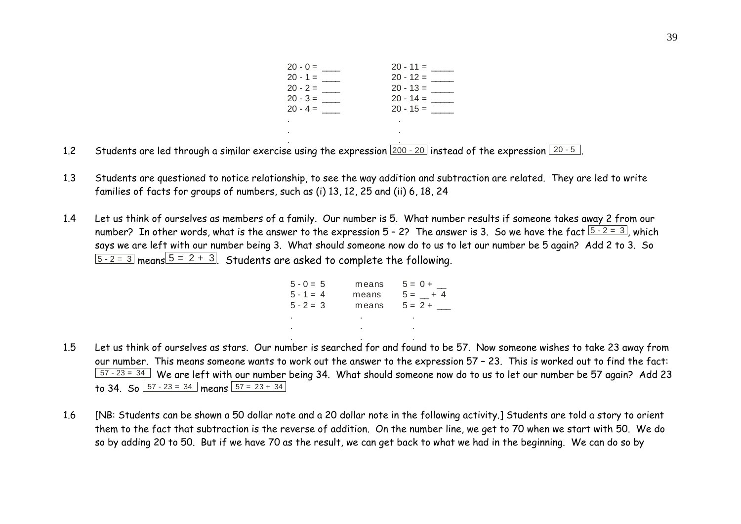| | |
|---|---|
| 20 - 0 = ____ | 20 - 11 = _____ |
| 20 - 1 = ____ | 20 - 12 = _____ |
| 20 - 2 = ____ | 20 - 13 = _____ |
| 20 - 3 = ____ | 20 - 14 = _____ |
| 20 - 4 = ____ | 20 - 15 = _____ |
| . | . |
| . | . |
| . | . |

1.2 Students are led through a similar exercise using the expression $\boxed{200 - 20}$ instead of the expression $\boxed{20 - 5}$.

1.3 Students are questioned to notice relationship, to see the way addition and subtraction are related. They are led to write families of facts for groups of numbers, such as (i) 13, 12, 25 and (ii) 6, 18, 24

1.4 Let us think of ourselves as members of a family. Our number is 5. What number results if someone takes away 2 from our number? In other words, what is the answer to the expression 5 – 2? The answer is 3. So we have the fact $\boxed{5 - 2 = 3}$, which says we are left with our number being 3. What should someone now do to us to let our number be 5 again? Add 2 to 3. So $\boxed{5 - 2 = 3}$ means $\boxed{5 = 2 + 3}$. Students are asked to complete the following.

| | | |
|---|---|---|
| 5 - 0 = 5 | means | 5 = 0 + __ |
| 5 - 1 = 4 | means | 5 = __ + 4 |
| 5 - 2 = 3 | means | 5 = 2 + ___ |
| . | . | . |
| . | . | . |
| . | . | . |

1.5 Let us think of ourselves as stars. Our number is searched for and found to be 57. Now someone wishes to take 23 away from our number. This means someone wants to work out the answer to the expression 57 – 23. This is worked out to find the fact: $\boxed{57 - 23 = 34}$ We are left with our number being 34. What should someone now do to us to let our number be 57 again? Add 23 to 34. So $\boxed{57 - 23 = 34}$ means $\boxed{57 = 23 + 34}$

1.6 [NB: Students can be shown a 50 dollar note and a 20 dollar note in the following activity.] Students are told a story to orient them to the fact that subtraction is the reverse of addition. On the number line, we get to 70 when we start with 50. We do so by adding 20 to 50. But if we have 70 as the result, we can get back to what we had in the beginning. We can do so by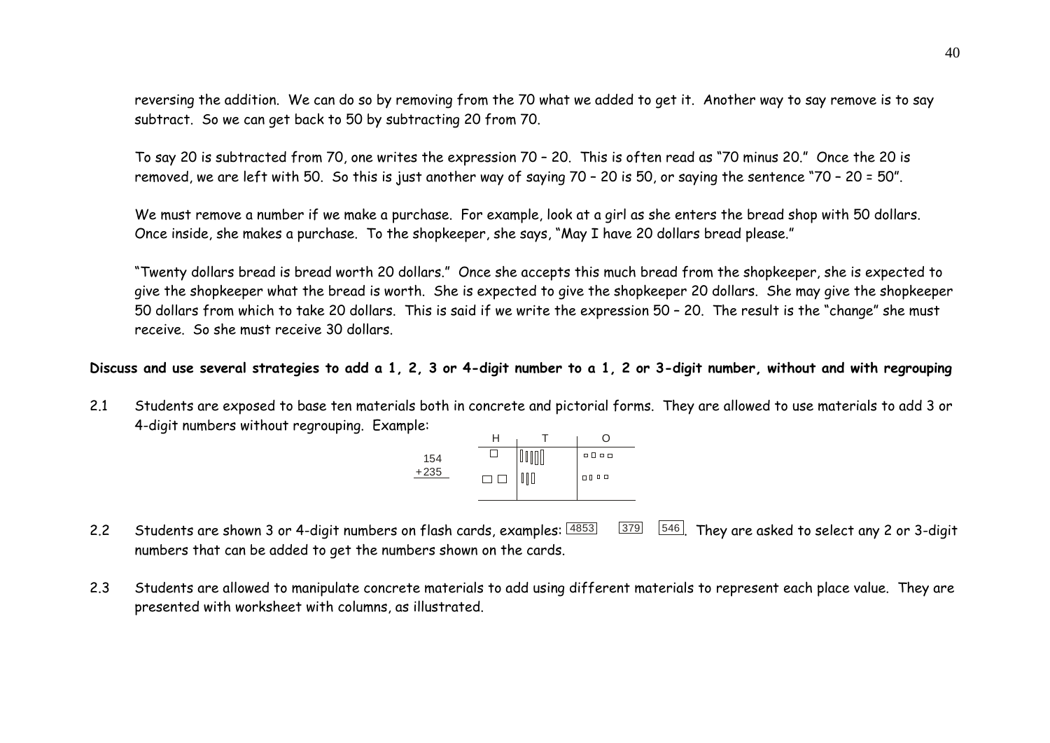reversing the addition. We can do so by removing from the 70 what we added to get it. Another way to say remove is to say subtract. So we can get back to 50 by subtracting 20 from 70.

To say 20 is subtracted from 70, one writes the expression 70 – 20. This is often read as "70 minus 20." Once the 20 is removed, we are left with 50. So this is just another way of saying 70 – 20 is 50, or saying the sentence "70 – 20 = 50".

We must remove a number if we make a purchase. For example, look at a girl as she enters the bread shop with 50 dollars. Once inside, she makes a purchase. To the shopkeeper, she says, "May I have 20 dollars bread please."

"Twenty dollars bread is bread worth 20 dollars." Once she accepts this much bread from the shopkeeper, she is expected to give the shopkeeper what the bread is worth. She is expected to give the shopkeeper 20 dollars. She may give the shopkeeper 50 dollars from which to take 20 dollars. This is said if we write the expression 50 – 20. The result is the "change" she must receive. So she must receive 30 dollars.

**Discuss and use several strategies to add a 1, 2, 3 or 4-digit number to a 1, 2 or 3-digit number, without and with regrouping**

2.1 Students are exposed to base ten materials both in concrete and pictorial forms. They are allowed to use materials to add 3 or 4-digit numbers without regrouping. Example:

```
 154
+235
```

| H | T | O |
|---|---|---|
| □ | ▯▯▯▯▯ | ▫▫▫▫ |
| □ □ | ▯▯▯ | ▫▫▫▫ |

2.2 Students are shown 3 or 4-digit numbers on flash cards, examples: 4853 379 546. They are asked to select any 2 or 3-digit numbers that can be added to get the numbers shown on the cards.

2.3 Students are allowed to manipulate concrete materials to add using different materials to represent each place value. They are presented with worksheet with columns, as illustrated.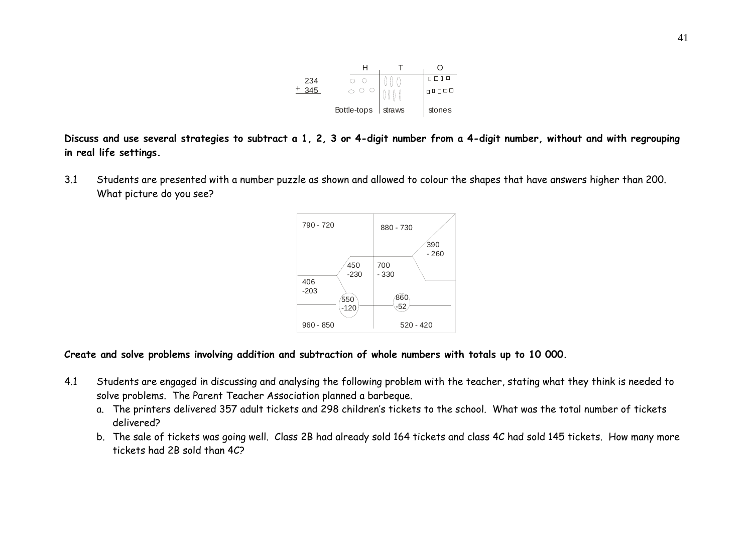| | H | T | O |
|---|---|---|---|
| 234 | ○ ○ | ▯▯▯ | ▫▫▫▫ |
| + 345 | ○ ○ ○ | ▯▯▯▯ | ▫▫▫▫▫ |
| | Bottle-tops | straws | stones |

**Discuss and use several strategies to subtract a 1, 2, 3 or 4-digit number from a 4-digit number, without and with regrouping in real life settings.**

3.1 Students are presented with a number puzzle as shown and allowed to colour the shapes that have answers higher than 200. What picture do you see?

790 - 720

880 - 730

390 - 260

450 - 230

700 - 330

406 - 203

550 - 120

860 - 52

960 - 850

520 - 420

**Create and solve problems involving addition and subtraction of whole numbers with totals up to 10 000.**

4.1 Students are engaged in discussing and analysing the following problem with the teacher, stating what they think is needed to solve problems. The Parent Teacher Association planned a barbeque.

a. The printers delivered 357 adult tickets and 298 children's tickets to the school. What was the total number of tickets delivered?

b. The sale of tickets was going well. Class 2B had already sold 164 tickets and class 4C had sold 145 tickets. How many more tickets had 2B sold than 4C?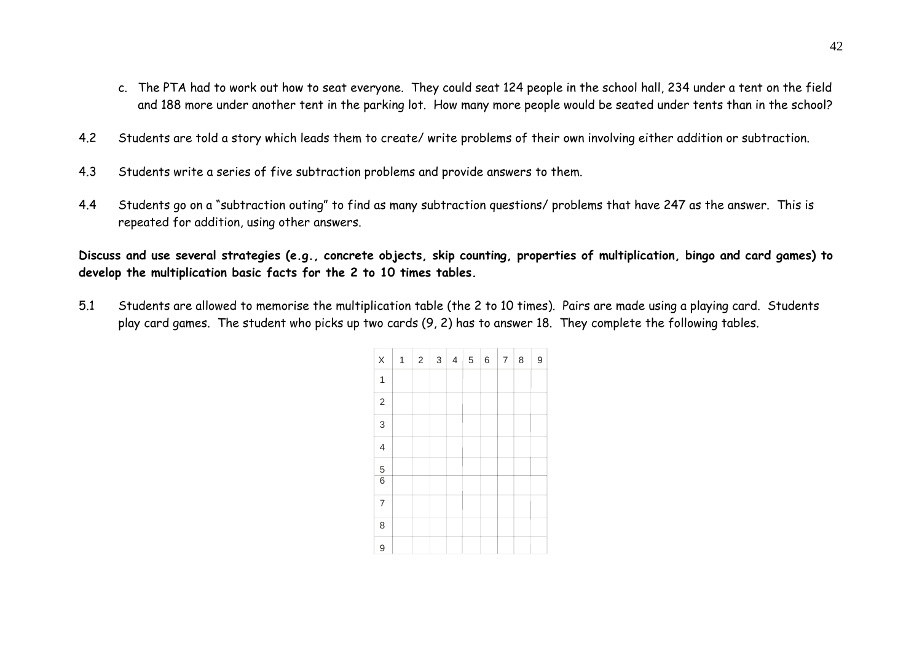c. The PTA had to work out how to seat everyone. They could seat 124 people in the school hall, 234 under a tent on the field and 188 more under another tent in the parking lot. How many more people would be seated under tents than in the school?

4.2 Students are told a story which leads them to create/ write problems of their own involving either addition or subtraction.

4.3 Students write a series of five subtraction problems and provide answers to them.

4.4 Students go on a "subtraction outing" to find as many subtraction questions/ problems that have 247 as the answer. This is repeated for addition, using other answers.

**Discuss and use several strategies (e.g., concrete objects, skip counting, properties of multiplication, bingo and card games) to develop the multiplication basic facts for the 2 to 10 times tables.**

5.1 Students are allowed to memorise the multiplication table (the 2 to 10 times). Pairs are made using a playing card. Students play card games. The student who picks up two cards (9, 2) has to answer 18. They complete the following tables.

| X | 1 | 2 | 3 | 4 | 5 | 6 | 7 | 8 | 9 |
|---|---|---|---|---|---|---|---|---|---|
| 1 | | | | | | | | | |
| 2 | | | | | | | | | |
| 3 | | | | | | | | | |
| 4 | | | | | | | | | |
| 5 | | | | | | | | | |
| 6 | | | | | | | | | |
| 7 | | | | | | | | | |
| 8 | | | | | | | | | |
| 9 | | | | | | | | | |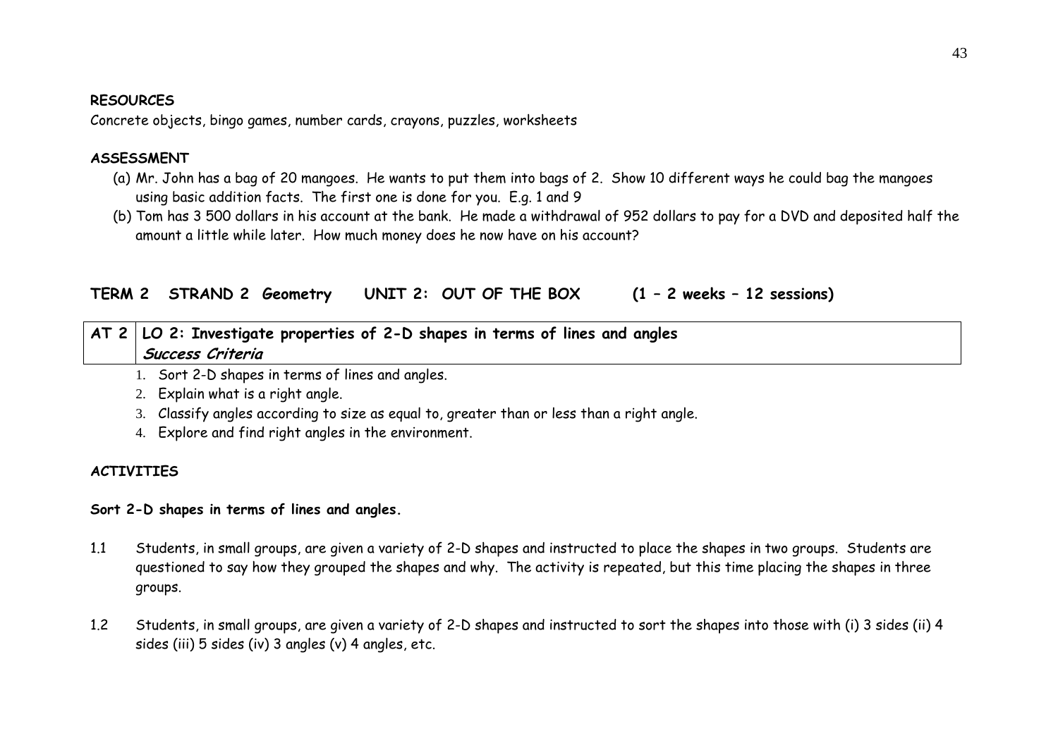**RESOURCES**

Concrete objects, bingo games, number cards, crayons, puzzles, worksheets

**ASSESSMENT**

(a) Mr. John has a bag of 20 mangoes. He wants to put them into bags of 2. Show 10 different ways he could bag the mangoes using basic addition facts. The first one is done for you. E.g. 1 and 9

(b) Tom has 3 500 dollars in his account at the bank. He made a withdrawal of 952 dollars to pay for a DVD and deposited half the amount a little while later. How much money does he now have on his account?

## TERM 2 STRAND 2 Geometry UNIT 2: OUT OF THE BOX (1 – 2 weeks – 12 sessions)

| AT 2 | LO 2: Investigate properties of 2-D shapes in terms of lines and angles<br>***Success Criteria*** |
|---|---|

1. Sort 2-D shapes in terms of lines and angles.
2. Explain what is a right angle.
3. Classify angles according to size as equal to, greater than or less than a right angle.
4. Explore and find right angles in the environment.

**ACTIVITIES**

**Sort 2-D shapes in terms of lines and angles.**

1.1 Students, in small groups, are given a variety of 2-D shapes and instructed to place the shapes in two groups. Students are questioned to say how they grouped the shapes and why. The activity is repeated, but this time placing the shapes in three groups.

1.2 Students, in small groups, are given a variety of 2-D shapes and instructed to sort the shapes into those with (i) 3 sides (ii) 4 sides (iii) 5 sides (iv) 3 angles (v) 4 angles, etc.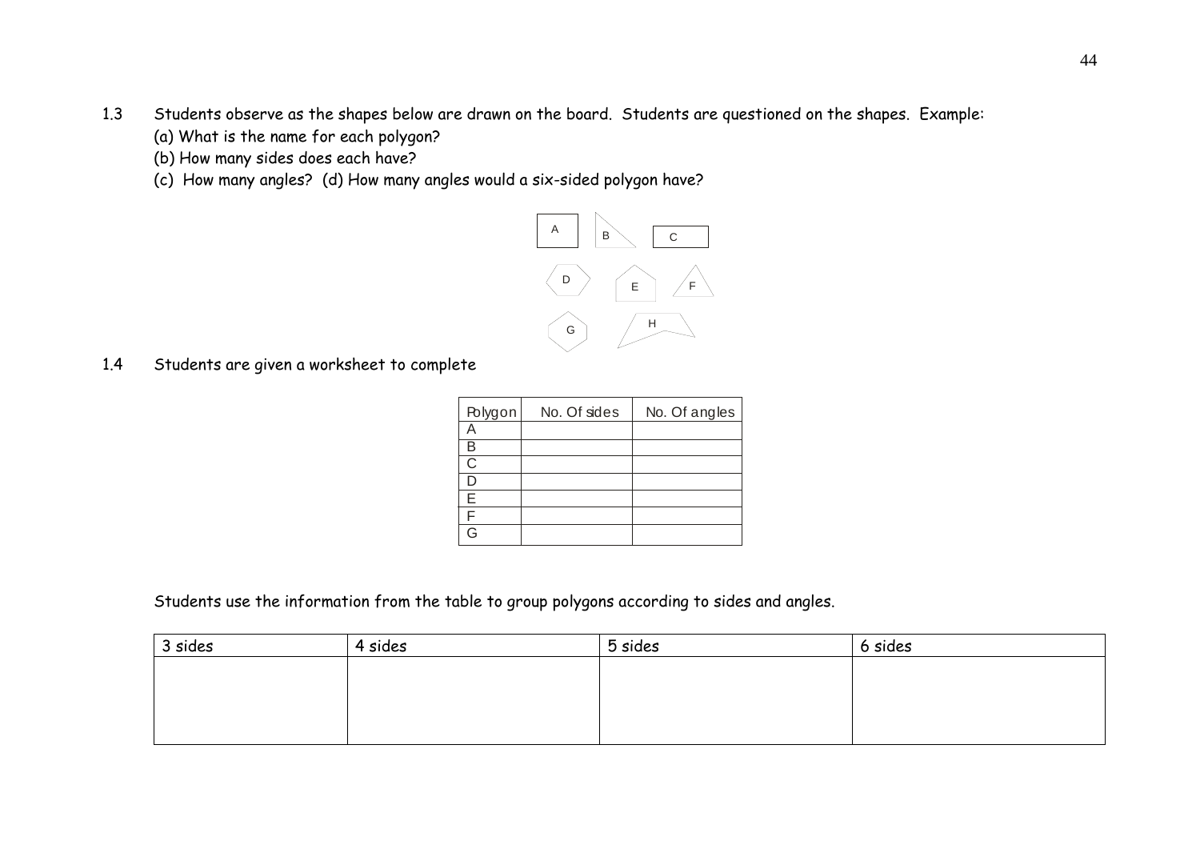1.3 Students observe as the shapes below are drawn on the board. Students are questioned on the shapes. Example:

(a) What is the name for each polygon?

(b) How many sides does each have?

(c) How many angles? (d) How many angles would a six-sided polygon have?

A B C

D E F

G H

1.4 Students are given a worksheet to complete

| Polygon | No. Of sides | No. Of angles |
|---|---|---|
| A | | |
| B | | |
| C | | |
| D | | |
| E | | |
| F | | |
| G | | |

Students use the information from the table to group polygons according to sides and angles.

| 3 sides | 4 sides | 5 sides | 6 sides |
|---|---|---|---|
| | | | |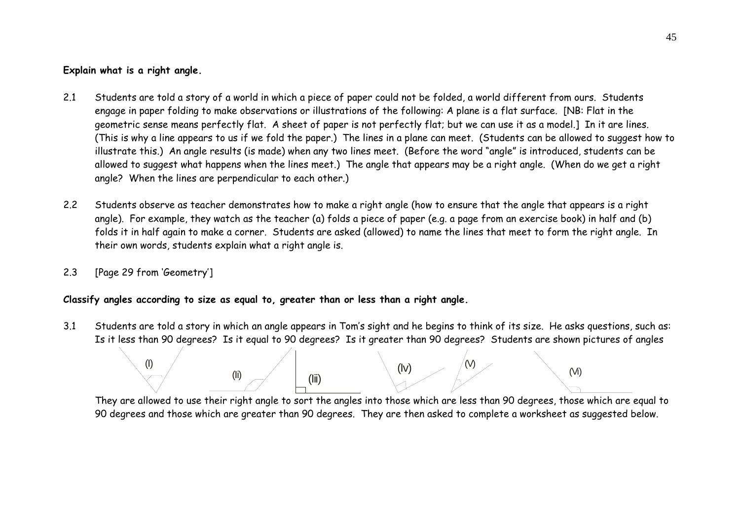**Explain what is a right angle.**

2.1 Students are told a story of a world in which a piece of paper could not be folded, a world different from ours. Students engage in paper folding to make observations or illustrations of the following: A plane is a flat surface. [NB: Flat in the geometric sense means perfectly flat. A sheet of paper is not perfectly flat; but we can use it as a model.] In it are lines. (This is why a line appears to us if we fold the paper.) The lines in a plane can meet. (Students can be allowed to suggest how to illustrate this.) An angle results (is made) when any two lines meet. (Before the word "angle" is introduced, students can be allowed to suggest what happens when the lines meet.) The angle that appears may be a right angle. (When do we get a right angle? When the lines are perpendicular to each other.)

2.2 Students observe as teacher demonstrates how to make a right angle (how to ensure that the angle that appears is a right angle). For example, they watch as the teacher (a) folds a piece of paper (e.g. a page from an exercise book) in half and (b) folds it in half again to make a corner. Students are asked (allowed) to name the lines that meet to form the right angle. In their own words, students explain what a right angle is.

2.3 [Page 29 from 'Geometry']

**Classify angles according to size as equal to, greater than or less than a right angle.**

3.1 Students are told a story in which an angle appears in Tom's sight and he begins to think of its size. He asks questions, such as: Is it less than 90 degrees? Is it equal to 90 degrees? Is it greater than 90 degrees? Students are shown pictures of angles

(I) (Ii) (Iii) (IV) (V) (VI)

They are allowed to use their right angle to sort the angles into those which are less than 90 degrees, those which are equal to 90 degrees and those which are greater than 90 degrees. They are then asked to complete a worksheet as suggested below.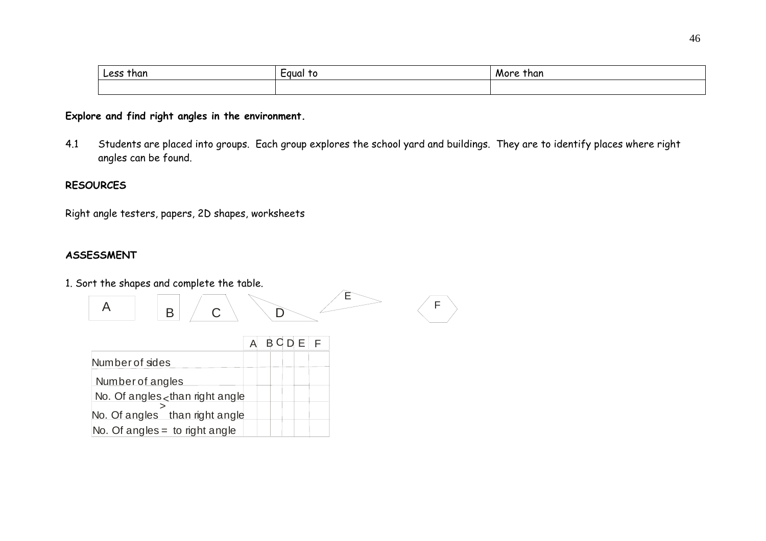| Less than | Equal to | More than |
|---|---|---|
| | | |

**Explore and find right angles in the environment.**

4.1 Students are placed into groups. Each group explores the school yard and buildings. They are to identify places where right angles can be found.

**RESOURCES**

Right angle testers, papers, 2D shapes, worksheets

**ASSESSMENT**

1. Sort the shapes and complete the table.

A B C D E F

| | A | B | C | D | E | F |
|---|---|---|---|---|---|---|
| Number of sides | | | | | | |
| Number of angles | | | | | | |
| No. Of angles < than right angle | | | | | | |
| No. Of angles > than right angle | | | | | | |
| No. Of angles = to right angle | | | | | | |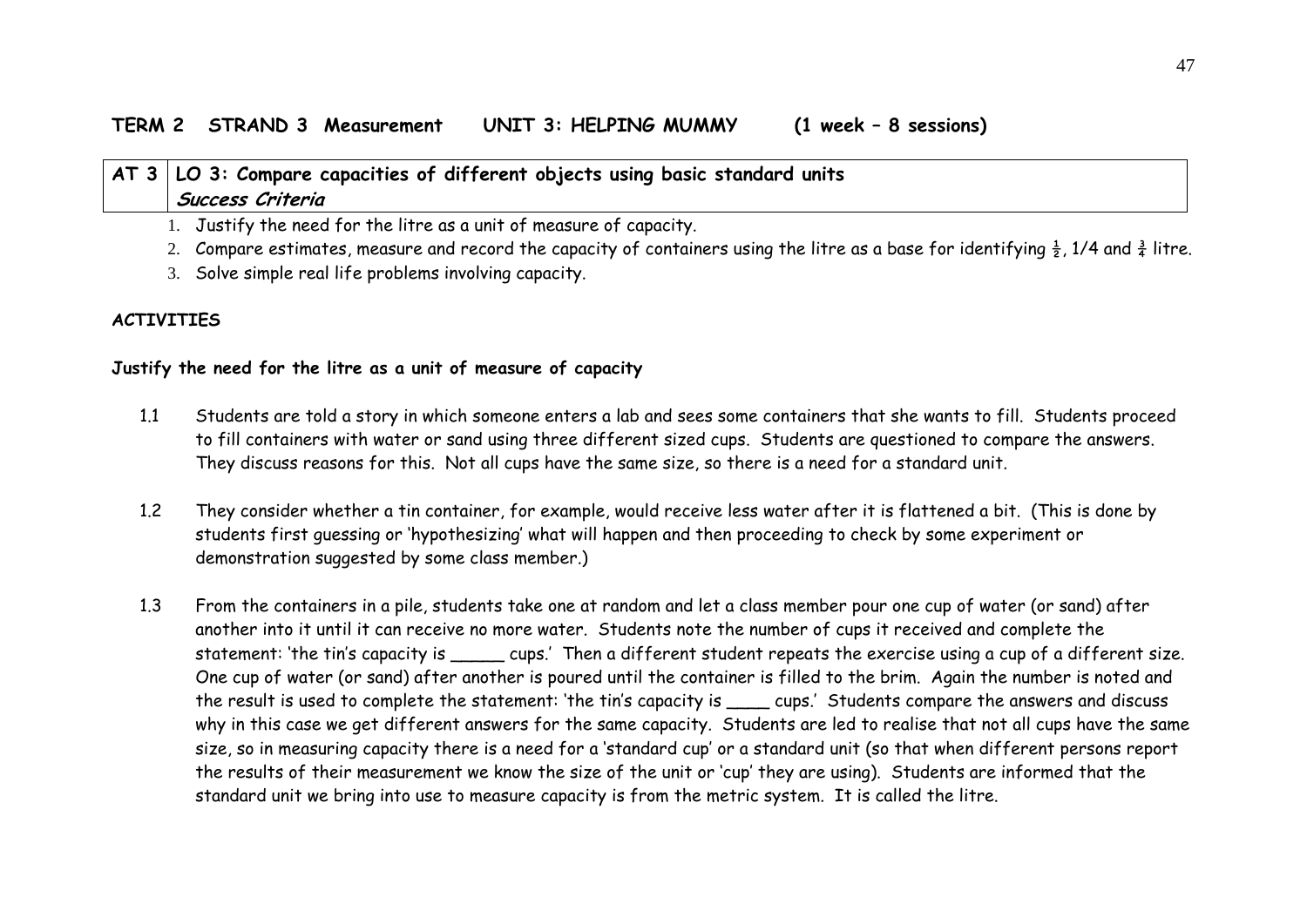**TERM 2 STRAND 3 Measurement UNIT 3: HELPING MUMMY (1 week – 8 sessions)**

| AT 3 | LO 3: Compare capacities of different objects using basic standard units<br>***Success Criteria*** |
|---|---|

1. Justify the need for the litre as a unit of measure of capacity.
2. Compare estimates, measure and record the capacity of containers using the litre as a base for identifying $\frac{1}{2}$, 1/4 and $\frac{3}{4}$ litre.
3. Solve simple real life problems involving capacity.

**ACTIVITIES**

**Justify the need for the litre as a unit of measure of capacity**

1.1 Students are told a story in which someone enters a lab and sees some containers that she wants to fill. Students proceed to fill containers with water or sand using three different sized cups. Students are questioned to compare the answers. They discuss reasons for this. Not all cups have the same size, so there is a need for a standard unit.

1.2 They consider whether a tin container, for example, would receive less water after it is flattened a bit. (This is done by students first guessing or 'hypothesizing' what will happen and then proceeding to check by some experiment or demonstration suggested by some class member.)

1.3 From the containers in a pile, students take one at random and let a class member pour one cup of water (or sand) after another into it until it can receive no more water. Students note the number of cups it received and complete the statement: 'the tin's capacity is _____ cups.' Then a different student repeats the exercise using a cup of a different size. One cup of water (or sand) after another is poured until the container is filled to the brim. Again the number is noted and the result is used to complete the statement: 'the tin's capacity is ____ cups.' Students compare the answers and discuss why in this case we get different answers for the same capacity. Students are led to realise that not all cups have the same size, so in measuring capacity there is a need for a 'standard cup' or a standard unit (so that when different persons report the results of their measurement we know the size of the unit or 'cup' they are using). Students are informed that the standard unit we bring into use to measure capacity is from the metric system. It is called the litre.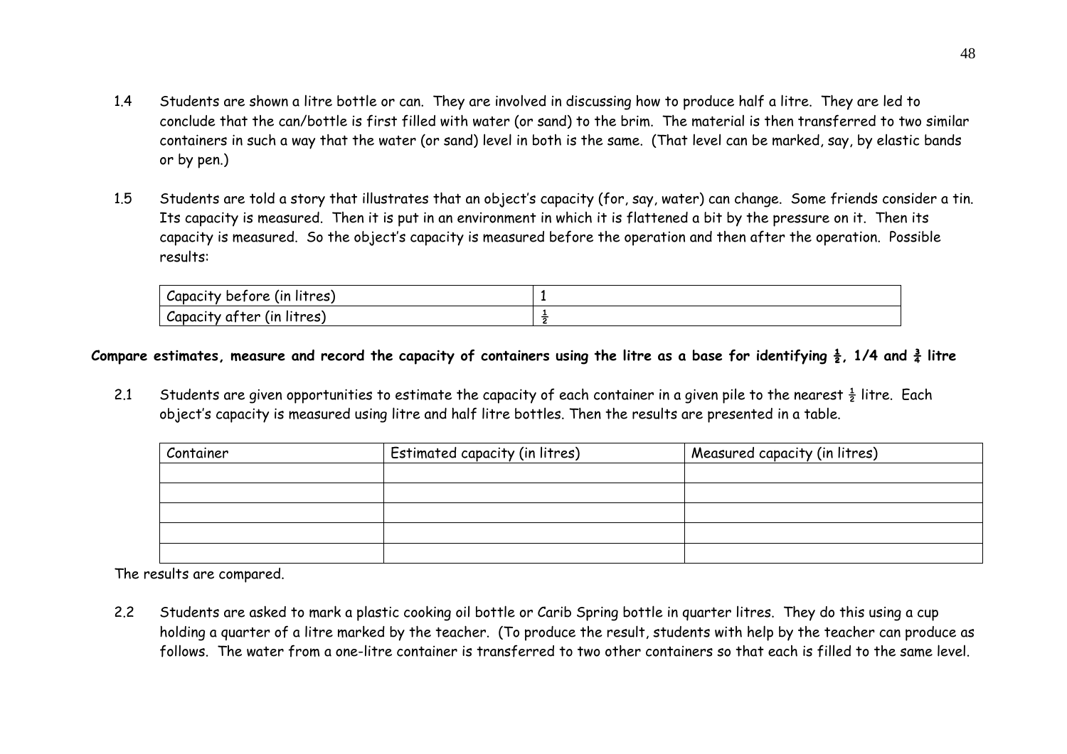1.4 Students are shown a litre bottle or can. They are involved in discussing how to produce half a litre. They are led to conclude that the can/bottle is first filled with water (or sand) to the brim. The material is then transferred to two similar containers in such a way that the water (or sand) level in both is the same. (That level can be marked, say, by elastic bands or by pen.)

1.5 Students are told a story that illustrates that an object's capacity (for, say, water) can change. Some friends consider a tin. Its capacity is measured. Then it is put in an environment in which it is flattened a bit by the pressure on it. Then its capacity is measured. So the object's capacity is measured before the operation and then after the operation. Possible results:

| Capacity before (in litres) | 1 |
|---|---|
| Capacity after (in litres) | $\frac{1}{2}$ |

**Compare estimates, measure and record the capacity of containers using the litre as a base for identifying $\frac{1}{2}$, 1/4 and $\frac{3}{4}$ litre**

2.1 Students are given opportunities to estimate the capacity of each container in a given pile to the nearest $\frac{1}{2}$ litre. Each object's capacity is measured using litre and half litre bottles. Then the results are presented in a table.

| Container | Estimated capacity (in litres) | Measured capacity (in litres) |
|---|---|---|
| | | |
| | | |
| | | |
| | | |
| | | |

The results are compared.

2.2 Students are asked to mark a plastic cooking oil bottle or Carib Spring bottle in quarter litres. They do this using a cup holding a quarter of a litre marked by the teacher. (To produce the result, students with help by the teacher can produce as follows. The water from a one-litre container is transferred to two other containers so that each is filled to the same level.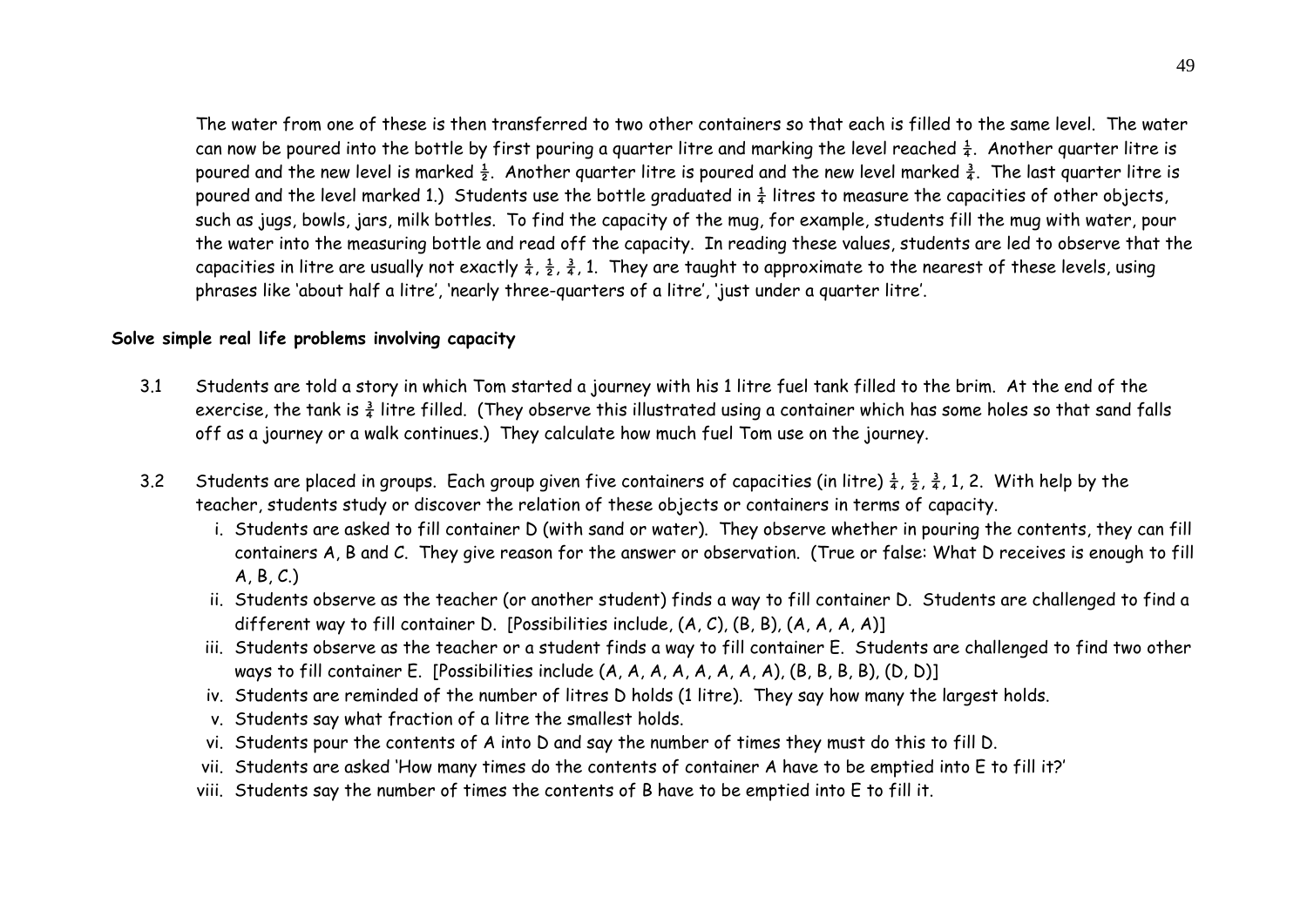The water from one of these is then transferred to two other containers so that each is filled to the same level. The water can now be poured into the bottle by first pouring a quarter litre and marking the level reached $\frac{1}{4}$. Another quarter litre is poured and the new level is marked $\frac{1}{2}$. Another quarter litre is poured and the new level marked $\frac{3}{4}$. The last quarter litre is poured and the level marked 1.) Students use the bottle graduated in $\frac{1}{4}$ litres to measure the capacities of other objects, such as jugs, bowls, jars, milk bottles. To find the capacity of the mug, for example, students fill the mug with water, pour the water into the measuring bottle and read off the capacity. In reading these values, students are led to observe that the capacities in litre are usually not exactly $\frac{1}{4}$, $\frac{1}{2}$, $\frac{3}{4}$, 1. They are taught to approximate to the nearest of these levels, using phrases like 'about half a litre', 'nearly three-quarters of a litre', 'just under a quarter litre'.

**Solve simple real life problems involving capacity**

3.1 Students are told a story in which Tom started a journey with his 1 litre fuel tank filled to the brim. At the end of the exercise, the tank is $\frac{3}{4}$ litre filled. (They observe this illustrated using a container which has some holes so that sand falls off as a journey or a walk continues.) They calculate how much fuel Tom use on the journey.

3.2 Students are placed in groups. Each group given five containers of capacities (in litre) $\frac{1}{4}$, $\frac{1}{2}$, $\frac{3}{4}$, 1, 2. With help by the teacher, students study or discover the relation of these objects or containers in terms of capacity.

   i. Students are asked to fill container D (with sand or water). They observe whether in pouring the contents, they can fill containers A, B and C. They give reason for the answer or observation. (True or false: What D receives is enough to fill A, B, C.)
   ii. Students observe as the teacher (or another student) finds a way to fill container D. Students are challenged to find a different way to fill container D. [Possibilities include, (A, C), (B, B), (A, A, A, A)]
   iii. Students observe as the teacher or a student finds a way to fill container E. Students are challenged to find two other ways to fill container E. [Possibilities include (A, A, A, A, A, A, A, A), (B, B, B, B), (D, D)]
   iv. Students are reminded of the number of litres D holds (1 litre). They say how many the largest holds.
   v. Students say what fraction of a litre the smallest holds.
   vi. Students pour the contents of A into D and say the number of times they must do this to fill D.
   vii. Students are asked 'How many times do the contents of container A have to be emptied into E to fill it?'
   viii. Students say the number of times the contents of B have to be emptied into E to fill it.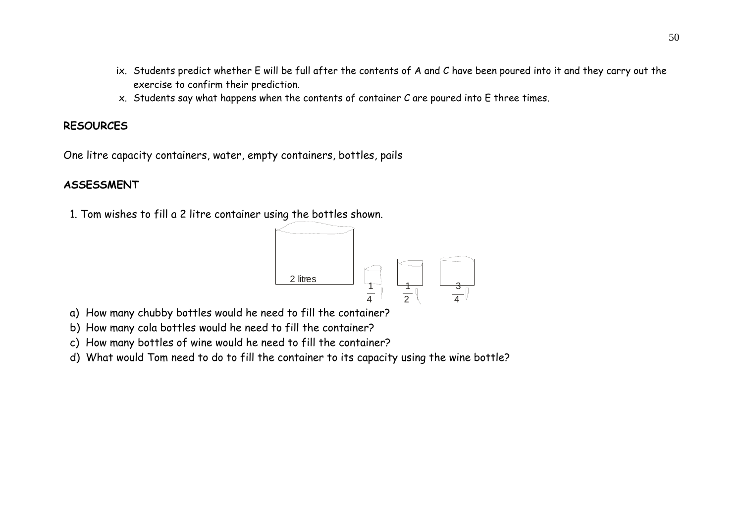ix. Students predict whether E will be full after the contents of A and C have been poured into it and they carry out the exercise to confirm their prediction.

x. Students say what happens when the contents of container C are poured into E three times.

## RESOURCES

One litre capacity containers, water, empty containers, bottles, pails

## ASSESSMENT

1. Tom wishes to fill a 2 litre container using the bottles shown.

2 litres $\frac{1}{4}$ $\frac{1}{2}$ $\frac{3}{4}$

a) How many chubby bottles would he need to fill the container?

b) How many cola bottles would he need to fill the container?

c) How many bottles of wine would he need to fill the container?

d) What would Tom need to do to fill the container to its capacity using the wine bottle?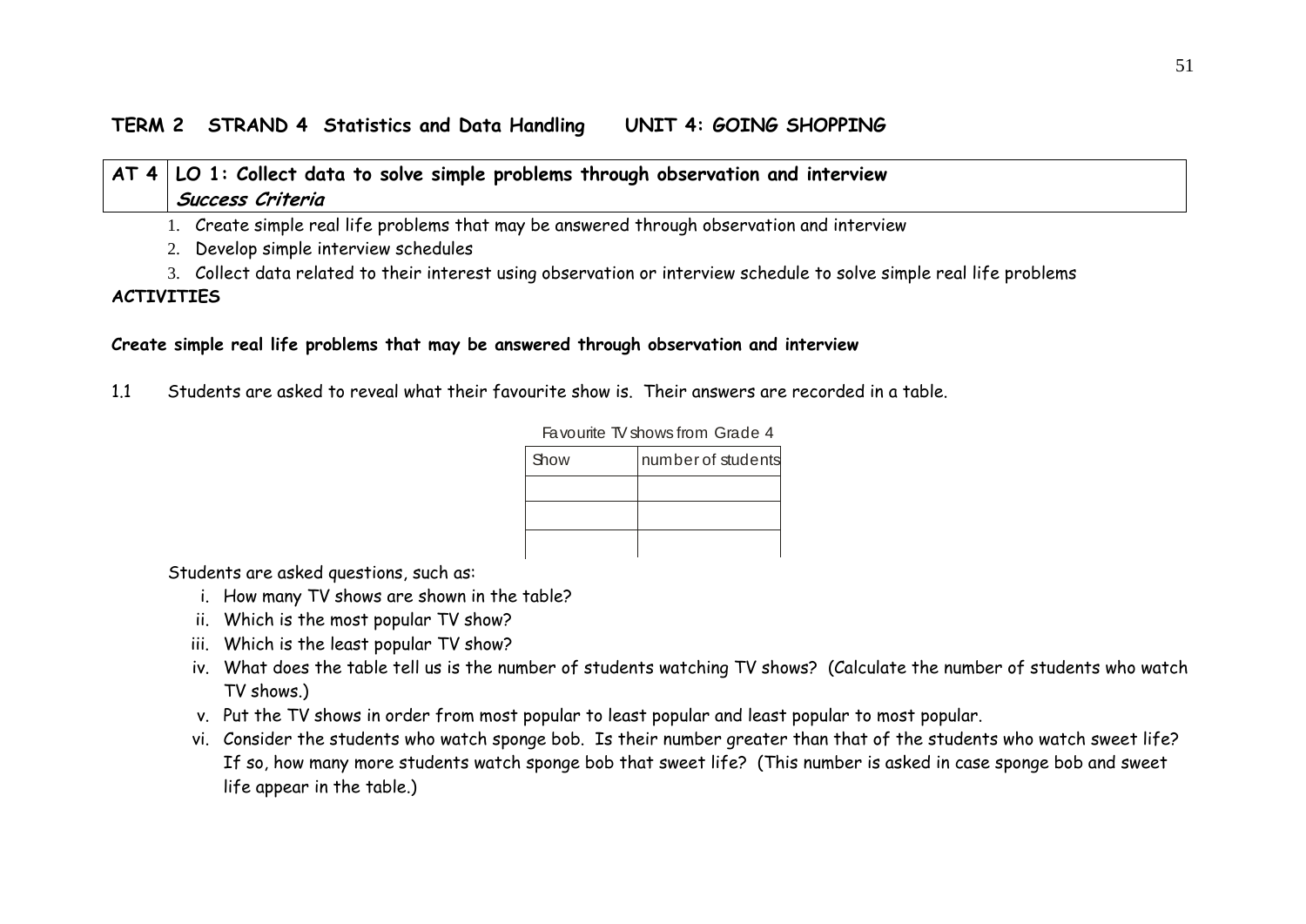**TERM 2 STRAND 4 Statistics and Data Handling UNIT 4: GOING SHOPPING**

| AT 4 | LO 1: Collect data to solve simple problems through observation and interview<br>***Success Criteria*** |
|---|---|

1. Create simple real life problems that may be answered through observation and interview
2. Develop simple interview schedules
3. Collect data related to their interest using observation or interview schedule to solve simple real life problems

**ACTIVITIES**

**Create simple real life problems that may be answered through observation and interview**

1.1 Students are asked to reveal what their favourite show is. Their answers are recorded in a table.

Favourite TV shows from Grade 4

| Show | number of students |
|---|---|
| | |
| | |
| | |

Students are asked questions, such as:

i. How many TV shows are shown in the table?
ii. Which is the most popular TV show?
iii. Which is the least popular TV show?
iv. What does the table tell us is the number of students watching TV shows? (Calculate the number of students who watch TV shows.)
v. Put the TV shows in order from most popular to least popular and least popular to most popular.
vi. Consider the students who watch sponge bob. Is their number greater than that of the students who watch sweet life? If so, how many more students watch sponge bob that sweet life? (This number is asked in case sponge bob and sweet life appear in the table.)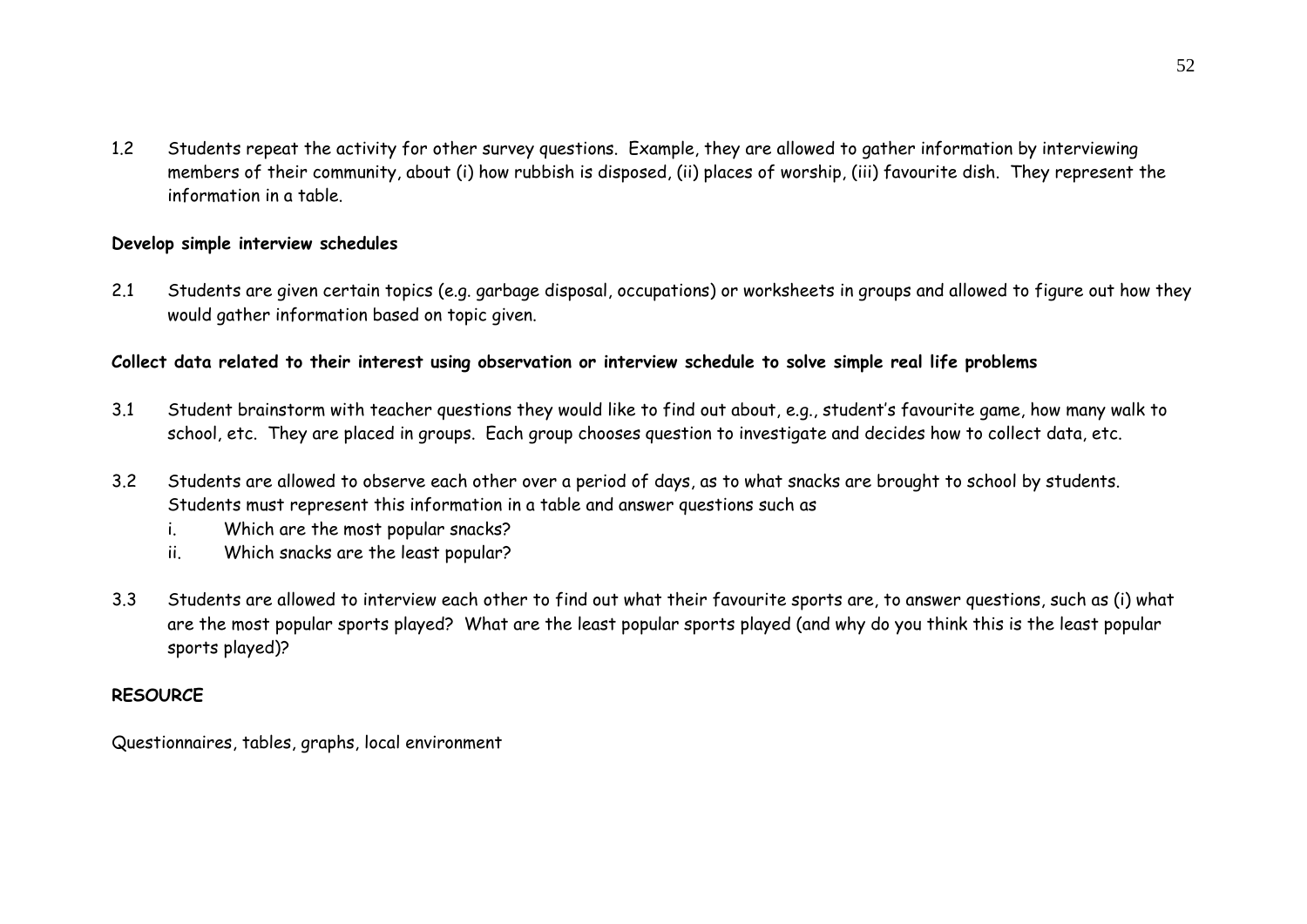1.2 Students repeat the activity for other survey questions. Example, they are allowed to gather information by interviewing members of their community, about (i) how rubbish is disposed, (ii) places of worship, (iii) favourite dish. They represent the information in a table.

**Develop simple interview schedules**

2.1 Students are given certain topics (e.g. garbage disposal, occupations) or worksheets in groups and allowed to figure out how they would gather information based on topic given.

**Collect data related to their interest using observation or interview schedule to solve simple real life problems**

3.1 Student brainstorm with teacher questions they would like to find out about, e.g., student's favourite game, how many walk to school, etc. They are placed in groups. Each group chooses question to investigate and decides how to collect data, etc.

3.2 Students are allowed to observe each other over a period of days, as to what snacks are brought to school by students. Students must represent this information in a table and answer questions such as

- i. Which are the most popular snacks?
- ii. Which snacks are the least popular?

3.3 Students are allowed to interview each other to find out what their favourite sports are, to answer questions, such as (i) what are the most popular sports played? What are the least popular sports played (and why do you think this is the least popular sports played)?

**RESOURCE**

Questionnaires, tables, graphs, local environment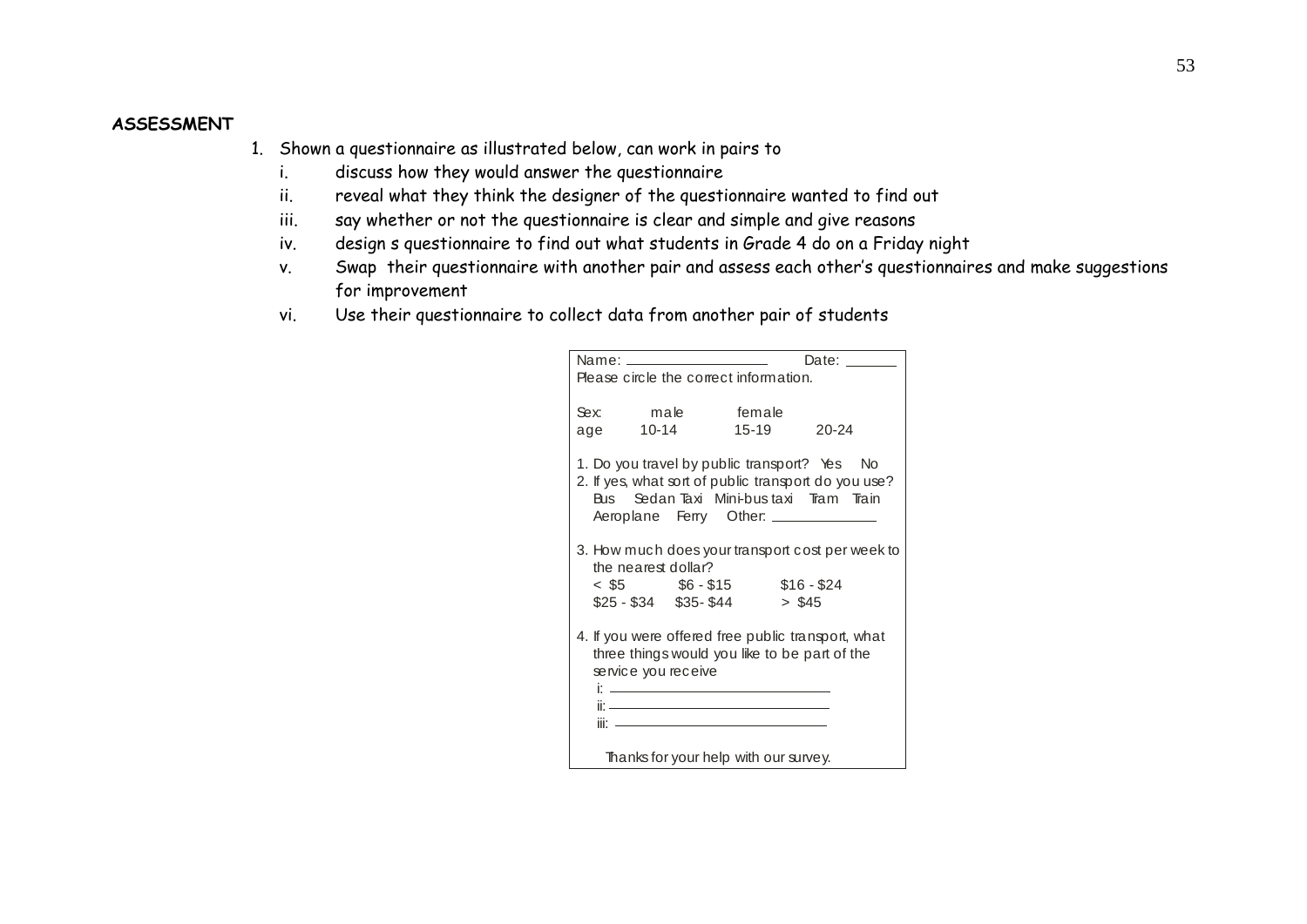**ASSESSMENT**

1. Shown a questionnaire as illustrated below, can work in pairs to
   i. discuss how they would answer the questionnaire
   ii. reveal what they think the designer of the questionnaire wanted to find out
   iii. say whether or not the questionnaire is clear and simple and give reasons
   iv. design s questionnaire to find out what students in Grade 4 do on a Friday night
   v. Swap their questionnaire with another pair and assess each other's questionnaires and make suggestions for improvement
   vi. Use their questionnaire to collect data from another pair of students

Name: ______________ Date: ______
Please circle the correct information.

Sex: male female
age 10-14 15-19 20-24

1. Do you travel by public transport? Yes No
2. If yes, what sort of public transport do you use?
   Bus Sedan Taxi Mini-bus taxi Tram Train
   Aeroplane Ferry Other: ____________

3. How much does your transport cost per week to the nearest dollar?
   < $5 $6 - $15 $16 - $24
   $25 - $34 $35- $44 > $45

4. If you were offered free public transport, what three things would you like to be part of the service you receive
   i: ______________________
   ii: ______________________
   iii: ______________________

Thanks for your help with our survey.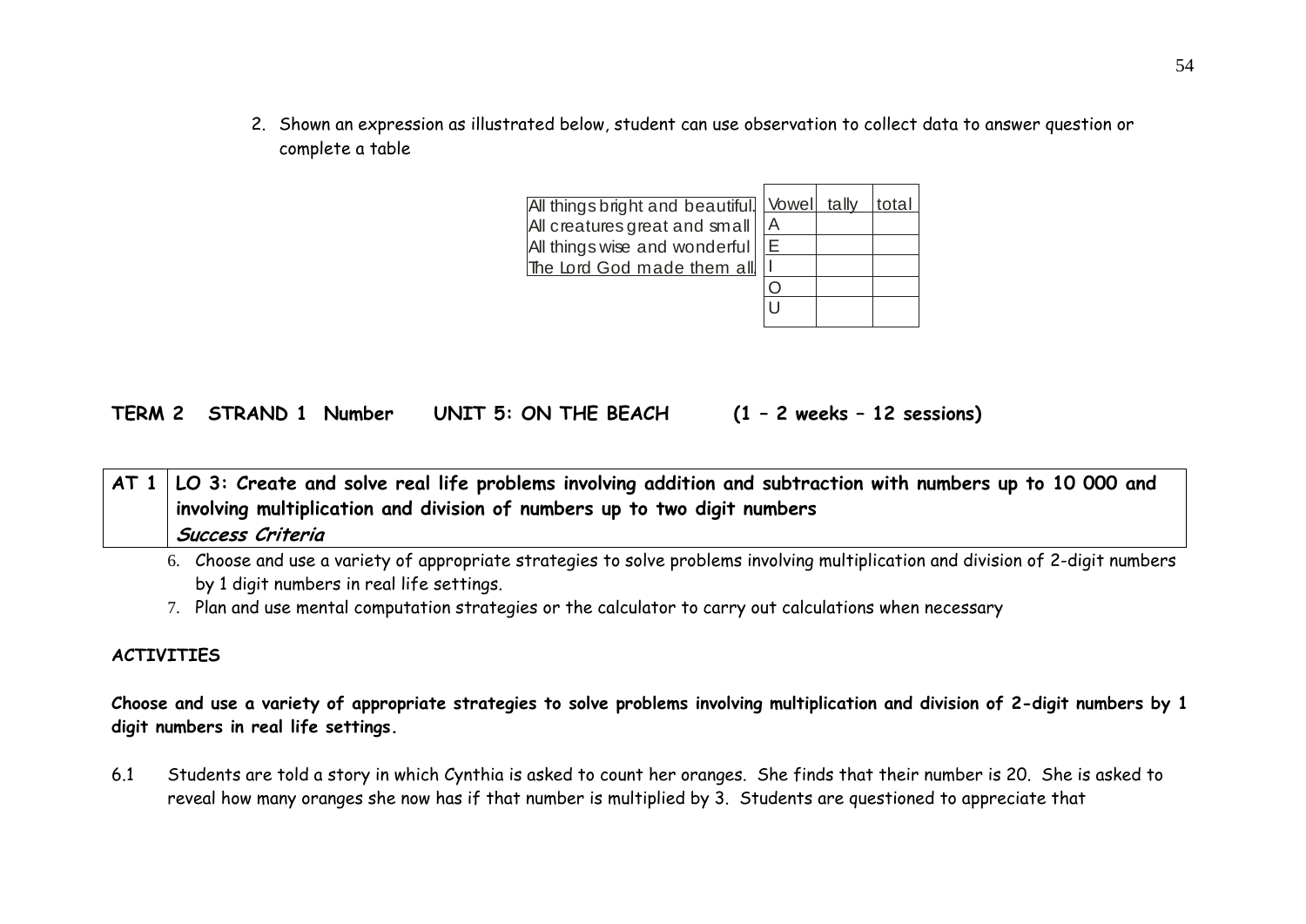2. Shown an expression as illustrated below, student can use observation to collect data to answer question or complete a table

All things bright and beautiful.
All creatures great and small
All things wise and wonderful
The Lord God made them all.

| Vowel | tally | total |
|---|---|---|
| A | | |
| E | | |
| I | | |
| O | | |
| U | | |

**TERM 2 STRAND 1 Number UNIT 5: ON THE BEACH (1 – 2 weeks – 12 sessions)**

| AT 1 | LO 3: Create and solve real life problems involving addition and subtraction with numbers up to 10 000 and involving multiplication and division of numbers up to two digit numbers |
|---|---|
| | ***Success Criteria*** |

6. Choose and use a variety of appropriate strategies to solve problems involving multiplication and division of 2-digit numbers by 1 digit numbers in real life settings.
7. Plan and use mental computation strategies or the calculator to carry out calculations when necessary

**ACTIVITIES**

**Choose and use a variety of appropriate strategies to solve problems involving multiplication and division of 2-digit numbers by 1 digit numbers in real life settings.**

6.1 Students are told a story in which Cynthia is asked to count her oranges. She finds that their number is 20. She is asked to reveal how many oranges she now has if that number is multiplied by 3. Students are questioned to appreciate that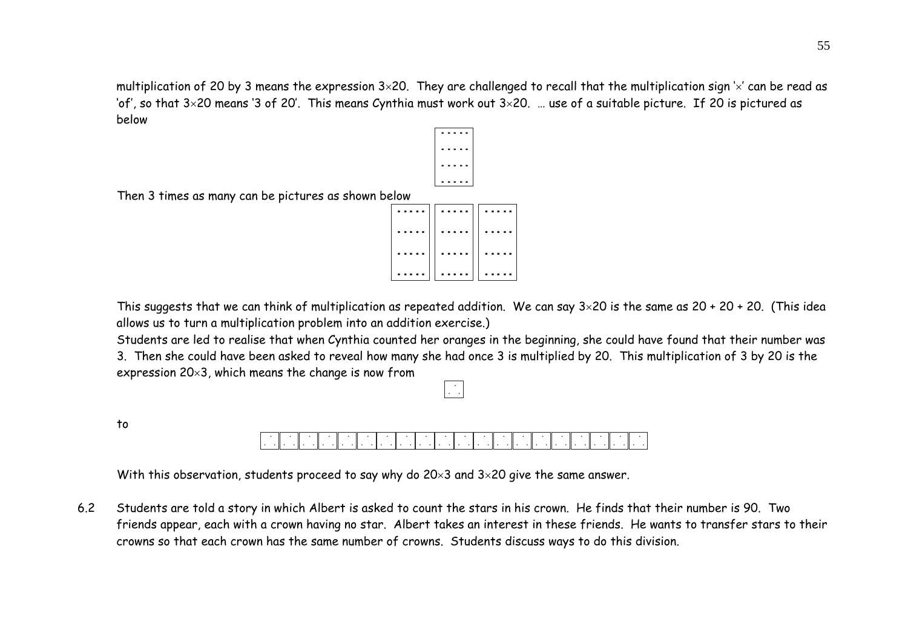multiplication of 20 by 3 means the expression $3 \times 20$. They are challenged to recall that the multiplication sign '$\times$' can be read as 'of', so that $3 \times 20$ means '3 of 20'. This means Cynthia must work out $3 \times 20$. … use of a suitable picture. If 20 is pictured as below

Then 3 times as many can be pictures as shown below

This suggests that we can think of multiplication as repeated addition. We can say $3 \times 20$ is the same as $20 + 20 + 20$. (This idea allows us to turn a multiplication problem into an addition exercise.)

Students are led to realise that when Cynthia counted her oranges in the beginning, she could have found that their number was 3. Then she could have been asked to reveal how many she had once 3 is multiplied by 20. This multiplication of 3 by 20 is the expression $20 \times 3$, which means the change is now from

to

With this observation, students proceed to say why do $20 \times 3$ and $3 \times 20$ give the same answer.

6.2 Students are told a story in which Albert is asked to count the stars in his crown. He finds that their number is 90. Two friends appear, each with a crown having no star. Albert takes an interest in these friends. He wants to transfer stars to their crowns so that each crown has the same number of crowns. Students discuss ways to do this division.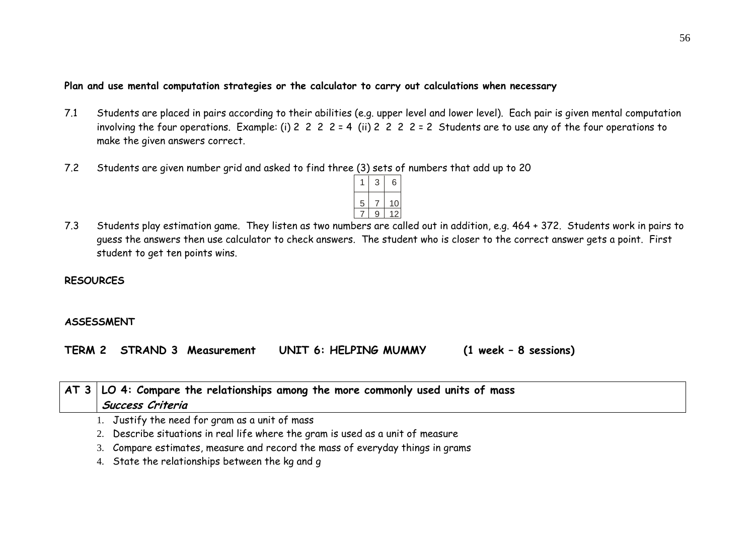**Plan and use mental computation strategies or the calculator to carry out calculations when necessary**

7.1 Students are placed in pairs according to their abilities (e.g. upper level and lower level). Each pair is given mental computation involving the four operations. Example: (i) 2 2 2 2 = 4 (ii) 2 2 2 2 = 2 Students are to use any of the four operations to make the given answers correct.

7.2 Students are given number grid and asked to find three (3) sets of numbers that add up to 20

| 1 | 3 | 6 |
|---|---|---|
| 5 | 7 | 10 |
| 7 | 9 | 12 |

7.3 Students play estimation game. They listen as two numbers are called out in addition, e.g. 464 + 372. Students work in pairs to guess the answers then use calculator to check answers. The student who is closer to the correct answer gets a point. First student to get ten points wins.

**RESOURCES**

**ASSESSMENT**

**TERM 2 STRAND 3 Measurement UNIT 6: HELPING MUMMY (1 week – 8 sessions)**

| AT 3 | **LO 4: Compare the relationships among the more commonly used units of mass** <br> ***Success Criteria*** |
|---|---|

1. Justify the need for gram as a unit of mass
2. Describe situations in real life where the gram is used as a unit of measure
3. Compare estimates, measure and record the mass of everyday things in grams
4. State the relationships between the kg and g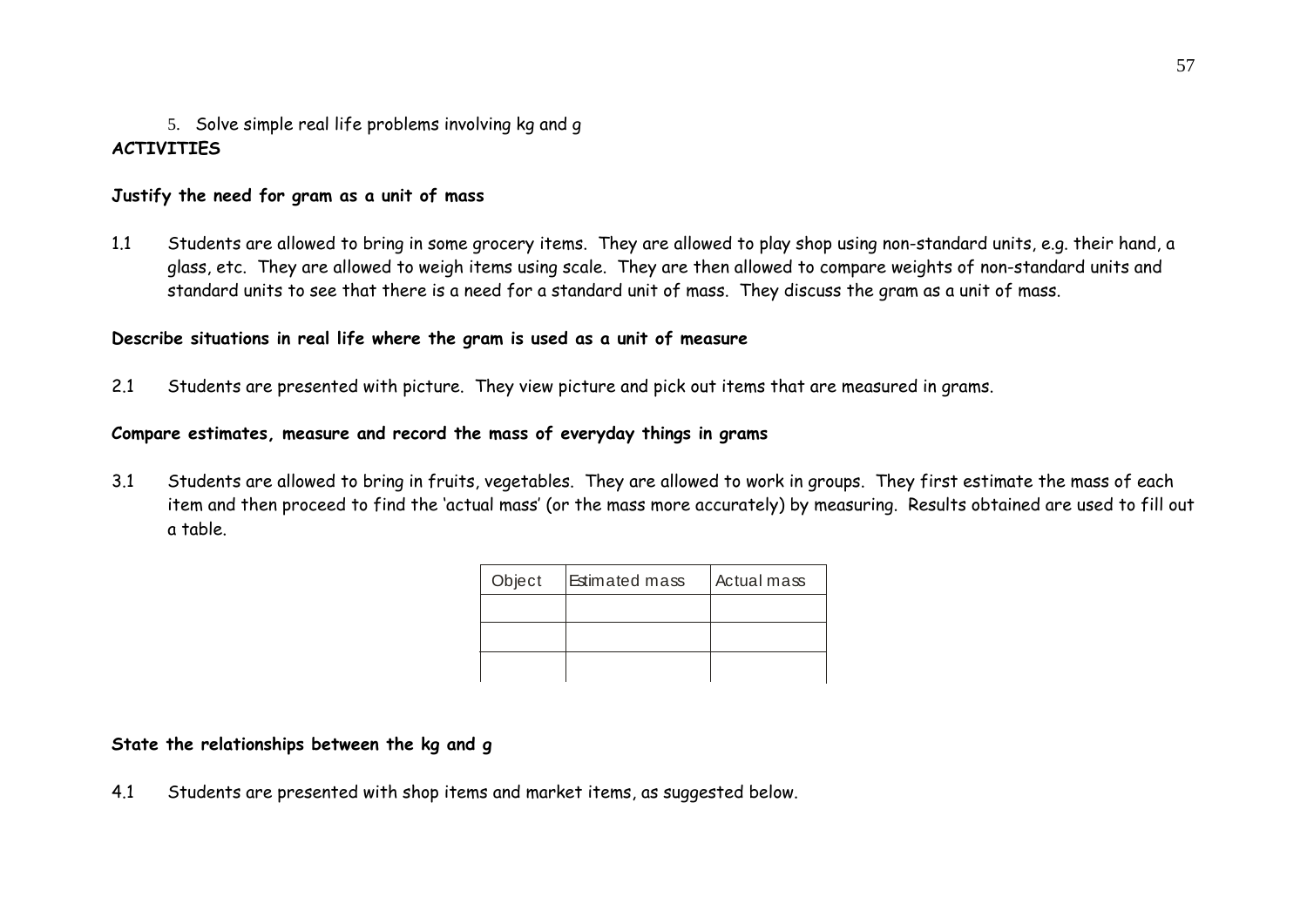5. Solve simple real life problems involving kg and g

**ACTIVITIES**

**Justify the need for gram as a unit of mass**

1.1 Students are allowed to bring in some grocery items. They are allowed to play shop using non-standard units, e.g. their hand, a glass, etc. They are allowed to weigh items using scale. They are then allowed to compare weights of non-standard units and standard units to see that there is a need for a standard unit of mass. They discuss the gram as a unit of mass.

**Describe situations in real life where the gram is used as a unit of measure**

2.1 Students are presented with picture. They view picture and pick out items that are measured in grams.

**Compare estimates, measure and record the mass of everyday things in grams**

3.1 Students are allowed to bring in fruits, vegetables. They are allowed to work in groups. They first estimate the mass of each item and then proceed to find the 'actual mass' (or the mass more accurately) by measuring. Results obtained are used to fill out a table.

| Object | Estimated mass | Actual mass |
| --- | --- | --- |
| | | |
| | | |
| | | |

**State the relationships between the kg and g**

4.1 Students are presented with shop items and market items, as suggested below.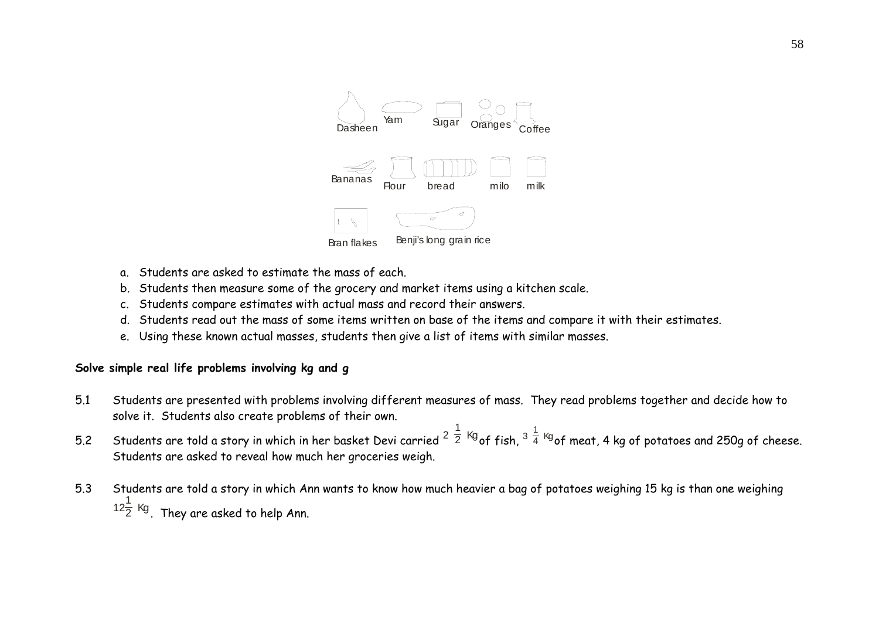Dasheen Yam Sugar Oranges Coffee

Bananas Flour bread milo milk

Bran flakes Benji's long grain rice

a. Students are asked to estimate the mass of each.
b. Students then measure some of the grocery and market items using a kitchen scale.
c. Students compare estimates with actual mass and record their answers.
d. Students read out the mass of some items written on base of the items and compare it with their estimates.
e. Using these known actual masses, students then give a list of items with similar masses.

**Solve simple real life problems involving kg and g**

5.1 Students are presented with problems involving different measures of mass. They read problems together and decide how to solve it. Students also create problems of their own.

5.2 Students are told a story in which in her basket Devi carried $2\frac{1}{2}$ Kg of fish, $3\frac{1}{4}$ Kg of meat, 4 kg of potatoes and 250g of cheese. Students are asked to reveal how much her groceries weigh.

5.3 Students are told a story in which Ann wants to know how much heavier a bag of potatoes weighing 15 kg is than one weighing $12\frac{1}{2}$ Kg. They are asked to help Ann.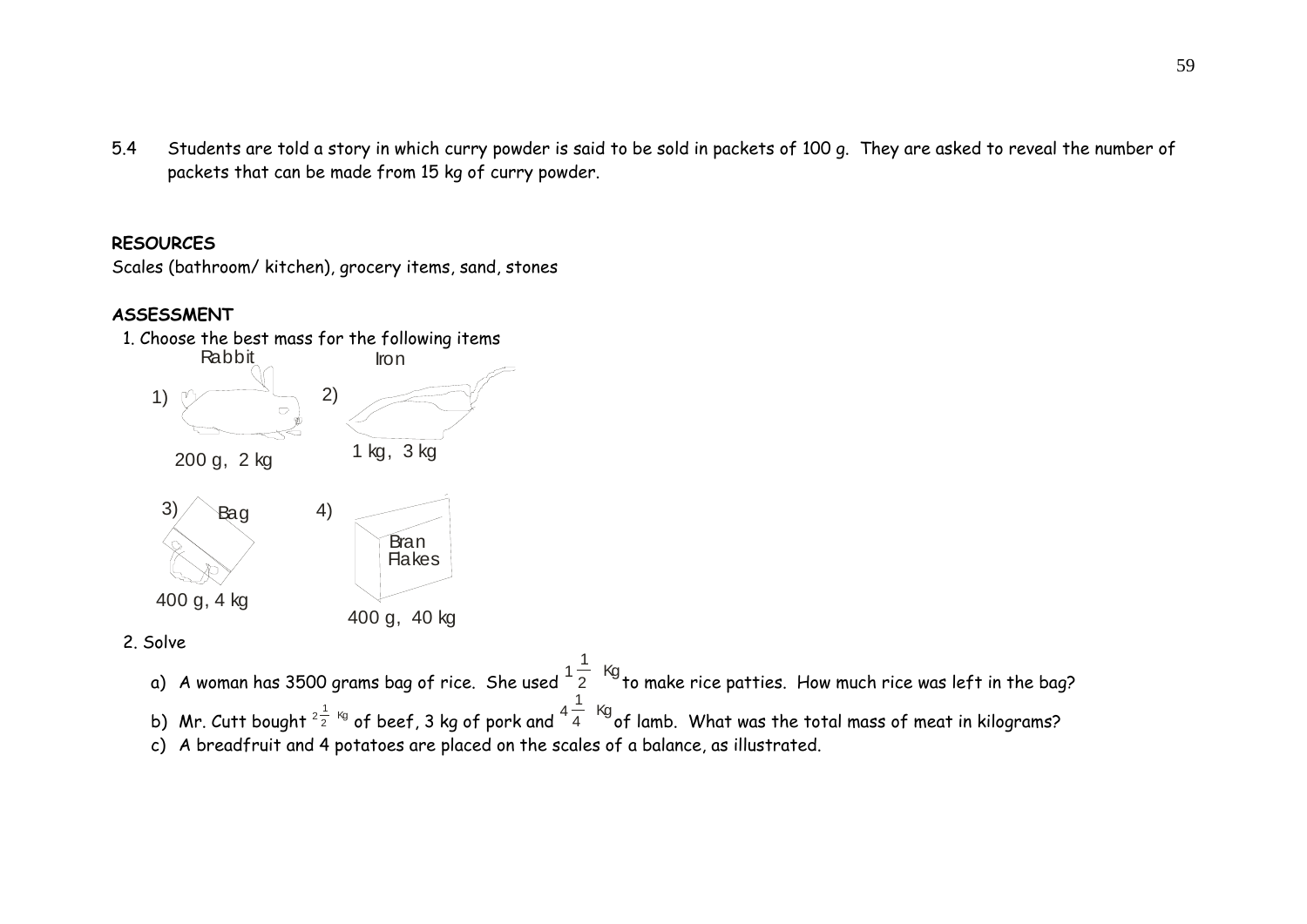5.4 Students are told a story in which curry powder is said to be sold in packets of 100 g. They are asked to reveal the number of packets that can be made from 15 kg of curry powder.

**RESOURCES**

Scales (bathroom/ kitchen), grocery items, sand, stones

**ASSESSMENT**

1. Choose the best mass for the following items

1) Rabbit — 200 g, 2 kg

2) Iron — 1 kg, 3 kg

3) Bag — 400 g, 4 kg

4) Bran Flakes — 400 g, 40 kg

2. Solve

a) A woman has 3500 grams bag of rice. She used $1\frac{1}{2}$ Kg to make rice patties. How much rice was left in the bag?

b) Mr. Cutt bought $2\frac{1}{2}$ Kg of beef, 3 kg of pork and $4\frac{1}{4}$ Kg of lamb. What was the total mass of meat in kilograms?

c) A breadfruit and 4 potatoes are placed on the scales of a balance, as illustrated.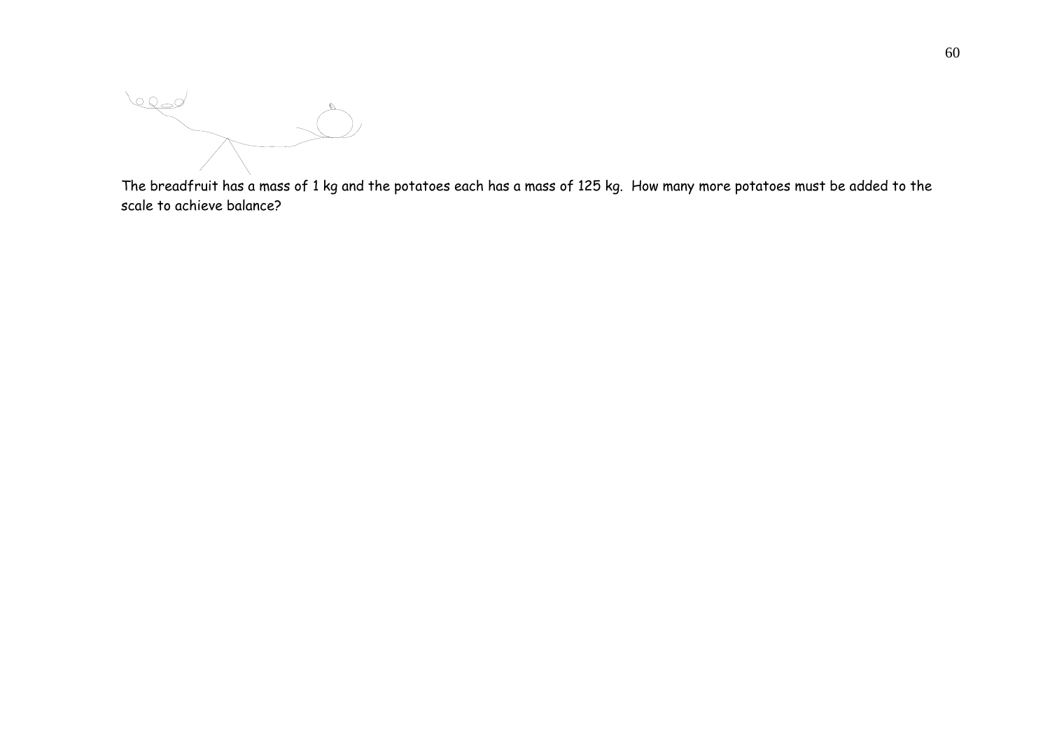The breadfruit has a mass of 1 kg and the potatoes each has a mass of 125 kg. How many more potatoes must be added to the scale to achieve balance?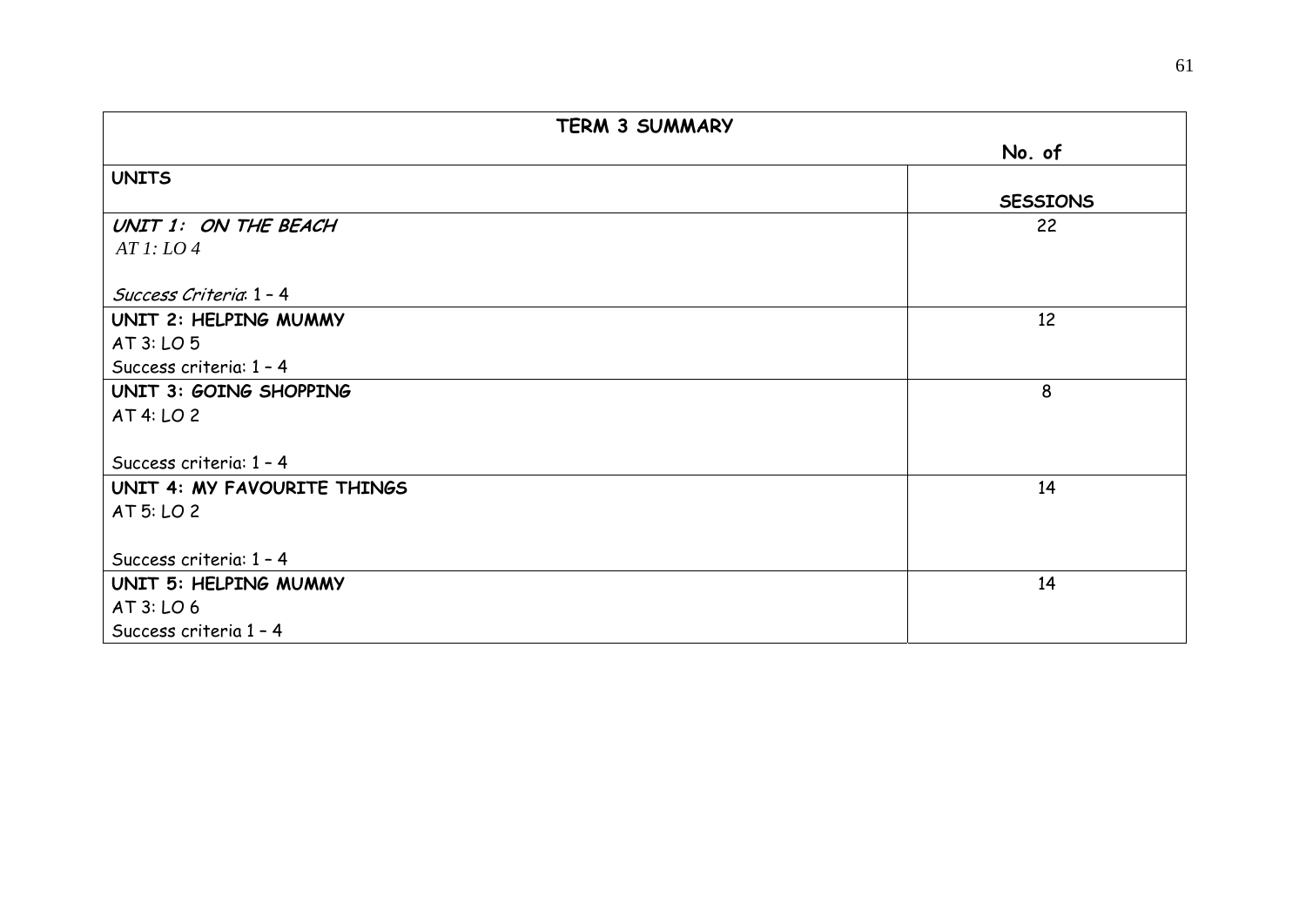| TERM 3 SUMMARY | |
|---|---|
| | **No. of** |
| **UNITS** | **SESSIONS** |
| ***UNIT 1: ON THE BEACH***<br>*AT 1: LO 4*<br><br>*Success Criteria*: 1 – 4 | 22 |
| **UNIT 2: HELPING MUMMY**<br>AT 3: LO 5<br>Success criteria: 1 – 4 | 12 |
| **UNIT 3: GOING SHOPPING**<br>AT 4: LO 2<br><br>Success criteria: 1 – 4 | 8 |
| **UNIT 4: MY FAVOURITE THINGS**<br>AT 5: LO 2<br><br>Success criteria: 1 – 4 | 14 |
| **UNIT 5: HELPING MUMMY**<br>AT 3: LO 6<br>Success criteria 1 – 4 | 14 |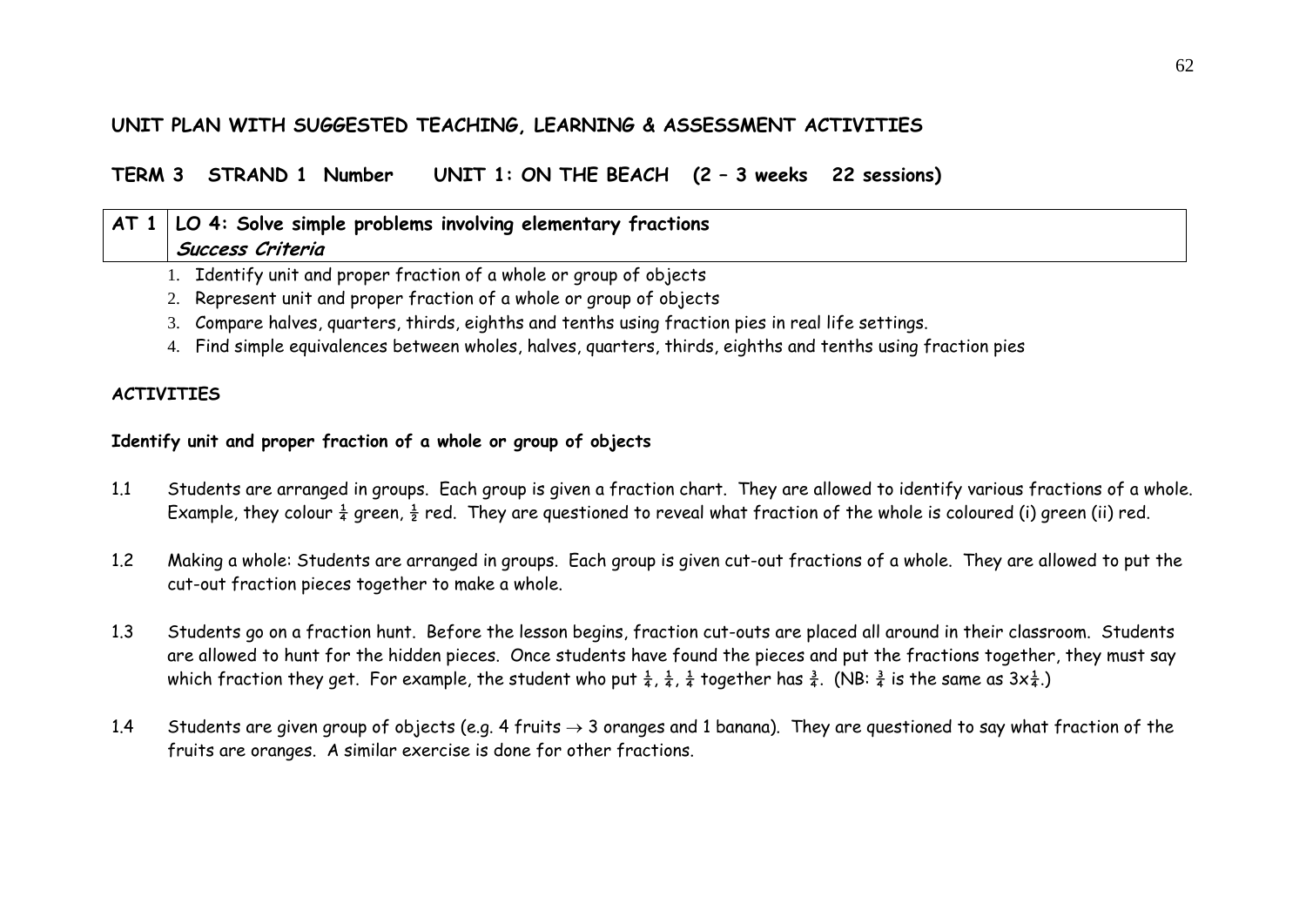## UNIT PLAN WITH SUGGESTED TEACHING, LEARNING & ASSESSMENT ACTIVITIES

### TERM 3 STRAND 1 Number UNIT 1: ON THE BEACH (2 – 3 weeks 22 sessions)

| AT 1 | LO 4: Solve simple problems involving elementary fractions<br>***Success Criteria*** |
|---|---|

1. Identify unit and proper fraction of a whole or group of objects
2. Represent unit and proper fraction of a whole or group of objects
3. Compare halves, quarters, thirds, eighths and tenths using fraction pies in real life settings.
4. Find simple equivalences between wholes, halves, quarters, thirds, eighths and tenths using fraction pies

**ACTIVITIES**

**Identify unit and proper fraction of a whole or group of objects**

1.1 Students are arranged in groups. Each group is given a fraction chart. They are allowed to identify various fractions of a whole. Example, they colour $\frac{1}{4}$ green, $\frac{1}{2}$ red. They are questioned to reveal what fraction of the whole is coloured (i) green (ii) red.

1.2 Making a whole: Students are arranged in groups. Each group is given cut-out fractions of a whole. They are allowed to put the cut-out fraction pieces together to make a whole.

1.3 Students go on a fraction hunt. Before the lesson begins, fraction cut-outs are placed all around in their classroom. Students are allowed to hunt for the hidden pieces. Once students have found the pieces and put the fractions together, they must say which fraction they get. For example, the student who put $\frac{1}{4}$, $\frac{1}{4}$, $\frac{1}{4}$ together has $\frac{3}{4}$. (NB: $\frac{3}{4}$ is the same as $3\times\frac{1}{4}$.)

1.4 Students are given group of objects (e.g. 4 fruits $\rightarrow$ 3 oranges and 1 banana). They are questioned to say what fraction of the fruits are oranges. A similar exercise is done for other fractions.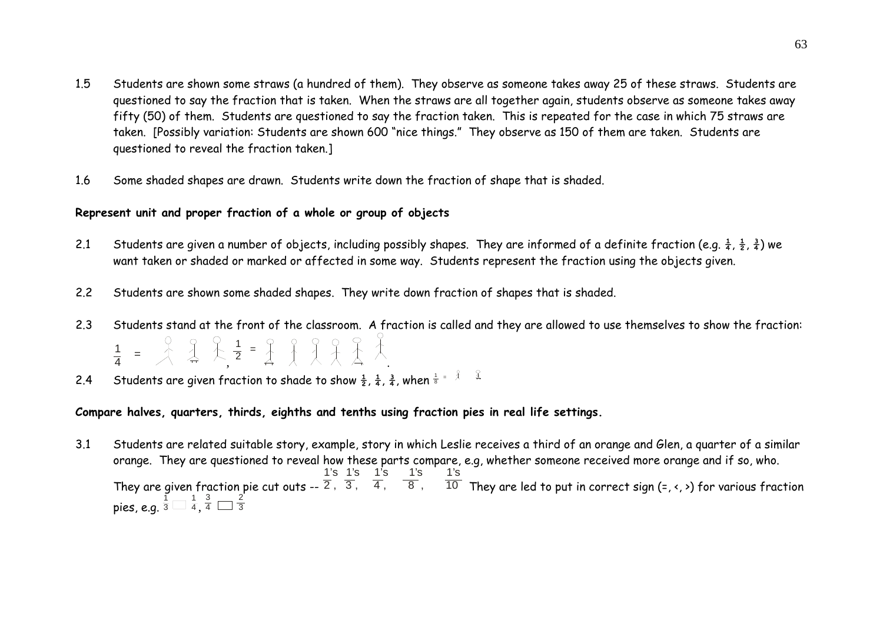1.5 Students are shown some straws (a hundred of them). They observe as someone takes away 25 of these straws. Students are questioned to say the fraction that is taken. When the straws are all together again, students observe as someone takes away fifty (50) of them. Students are questioned to say the fraction taken. This is repeated for the case in which 75 straws are taken. [Possibly variation: Students are shown 600 "nice things." They observe as 150 of them are taken. Students are questioned to reveal the fraction taken.]

1.6 Some shaded shapes are drawn. Students write down the fraction of shape that is shaded.

**Represent unit and proper fraction of a whole or group of objects**

2.1 Students are given a number of objects, including possibly shapes. They are informed of a definite fraction (e.g. $\frac{1}{4}$, $\frac{1}{2}$, $\frac{3}{4}$) we want taken or shaded or marked or affected in some way. Students represent the fraction using the objects given.

2.2 Students are shown some shaded shapes. They write down fraction of shapes that is shaded.

2.3 Students stand at the front of the classroom. A fraction is called and they are allowed to use themselves to show the fraction: $\frac{1}{4}$ = , $\frac{1}{2}$ = .

2.4 Students are given fraction to shade to show $\frac{1}{2}$, $\frac{1}{4}$, $\frac{3}{4}$, when $\frac{1}{8}$ =

**Compare halves, quarters, thirds, eighths and tenths using fraction pies in real life settings.**

3.1 Students are related suitable story, example, story in which Leslie receives a third of an orange and Glen, a quarter of a similar orange. They are questioned to reveal how these parts compare, e.g, whether someone received more orange and if so, who. They are given fraction pie cut outs -- $\frac{1\text{'s}}{2}$, $\frac{1\text{'s}}{3}$, $\frac{1\text{'s}}{4}$, $\frac{1\text{'s}}{8}$, $\frac{1\text{'s}}{10}$ They are led to put in correct sign (=, <, >) for various fraction pies, e.g. $\frac{1}{3}$ ☐ $\frac{1}{4}$, $\frac{3}{4}$ ☐ $\frac{2}{3}$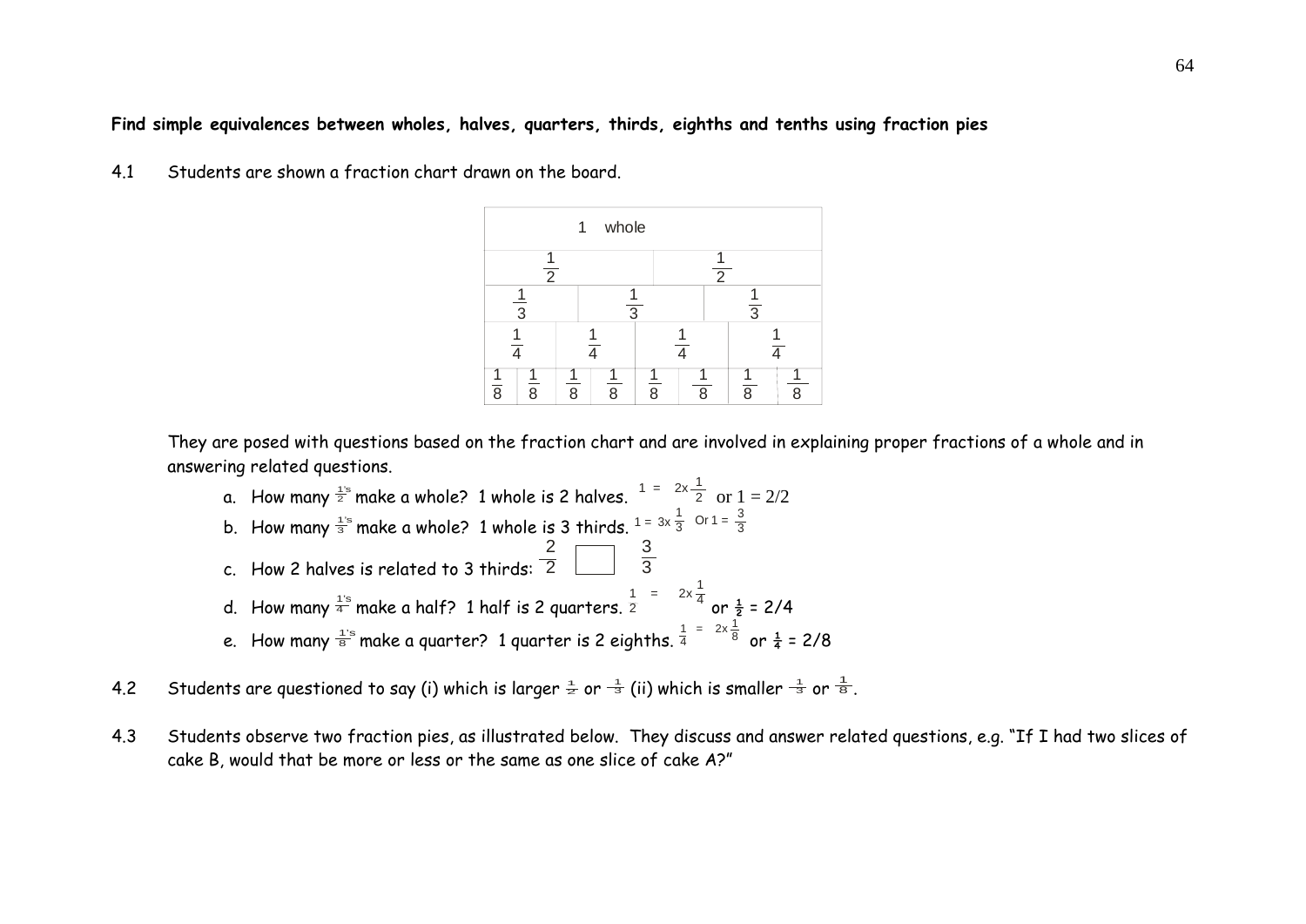**Find simple equivalences between wholes, halves, quarters, thirds, eighths and tenths using fraction pies**

4.1 Students are shown a fraction chart drawn on the board.

| 1 whole | | | | | | | |
|---|---|---|---|---|---|---|---|
| $\frac{1}{2}$ | | | | $\frac{1}{2}$ | | | |
| $\frac{1}{3}$ | | $\frac{1}{3}$ | | | $\frac{1}{3}$ | | |
| $\frac{1}{4}$ | | $\frac{1}{4}$ | | $\frac{1}{4}$ | | $\frac{1}{4}$ | |
| $\frac{1}{8}$ | $\frac{1}{8}$ | $\frac{1}{8}$ | $\frac{1}{8}$ | $\frac{1}{8}$ | $\frac{1}{8}$ | $\frac{1}{8}$ | $\frac{1}{8}$ |

They are posed with questions based on the fraction chart and are involved in explaining proper fractions of a whole and in answering related questions.

a. How many $\frac{1}{2}$'s make a whole? 1 whole is 2 halves. $1 = 2\text{x}\frac{1}{2}$ or $1 = 2/2$

b. How many $\frac{1}{3}$'s make a whole? 1 whole is 3 thirds. $1 = 3\text{x}\frac{1}{3}$ Or $1 = \frac{3}{3}$

c. How 2 halves is related to 3 thirds: $\frac{2}{2}$ ☐ $\frac{3}{3}$

d. How many $\frac{1}{4}$'s make a half? 1 half is 2 quarters. $\frac{1}{2} = 2\text{x}\frac{1}{4}$ or $\frac{1}{2} = 2/4$

e. How many $\frac{1}{8}$'s make a quarter? 1 quarter is 2 eighths. $\frac{1}{4} = 2\text{x}\frac{1}{8}$ or $\frac{1}{4} = 2/8$

4.2 Students are questioned to say (i) which is larger $\frac{1}{2}$ or $\frac{1}{3}$ (ii) which is smaller $\frac{1}{3}$ or $\frac{1}{8}$.

4.3 Students observe two fraction pies, as illustrated below. They discuss and answer related questions, e.g. "If I had two slices of cake B, would that be more or less or the same as one slice of cake A?"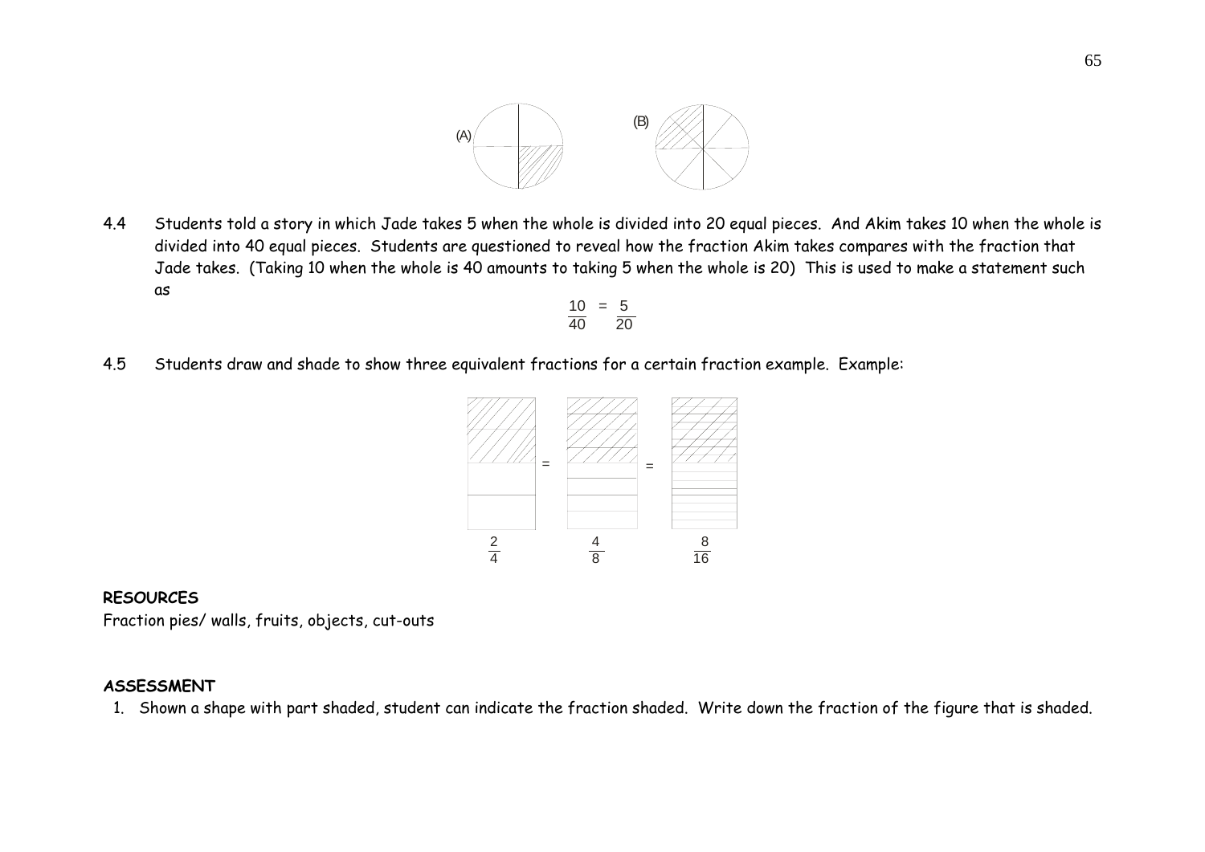(A) (B)

4.4 Students told a story in which Jade takes 5 when the whole is divided into 20 equal pieces. And Akim takes 10 when the whole is divided into 40 equal pieces. Students are questioned to reveal how the fraction Akim takes compares with the fraction that Jade takes. (Taking 10 when the whole is 40 amounts to taking 5 when the whole is 20) This is used to make a statement such as

$$\frac{10}{40} = \frac{5}{20}$$

4.5 Students draw and shade to show three equivalent fractions for a certain fraction example. Example:

$$\frac{2}{4} = \frac{4}{8} = \frac{8}{16}$$

**RESOURCES**

Fraction pies/ walls, fruits, objects, cut-outs

**ASSESSMENT**

1. Shown a shape with part shaded, student can indicate the fraction shaded. Write down the fraction of the figure that is shaded.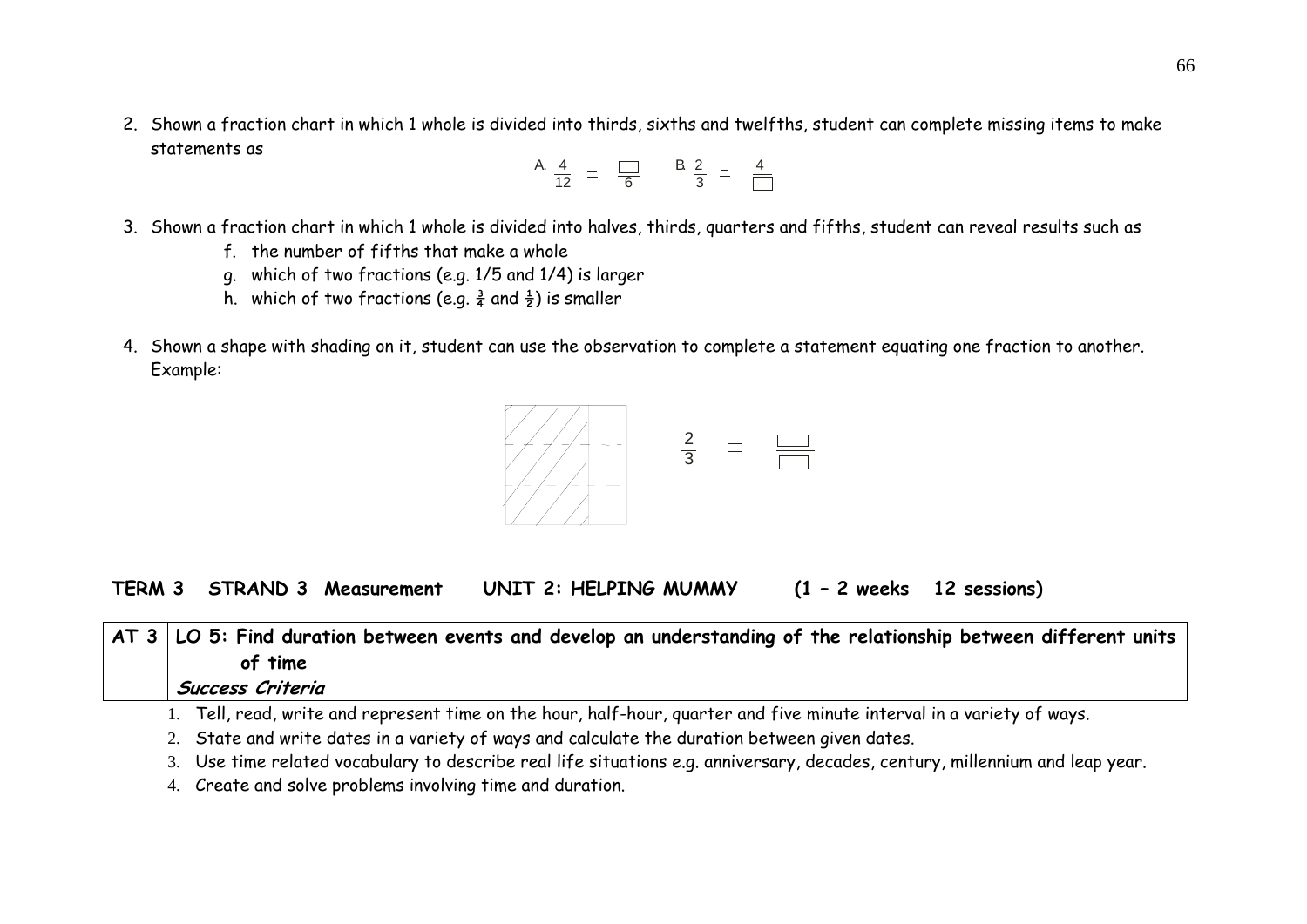2. Shown a fraction chart in which 1 whole is divided into thirds, sixths and twelfths, student can complete missing items to make statements as

   A. $\frac{4}{12} = \frac{\square}{6}$  B. $\frac{2}{3} = \frac{4}{\square}$

3. Shown a fraction chart in which 1 whole is divided into halves, thirds, quarters and fifths, student can reveal results such as
   - f. the number of fifths that make a whole
   - g. which of two fractions (e.g. 1/5 and 1/4) is larger
   - h. which of two fractions (e.g. $\frac{3}{4}$ and $\frac{1}{2}$) is smaller

4. Shown a shape with shading on it, student can use the observation to complete a statement equating one fraction to another. Example:

   $\frac{2}{3} = \frac{\square}{\square}$

**TERM 3 STRAND 3 Measurement UNIT 2: HELPING MUMMY (1 – 2 weeks 12 sessions)**

| AT 3 | **LO 5: Find duration between events and develop an understanding of the relationship between different units of time** <br> ***Success Criteria*** |
|---|---|

1. Tell, read, write and represent time on the hour, half-hour, quarter and five minute interval in a variety of ways.
2. State and write dates in a variety of ways and calculate the duration between given dates.
3. Use time related vocabulary to describe real life situations e.g. anniversary, decades, century, millennium and leap year.
4. Create and solve problems involving time and duration.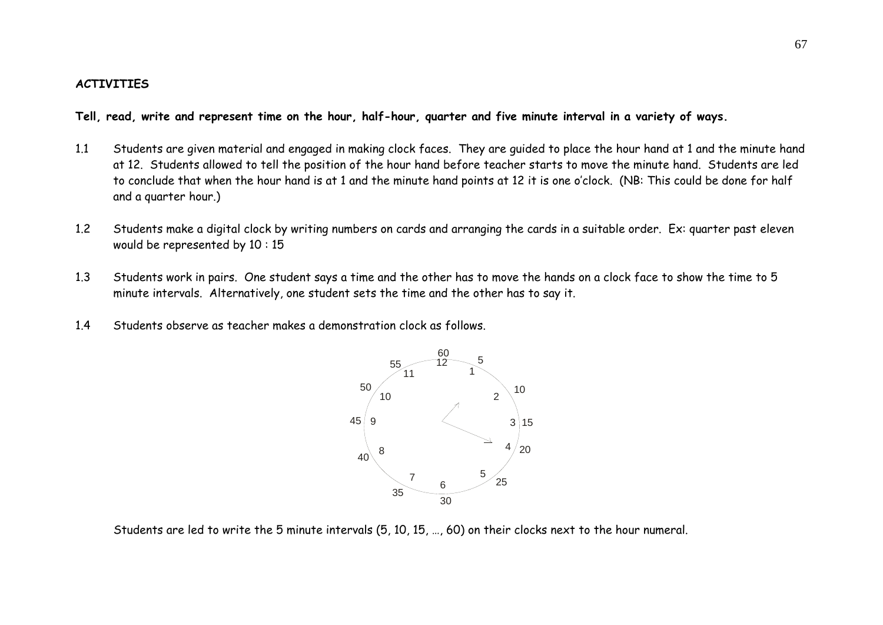**ACTIVITIES**

**Tell, read, write and represent time on the hour, half-hour, quarter and five minute interval in a variety of ways.**

1.1 Students are given material and engaged in making clock faces. They are guided to place the hour hand at 1 and the minute hand at 12. Students allowed to tell the position of the hour hand before teacher starts to move the minute hand. Students are led to conclude that when the hour hand is at 1 and the minute hand points at 12 it is one o'clock. (NB: This could be done for half and a quarter hour.)

1.2 Students make a digital clock by writing numbers on cards and arranging the cards in a suitable order. Ex: quarter past eleven would be represented by 10 : 15

1.3 Students work in pairs. One student says a time and the other has to move the hands on a clock face to show the time to 5 minute intervals. Alternatively, one student sets the time and the other has to say it.

1.4 Students observe as teacher makes a demonstration clock as follows.

Students are led to write the 5 minute intervals (5, 10, 15, …, 60) on their clocks next to the hour numeral.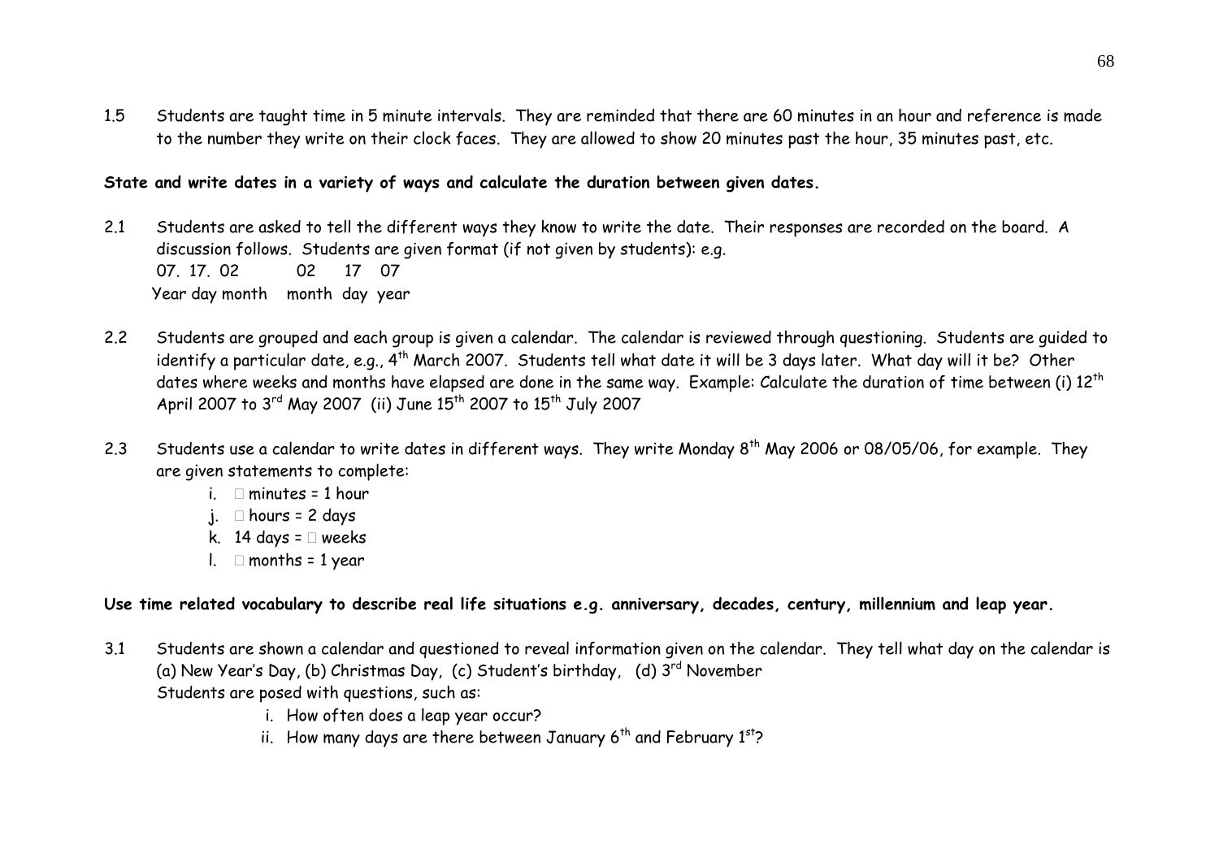1.5 Students are taught time in 5 minute intervals. They are reminded that there are 60 minutes in an hour and reference is made to the number they write on their clock faces. They are allowed to show 20 minutes past the hour, 35 minutes past, etc.

**State and write dates in a variety of ways and calculate the duration between given dates.**

2.1 Students are asked to tell the different ways they know to write the date. Their responses are recorded on the board. A discussion follows. Students are given format (if not given by students): e.g.

07. 17. 02 &nbsp;&nbsp;&nbsp;&nbsp;&nbsp;&nbsp; 02 &nbsp; 17 &nbsp; 07
Year day month &nbsp;&nbsp; month day year

2.2 Students are grouped and each group is given a calendar. The calendar is reviewed through questioning. Students are guided to identify a particular date, e.g., 4th March 2007. Students tell what date it will be 3 days later. What day will it be? Other dates where weeks and months have elapsed are done in the same way. Example: Calculate the duration of time between (i) 12th April 2007 to 3rd May 2007 (ii) June 15th 2007 to 15th July 2007

2.3 Students use a calendar to write dates in different ways. They write Monday 8th May 2006 or 08/05/06, for example. They are given statements to complete:

i. □ minutes = 1 hour
j. □ hours = 2 days
k. 14 days = □ weeks
l. □ months = 1 year

**Use time related vocabulary to describe real life situations e.g. anniversary, decades, century, millennium and leap year.**

3.1 Students are shown a calendar and questioned to reveal information given on the calendar. They tell what day on the calendar is (a) New Year's Day, (b) Christmas Day, (c) Student's birthday, (d) 3rd November

Students are posed with questions, such as:

i. How often does a leap year occur?
ii. How many days are there between January 6th and February 1st?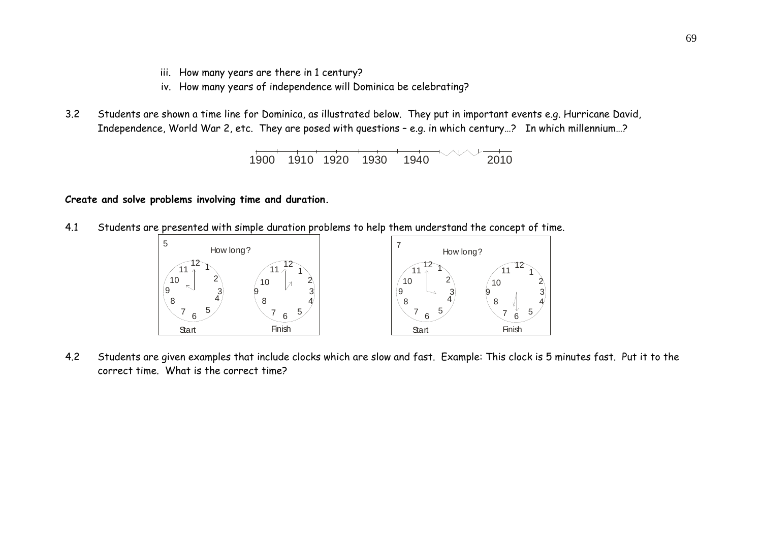iii. How many years are there in 1 century?
iv. How many years of independence will Dominica be celebrating?

3.2 Students are shown a time line for Dominica, as illustrated below. They put in important events e.g. Hurricane David, Independence, World War 2, etc. They are posed with questions – e.g. in which century…? In which millennium…?

1900 1910 1920 1930 1940 2010

**Create and solve problems involving time and duration.**

4.1 Students are presented with simple duration problems to help them understand the concept of time.

5 How long? Start Finish

7 How long? Start Finish

4.2 Students are given examples that include clocks which are slow and fast. Example: This clock is 5 minutes fast. Put it to the correct time. What is the correct time?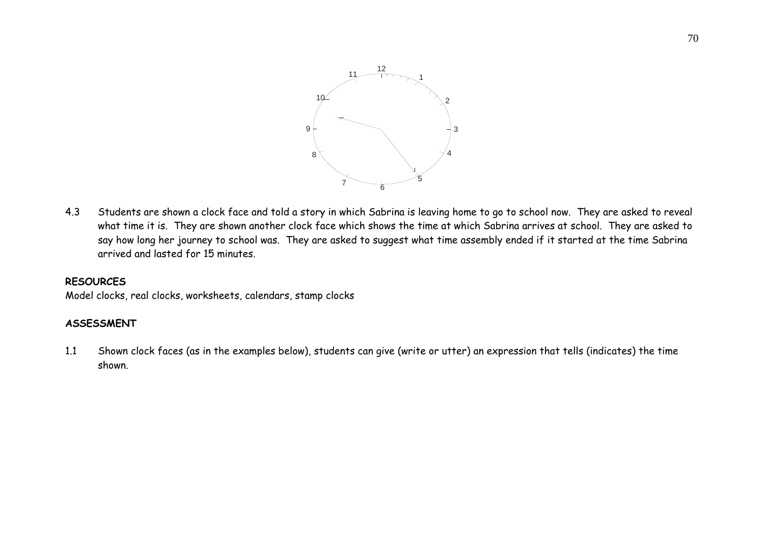4.3 Students are shown a clock face and told a story in which Sabrina is leaving home to go to school now. They are asked to reveal what time it is. They are shown another clock face which shows the time at which Sabrina arrives at school. They are asked to say how long her journey to school was. They are asked to suggest what time assembly ended if it started at the time Sabrina arrived and lasted for 15 minutes.

**RESOURCES**

Model clocks, real clocks, worksheets, calendars, stamp clocks

**ASSESSMENT**

1.1 Shown clock faces (as in the examples below), students can give (write or utter) an expression that tells (indicates) the time shown.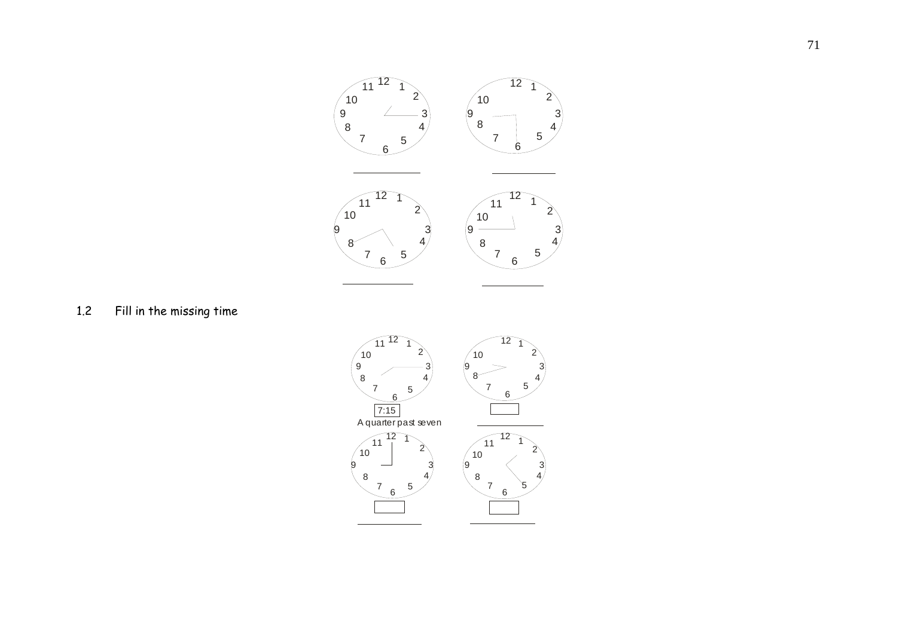1.2 Fill in the missing time

7:15

A quarter past seven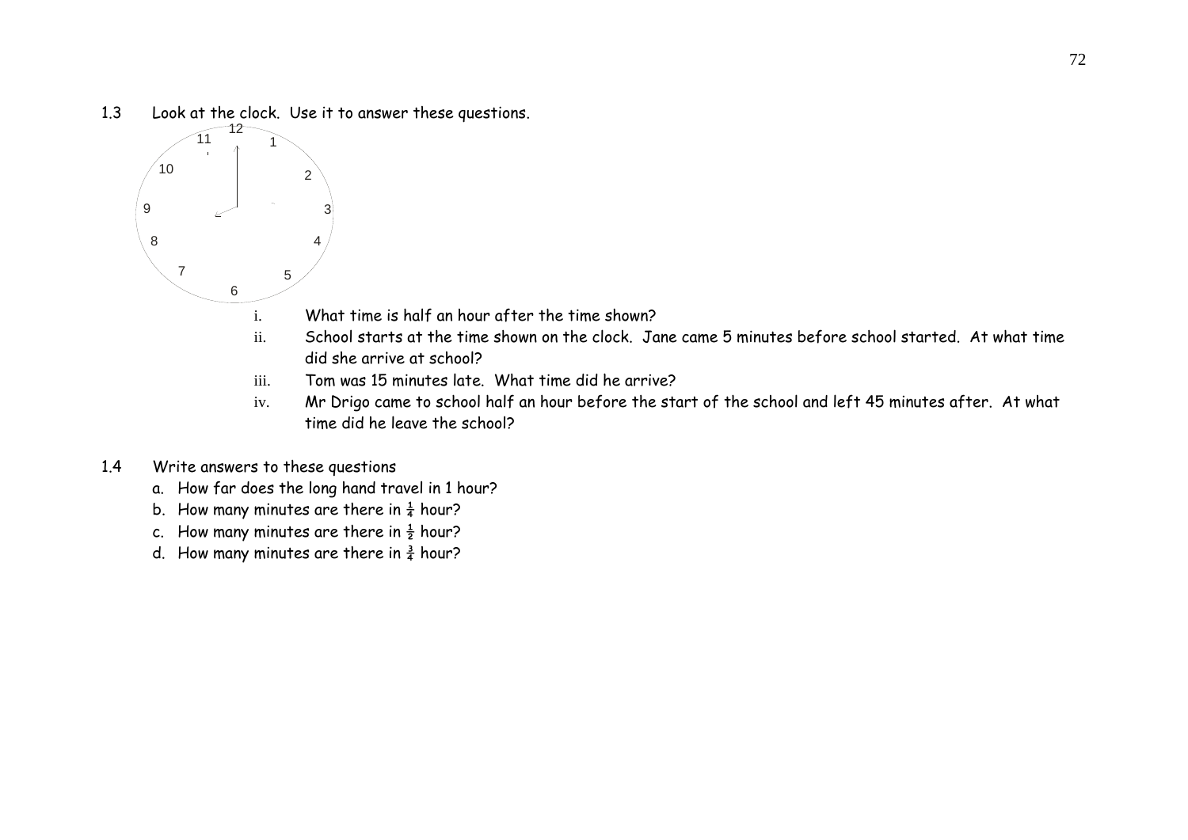1.3 Look at the clock. Use it to answer these questions.

i. What time is half an hour after the time shown?

ii. School starts at the time shown on the clock. Jane came 5 minutes before school started. At what time did she arrive at school?

iii. Tom was 15 minutes late. What time did he arrive?

iv. Mr Drigo came to school half an hour before the start of the school and left 45 minutes after. At what time did he leave the school?

1.4 Write answers to these questions

a. How far does the long hand travel in 1 hour?

b. How many minutes are there in $\frac{1}{4}$ hour?

c. How many minutes are there in $\frac{1}{2}$ hour?

d. How many minutes are there in $\frac{3}{4}$ hour?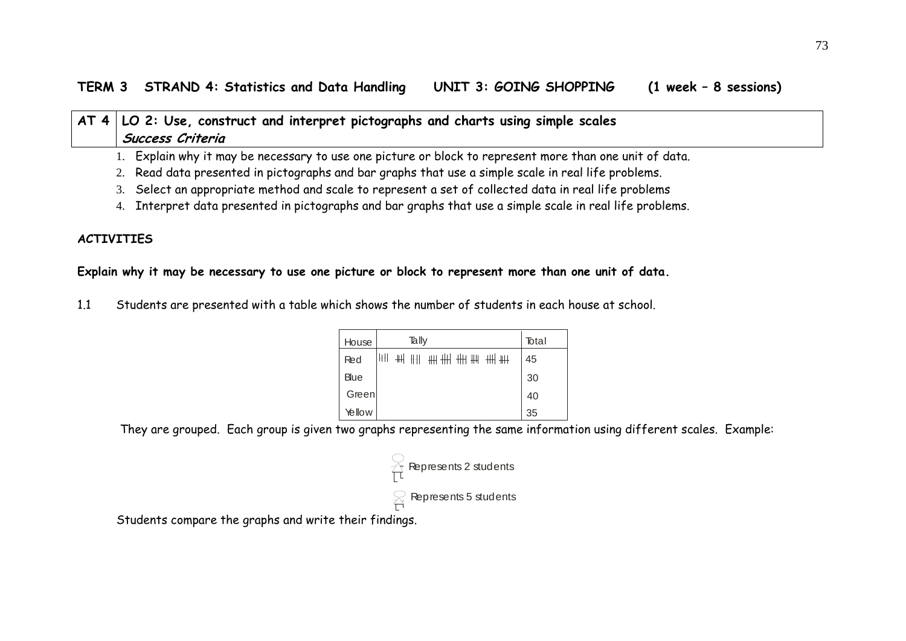**TERM 3 STRAND 4: Statistics and Data Handling UNIT 3: GOING SHOPPING (1 week – 8 sessions)**

| AT 4 | LO 2: Use, construct and interpret pictographs and charts using simple scales *Success Criteria* |
|---|---|

1. Explain why it may be necessary to use one picture or block to represent more than one unit of data.
2. Read data presented in pictographs and bar graphs that use a simple scale in real life problems.
3. Select an appropriate method and scale to represent a set of collected data in real life problems
4. Interpret data presented in pictographs and bar graphs that use a simple scale in real life problems.

**ACTIVITIES**

**Explain why it may be necessary to use one picture or block to represent more than one unit of data.**

1.1 Students are presented with a table which shows the number of students in each house at school.

| House | Tally | Total |
|---|---|---|
| Red | \|\|\|\| ~~\|\|\|\|~~ \|\|\|\| ~~\|\|\|\|~~ ~~\|\|\|\|~~ ~~\|\|\|\|~~ ~~\|\|\|\|~~ ~~\|\|\|\|~~ ~~\|\|\|\|~~ | 45 |
| Blue | | 30 |
| Green | | 40 |
| Yellow | | 35 |

They are grouped. Each group is given two graphs representing the same information using different scales. Example:

Represents 2 students

Represents 5 students

Students compare the graphs and write their findings.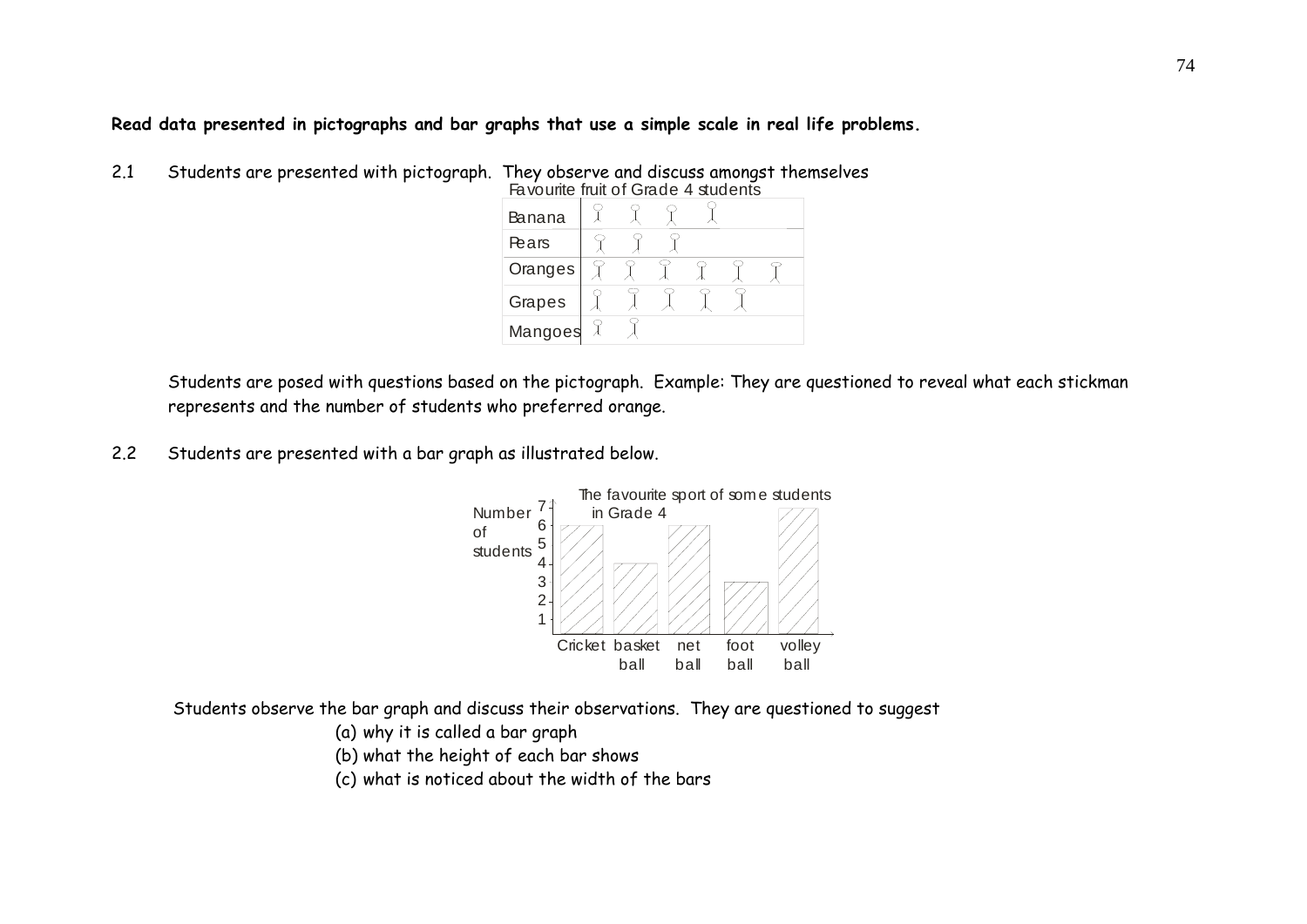**Read data presented in pictographs and bar graphs that use a simple scale in real life problems.**

2.1 Students are presented with pictograph. They observe and discuss amongst themselves

Favourite fruit of Grade 4 students

| | |
|---|---|
| Banana | 🯅 🯅 🯅 🯅 |
| Pears | 🯅 🯅 🯅 |
| Oranges | 🯅 🯅 🯅 🯅 🯅 🯅 |
| Grapes | 🯅 🯅 🯅 🯅 🯅 |
| Mangoes | 🯅 🯅 |

Students are posed with questions based on the pictograph. Example: They are questioned to reveal what each stickman represents and the number of students who preferred orange.

2.2 Students are presented with a bar graph as illustrated below.

The favourite sport of some students in Grade 4

| Sport | Number of students |
|---|---|
| Cricket | 6 |
| basket ball | 4 |
| net ball | 6 |
| foot ball | 3 |
| volley ball | 7 |

Students observe the bar graph and discuss their observations. They are questioned to suggest

(a) why it is called a bar graph

(b) what the height of each bar shows

(c) what is noticed about the width of the bars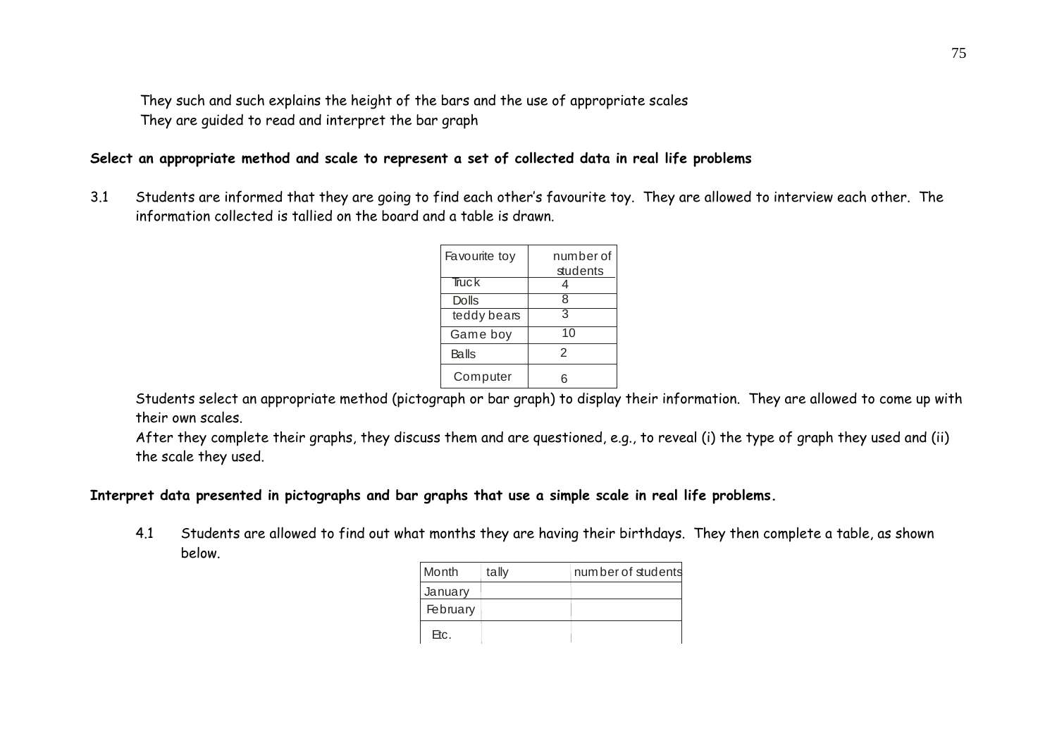They such and such explains the height of the bars and the use of appropriate scales
They are guided to read and interpret the bar graph

**Select an appropriate method and scale to represent a set of collected data in real life problems**

3.1 Students are informed that they are going to find each other's favourite toy. They are allowed to interview each other. The information collected is tallied on the board and a table is drawn.

| Favourite toy | number of students |
|---|---|
| Truck | 4 |
| Dolls | 8 |
| teddy bears | 3 |
| Game boy | 10 |
| Balls | 2 |
| Computer | 6 |

Students select an appropriate method (pictograph or bar graph) to display their information. They are allowed to come up with their own scales.
After they complete their graphs, they discuss them and are questioned, e.g., to reveal (i) the type of graph they used and (ii) the scale they used.

**Interpret data presented in pictographs and bar graphs that use a simple scale in real life problems.**

4.1 Students are allowed to find out what months they are having their birthdays. They then complete a table, as shown below.

| Month | tally | number of students |
|---|---|---|
| January | | |
| February | | |
| Etc. | | |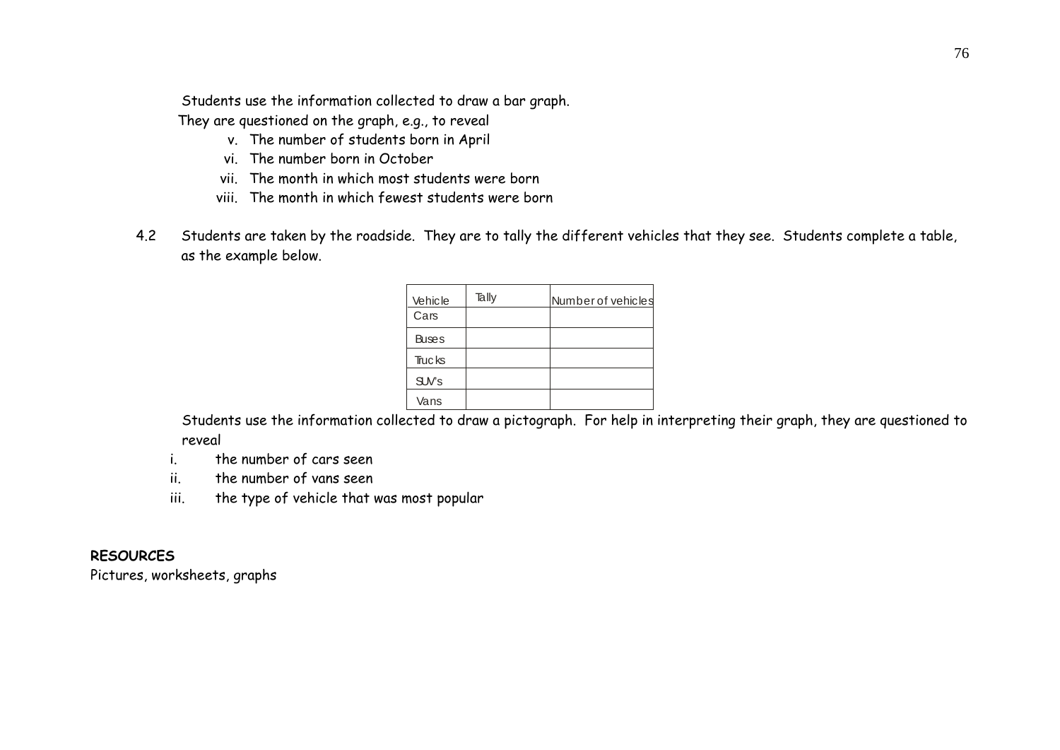Students use the information collected to draw a bar graph.
They are questioned on the graph, e.g., to reveal

v. The number of students born in April
vi. The number born in October
vii. The month in which most students were born
viii. The month in which fewest students were born

4.2 Students are taken by the roadside. They are to tally the different vehicles that they see. Students complete a table, as the example below.

| Vehicle | Tally | Number of vehicles |
| --- | --- | --- |
| Cars | | |
| Buses | | |
| Trucks | | |
| SUV's | | |
| Vans | | |

Students use the information collected to draw a pictograph. For help in interpreting their graph, they are questioned to reveal

i. the number of cars seen
ii. the number of vans seen
iii. the type of vehicle that was most popular

**RESOURCES**

Pictures, worksheets, graphs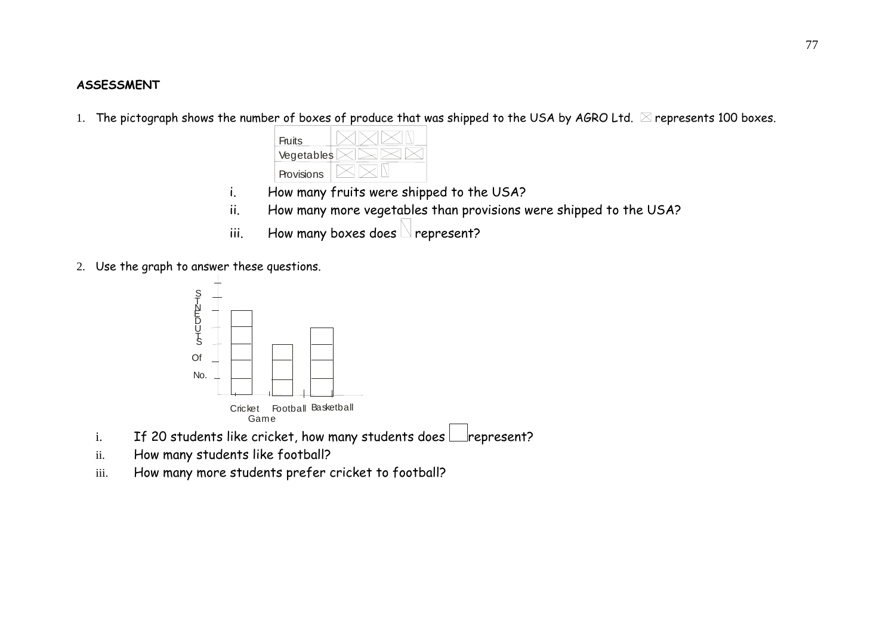**ASSESSMENT**

1. The pictograph shows the number of boxes of produce that was shipped to the USA by AGRO Ltd. ⊠ represents 100 boxes.

| Fruits | ⊠ ⊠ ⊠ ◺ |
|---|---|
| Vegetables | ⊠ ⊠ ⊠ ⊠ |
| Provisions | ⊠ ⊠ ◺ |

   i. How many fruits were shipped to the USA?
   ii. How many more vegetables than provisions were shipped to the USA?
   iii. How many boxes does ◺ represent?

2. Use the graph to answer these questions.

   No. Of STUDENTS

   Cricket   Football   Basketball

   Game

   i. If 20 students like cricket, how many students does ☐ represent?
   ii. How many students like football?
   iii. How many more students prefer cricket to football?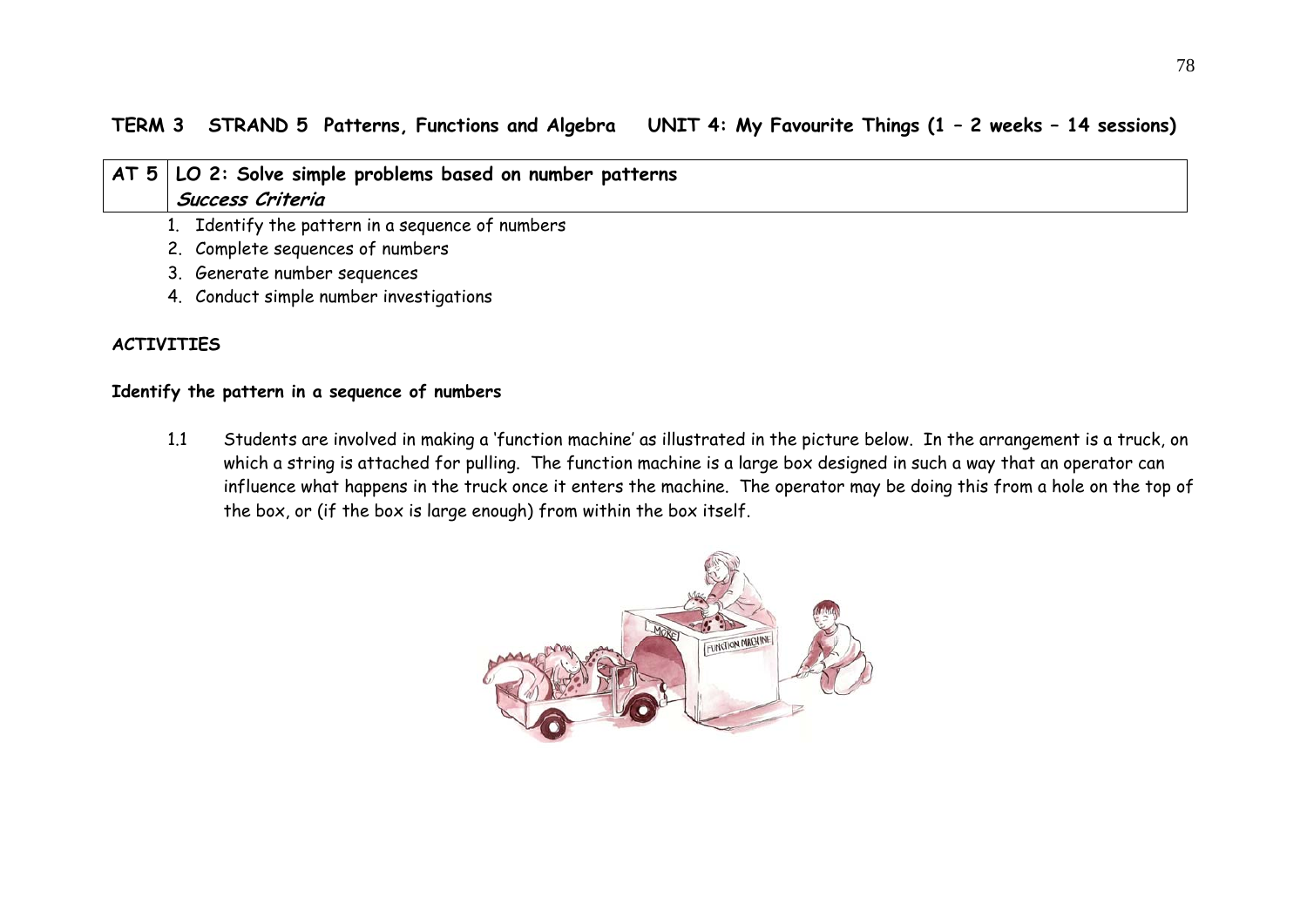**TERM 3 STRAND 5 Patterns, Functions and Algebra UNIT 4: My Favourite Things (1 – 2 weeks – 14 sessions)**

| AT 5 | LO 2: Solve simple problems based on number patterns<br>***Success Criteria*** |
|---|---|

1. Identify the pattern in a sequence of numbers
2. Complete sequences of numbers
3. Generate number sequences
4. Conduct simple number investigations

**ACTIVITIES**

**Identify the pattern in a sequence of numbers**

1.1 Students are involved in making a 'function machine' as illustrated in the picture below. In the arrangement is a truck, on which a string is attached for pulling. The function machine is a large box designed in such a way that an operator can influence what happens in the truck once it enters the machine. The operator may be doing this from a hole on the top of the box, or (if the box is large enough) from within the box itself.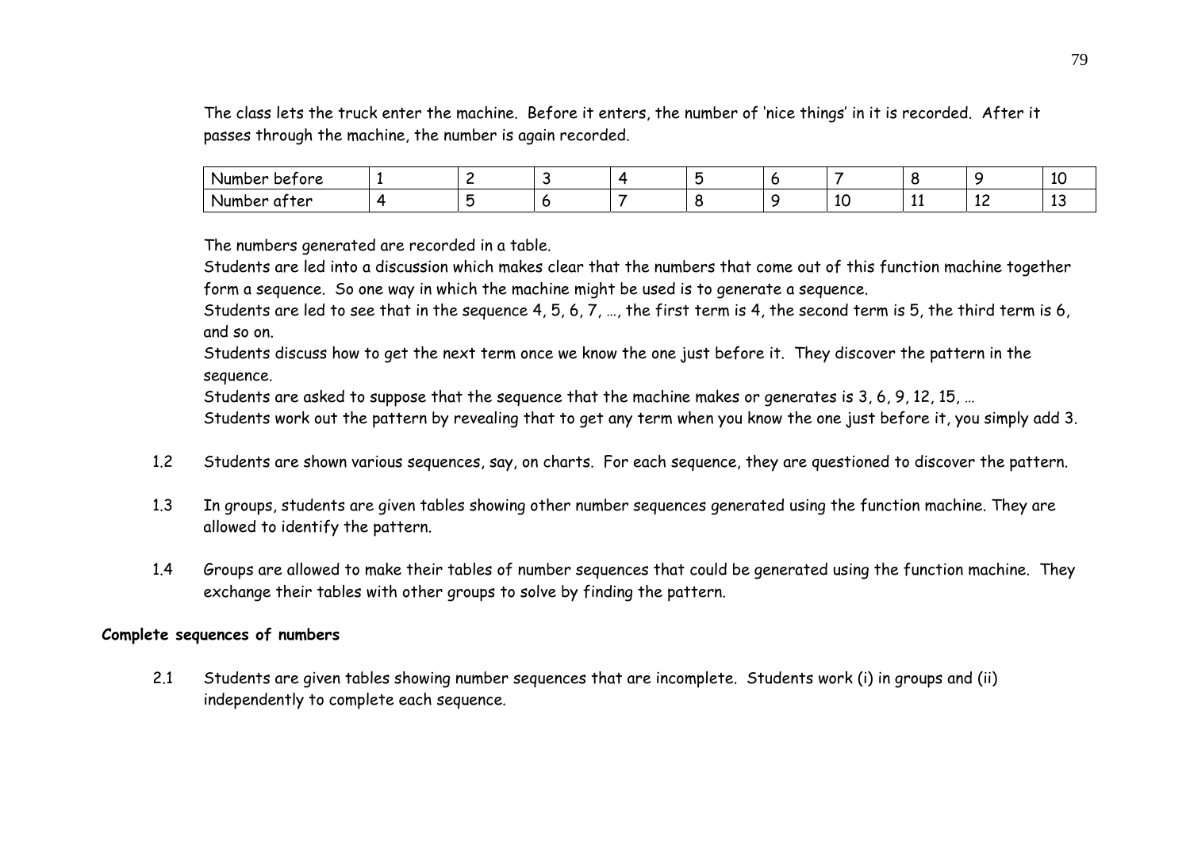The class lets the truck enter the machine. Before it enters, the number of 'nice things' in it is recorded. After it passes through the machine, the number is again recorded.

| Number before | 1 | 2 | 3 | 4 | 5 | 6 | 7 | 8 | 9 | 10 |
|---|---|---|---|---|---|---|---|---|---|---|
| Number after | 4 | 5 | 6 | 7 | 8 | 9 | 10 | 11 | 12 | 13 |

The numbers generated are recorded in a table.
Students are led into a discussion which makes clear that the numbers that come out of this function machine together form a sequence. So one way in which the machine might be used is to generate a sequence.
Students are led to see that in the sequence 4, 5, 6, 7, …, the first term is 4, the second term is 5, the third term is 6, and so on.
Students discuss how to get the next term once we know the one just before it. They discover the pattern in the sequence.
Students are asked to suppose that the sequence that the machine makes or generates is 3, 6, 9, 12, 15, …
Students work out the pattern by revealing that to get any term when you know the one just before it, you simply add 3.

1.2 Students are shown various sequences, say, on charts. For each sequence, they are questioned to discover the pattern.

1.3 In groups, students are given tables showing other number sequences generated using the function machine. They are allowed to identify the pattern.

1.4 Groups are allowed to make their tables of number sequences that could be generated using the function machine. They exchange their tables with other groups to solve by finding the pattern.

**Complete sequences of numbers**

2.1 Students are given tables showing number sequences that are incomplete. Students work (i) in groups and (ii) independently to complete each sequence.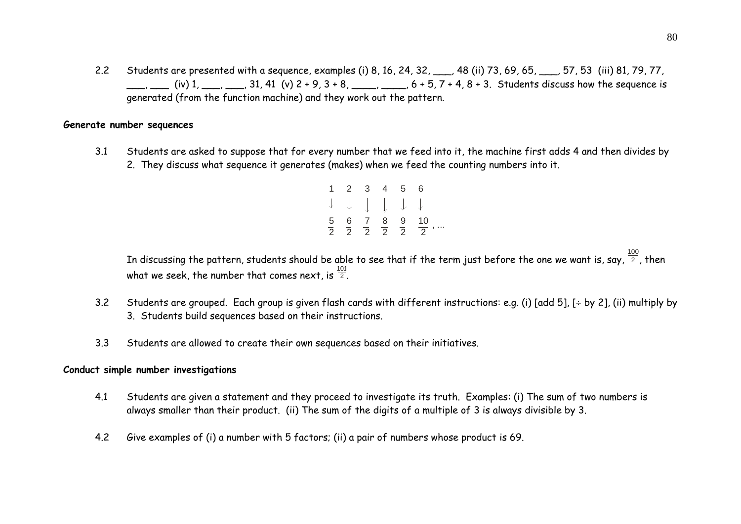2.2 Students are presented with a sequence, examples (i) 8, 16, 24, 32, ___, 48 (ii) 73, 69, 65, ___, 57, 53 (iii) 81, 79, 77, ___, ___ (iv) 1, ___, ___, 31, 41 (v) 2 + 9, 3 + 8, ____, ____, 6 + 5, 7 + 4, 8 + 3. Students discuss how the sequence is generated (from the function machine) and they work out the pattern.

**Generate number sequences**

3.1 Students are asked to suppose that for every number that we feed into it, the machine first adds 4 and then divides by 2. They discuss what sequence it generates (makes) when we feed the counting numbers into it.

$$\begin{array}{cccccc} 1 & 2 & 3 & 4 & 5 & 6 \\ \downarrow & \downarrow & \downarrow & \downarrow & \downarrow & \downarrow \\ \frac{5}{2} & \frac{6}{2} & \frac{7}{2} & \frac{8}{2} & \frac{9}{2} & \frac{10}{2}, \ldots \end{array}$$

In discussing the pattern, students should be able to see that if the term just before the one we want is, say, $\frac{100}{2}$, then what we seek, the number that comes next, is $\frac{101}{2}$.

3.2 Students are grouped. Each group is given flash cards with different instructions: e.g. (i) [add 5], [÷ by 2], (ii) multiply by 3. Students build sequences based on their instructions.

3.3 Students are allowed to create their own sequences based on their initiatives.

**Conduct simple number investigations**

4.1 Students are given a statement and they proceed to investigate its truth. Examples: (i) The sum of two numbers is always smaller than their product. (ii) The sum of the digits of a multiple of 3 is always divisible by 3.

4.2 Give examples of (i) a number with 5 factors; (ii) a pair of numbers whose product is 69.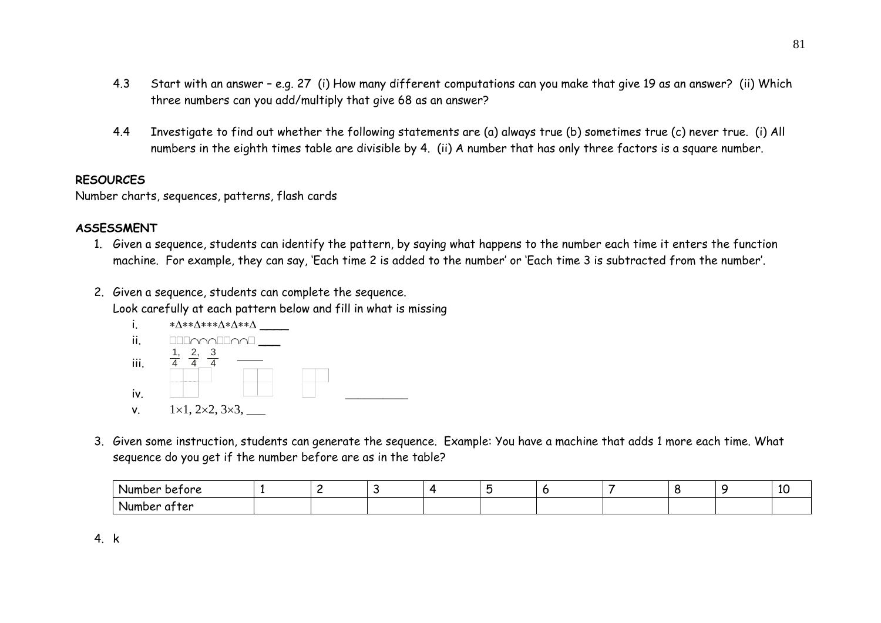4.3 Start with an answer – e.g. 27 (i) How many different computations can you make that give 19 as an answer? (ii) Which three numbers can you add/multiply that give 68 as an answer?

4.4 Investigate to find out whether the following statements are (a) always true (b) sometimes true (c) never true. (i) All numbers in the eighth times table are divisible by 4. (ii) A number that has only three factors is a square number.

**RESOURCES**

Number charts, sequences, patterns, flash cards

**ASSESSMENT**

1. Given a sequence, students can identify the pattern, by saying what happens to the number each time it enters the function machine. For example, they can say, 'Each time 2 is added to the number' or 'Each time 3 is subtracted from the number'.

2. Given a sequence, students can complete the sequence.
   Look carefully at each pattern below and fill in what is missing
   - i. ∗Δ∗∗Δ∗∗∗Δ∗Δ∗∗Δ ____
   - ii. □□□∩∩∩□□∩∩□ ___
   - iii. $\frac{1}{4}, \frac{2}{4}, \frac{3}{4}$ ____
   - iv. ____________
   - v. $1 \times 1$, $2 \times 2$, $3 \times 3$, ___

3. Given some instruction, students can generate the sequence. Example: You have a machine that adds 1 more each time. What sequence do you get if the number before are as in the table?

| Number before | 1 | 2 | 3 | 4 | 5 | 6 | 7 | 8 | 9 | 10 |
|---|---|---|---|---|---|---|---|---|---|---|
| Number after | | | | | | | | | | |

4. k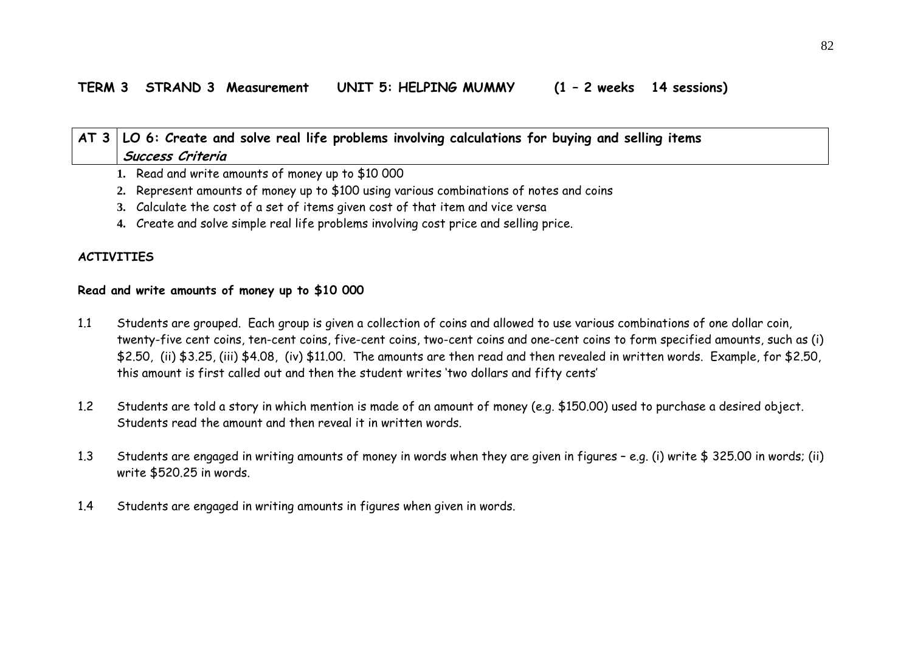**TERM 3 STRAND 3 Measurement UNIT 5: HELPING MUMMY (1 – 2 weeks 14 sessions)**

| AT 3 | **LO 6: Create and solve real life problems involving calculations for buying and selling items** <br> ***Success Criteria*** |
|---|---|

1. Read and write amounts of money up to $10 000
2. Represent amounts of money up to $100 using various combinations of notes and coins
3. Calculate the cost of a set of items given cost of that item and vice versa
4. Create and solve simple real life problems involving cost price and selling price.

**ACTIVITIES**

**Read and write amounts of money up to $10 000**

1.1 Students are grouped. Each group is given a collection of coins and allowed to use various combinations of one dollar coin, twenty-five cent coins, ten-cent coins, five-cent coins, two-cent coins and one-cent coins to form specified amounts, such as (i) $2.50, (ii) $3.25, (iii) $4.08, (iv) $11.00. The amounts are then read and then revealed in written words. Example, for $2.50, this amount is first called out and then the student writes 'two dollars and fifty cents'

1.2 Students are told a story in which mention is made of an amount of money (e.g. $150.00) used to purchase a desired object. Students read the amount and then reveal it in written words.

1.3 Students are engaged in writing amounts of money in words when they are given in figures – e.g. (i) write $ 325.00 in words; (ii) write $520.25 in words.

1.4 Students are engaged in writing amounts in figures when given in words.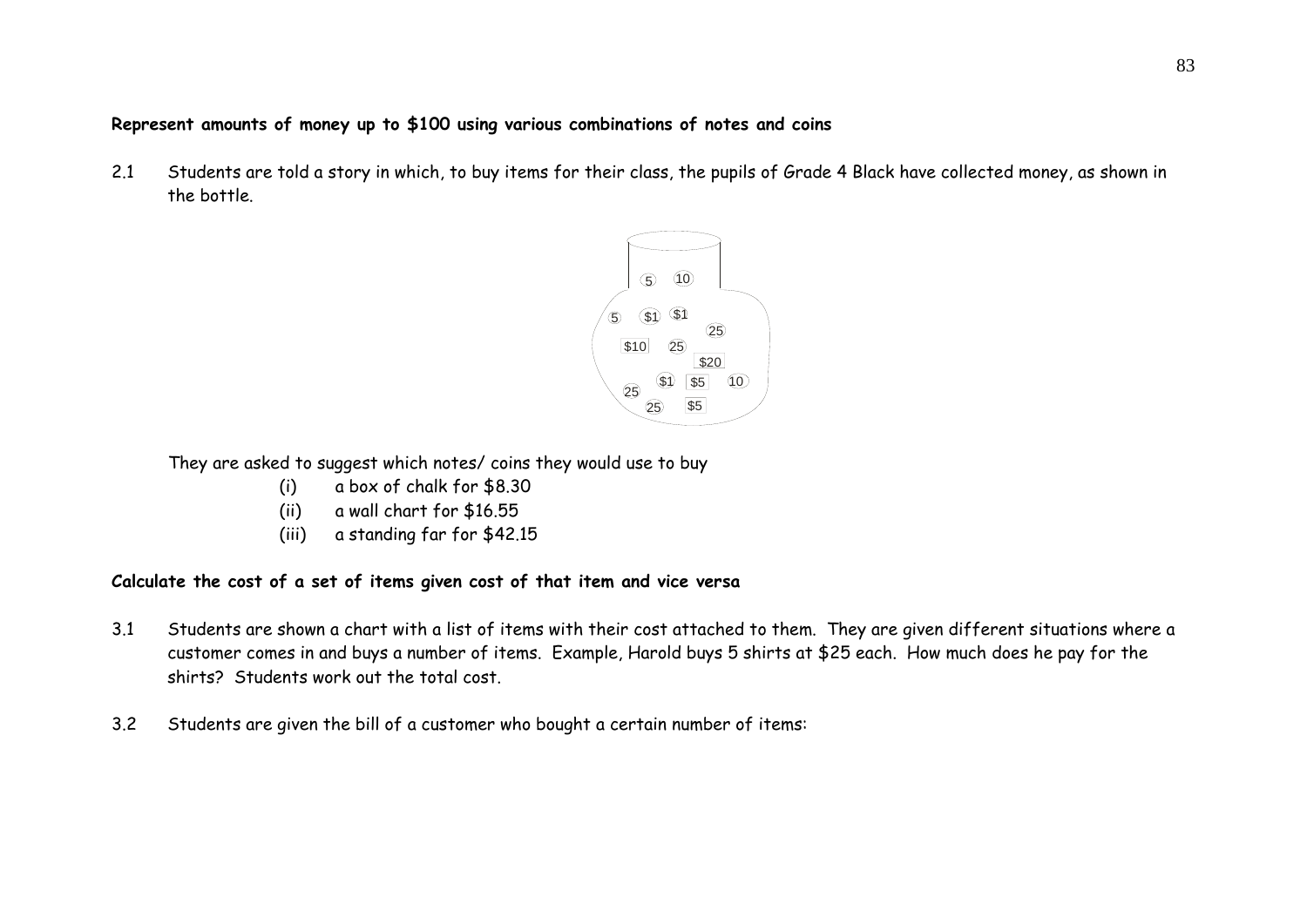**Represent amounts of money up to $100 using various combinations of notes and coins**

2.1 Students are told a story in which, to buy items for their class, the pupils of Grade 4 Black have collected money, as shown in the bottle.

5 10 5 $1 $1 25 $10 25 $20 $1 $5 10 25 25 $5

They are asked to suggest which notes/ coins they would use to buy

- (i) a box of chalk for $8.30
- (ii) a wall chart for $16.55
- (iii) a standing far for $42.15

**Calculate the cost of a set of items given cost of that item and vice versa**

3.1 Students are shown a chart with a list of items with their cost attached to them. They are given different situations where a customer comes in and buys a number of items. Example, Harold buys 5 shirts at $25 each. How much does he pay for the shirts? Students work out the total cost.

3.2 Students are given the bill of a customer who bought a certain number of items: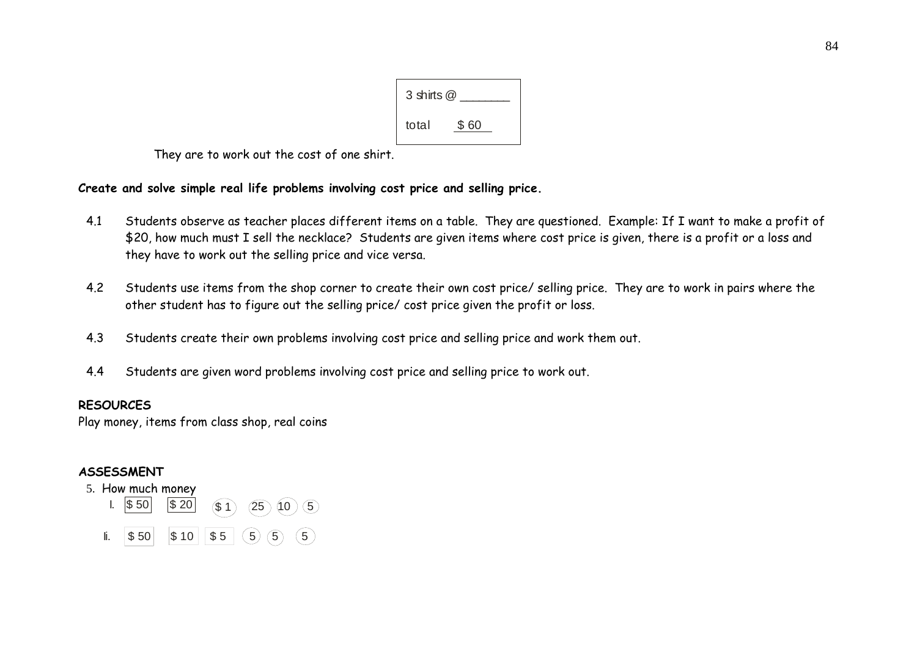| 3 shirts @ _______ |
| --- |
| total $ 60 |

They are to work out the cost of one shirt.

**Create and solve simple real life problems involving cost price and selling price.**

4.1 Students observe as teacher places different items on a table. They are questioned. Example: If I want to make a profit of $20, how much must I sell the necklace? Students are given items where cost price is given, there is a profit or a loss and they have to work out the selling price and vice versa.

4.2 Students use items from the shop corner to create their own cost price/ selling price. They are to work in pairs where the other student has to figure out the selling price/ cost price given the profit or loss.

4.3 Students create their own problems involving cost price and selling price and work them out.

4.4 Students are given word problems involving cost price and selling price to work out.

**RESOURCES**

Play money, items from class shop, real coins

**ASSESSMENT**

5. How much money

   I. $50 $20 $1 25 10 5

   Ii. $50 $10 $5 5 5 5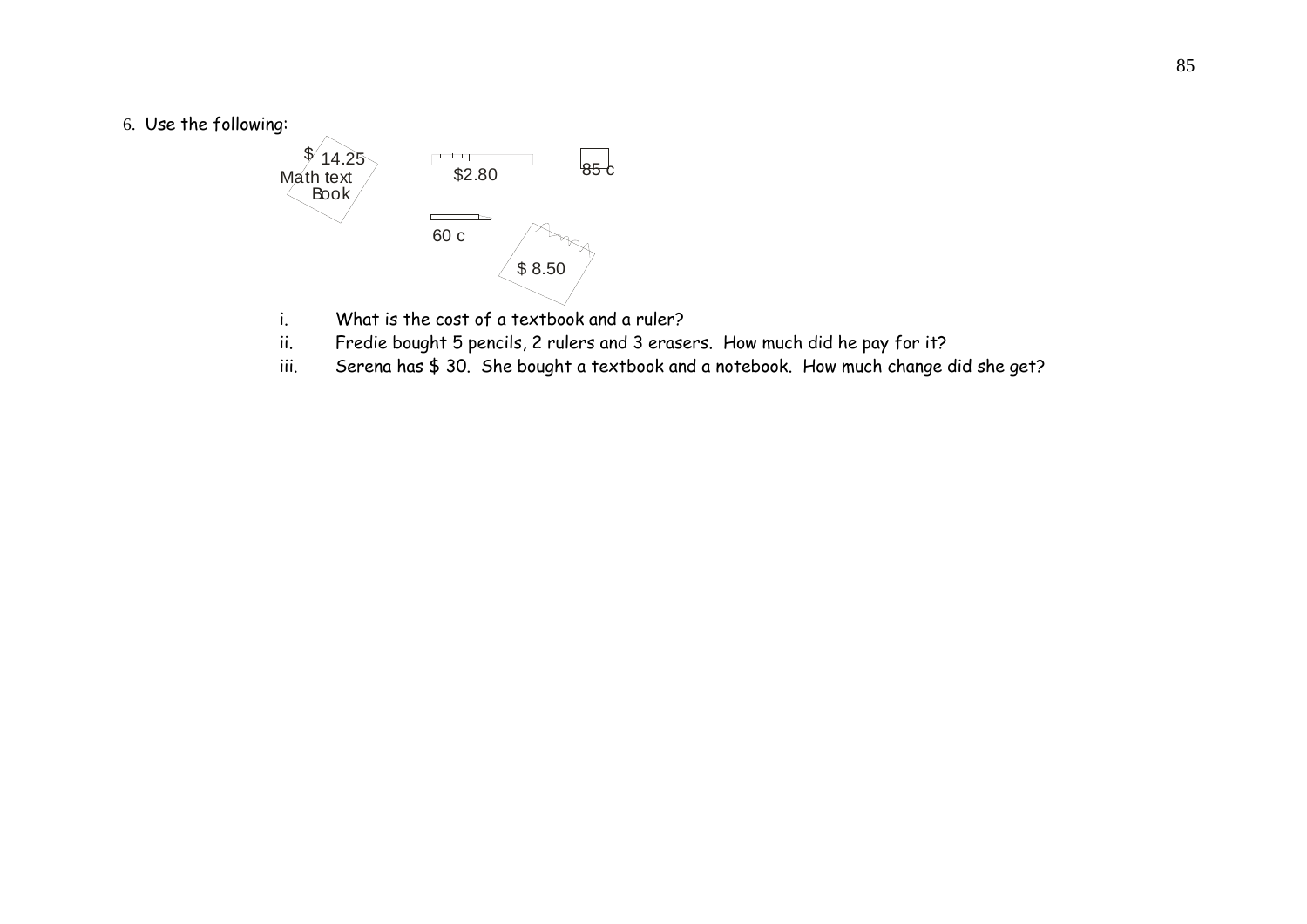6. Use the following:

$ 14.25
Math text
Book

$2.80

85 c

60 c

$ 8.50

i. What is the cost of a textbook and a ruler?

ii. Fredie bought 5 pencils, 2 rulers and 3 erasers. How much did he pay for it?

iii. Serena has $ 30. She bought a textbook and a notebook. How much change did she get?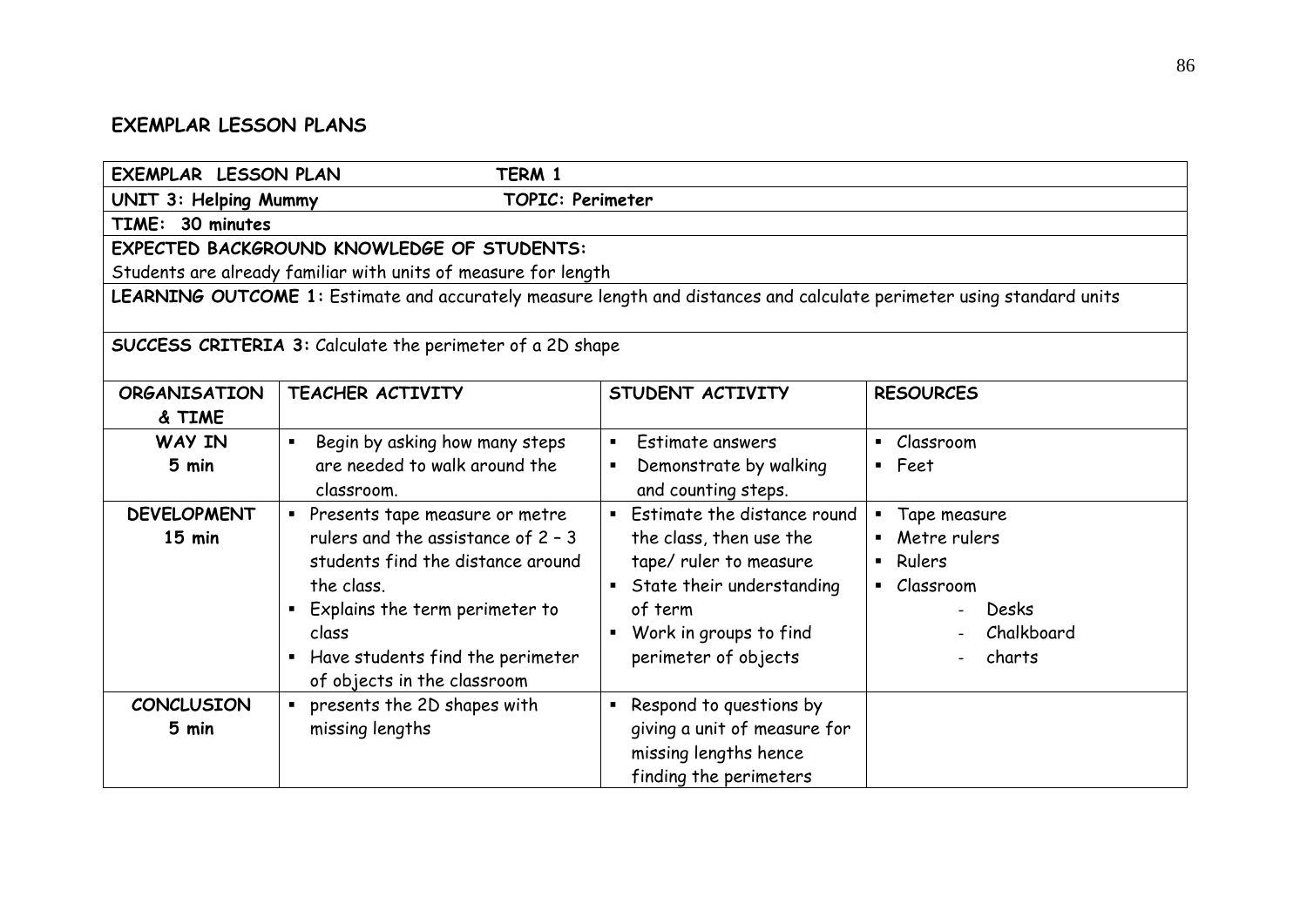## EXEMPLAR LESSON PLANS

| **EXEMPLAR LESSON PLAN** &nbsp;&nbsp;&nbsp;&nbsp; **TERM 1** | | | |
|---|---|---|---|
| **UNIT 3: Helping Mummy** &nbsp;&nbsp;&nbsp;&nbsp; **TOPIC: Perimeter** | | | |
| **TIME: 30 minutes** | | | |
| **EXPECTED BACKGROUND KNOWLEDGE OF STUDENTS:**<br>Students are already familiar with units of measure for length | | | |
| **LEARNING OUTCOME 1:** Estimate and accurately measure length and distances and calculate perimeter using standard units<br><br>**SUCCESS CRITERIA 3:** Calculate the perimeter of a 2D shape | | | |
| **ORGANISATION & TIME** | **TEACHER ACTIVITY** | **STUDENT ACTIVITY** | **RESOURCES** |
| **WAY IN**<br>**5 min** | ▪ Begin by asking how many steps are needed to walk around the classroom. | ▪ Estimate answers<br>▪ Demonstrate by walking and counting steps. | ▪ Classroom<br>▪ Feet |
| **DEVELOPMENT**<br>**15 min** | ▪ Presents tape measure or metre rulers and the assistance of 2 – 3 students find the distance around the class.<br>▪ Explains the term perimeter to class<br>▪ Have students find the perimeter of objects in the classroom | ▪ Estimate the distance round the class, then use the tape/ ruler to measure<br>▪ State their understanding of term<br>▪ Work in groups to find perimeter of objects | ▪ Tape measure<br>▪ Metre rulers<br>▪ Rulers<br>▪ Classroom<br>&nbsp;&nbsp;- Desks<br>&nbsp;&nbsp;- Chalkboard<br>&nbsp;&nbsp;- charts |
| **CONCLUSION**<br>**5 min** | ▪ presents the 2D shapes with missing lengths | ▪ Respond to questions by giving a unit of measure for missing lengths hence finding the perimeters | |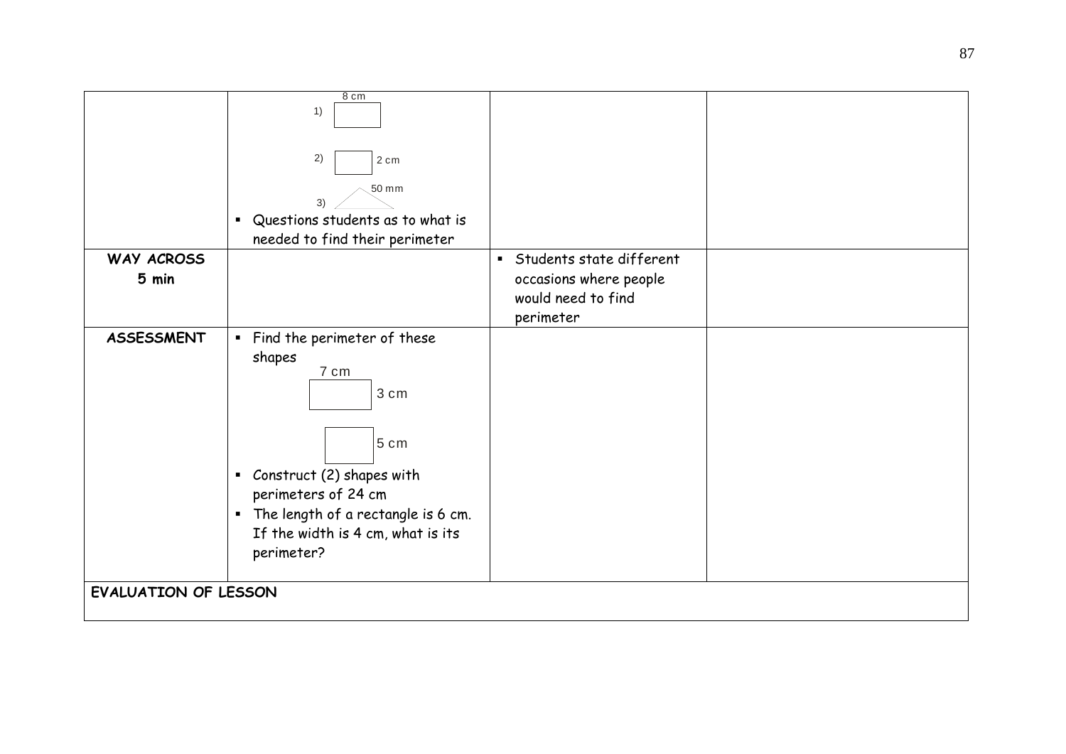| | | | |
|---|---|---|---|
| | 1) 8 cm<br><br>2) 2 cm<br><br>3) 50 mm<br><br>▪ Questions students as to what is needed to find their perimeter | | |
| **WAY ACROSS 5 min** | | ▪ Students state different occasions where people would need to find perimeter | |
| **ASSESSMENT** | ▪ Find the perimeter of these shapes<br>7 cm, 3 cm<br><br>5 cm<br><br>▪ Construct (2) shapes with perimeters of 24 cm<br>▪ The length of a rectangle is 6 cm. If the width is 4 cm, what is its perimeter? | | |
| **EVALUATION OF LESSON** | | | |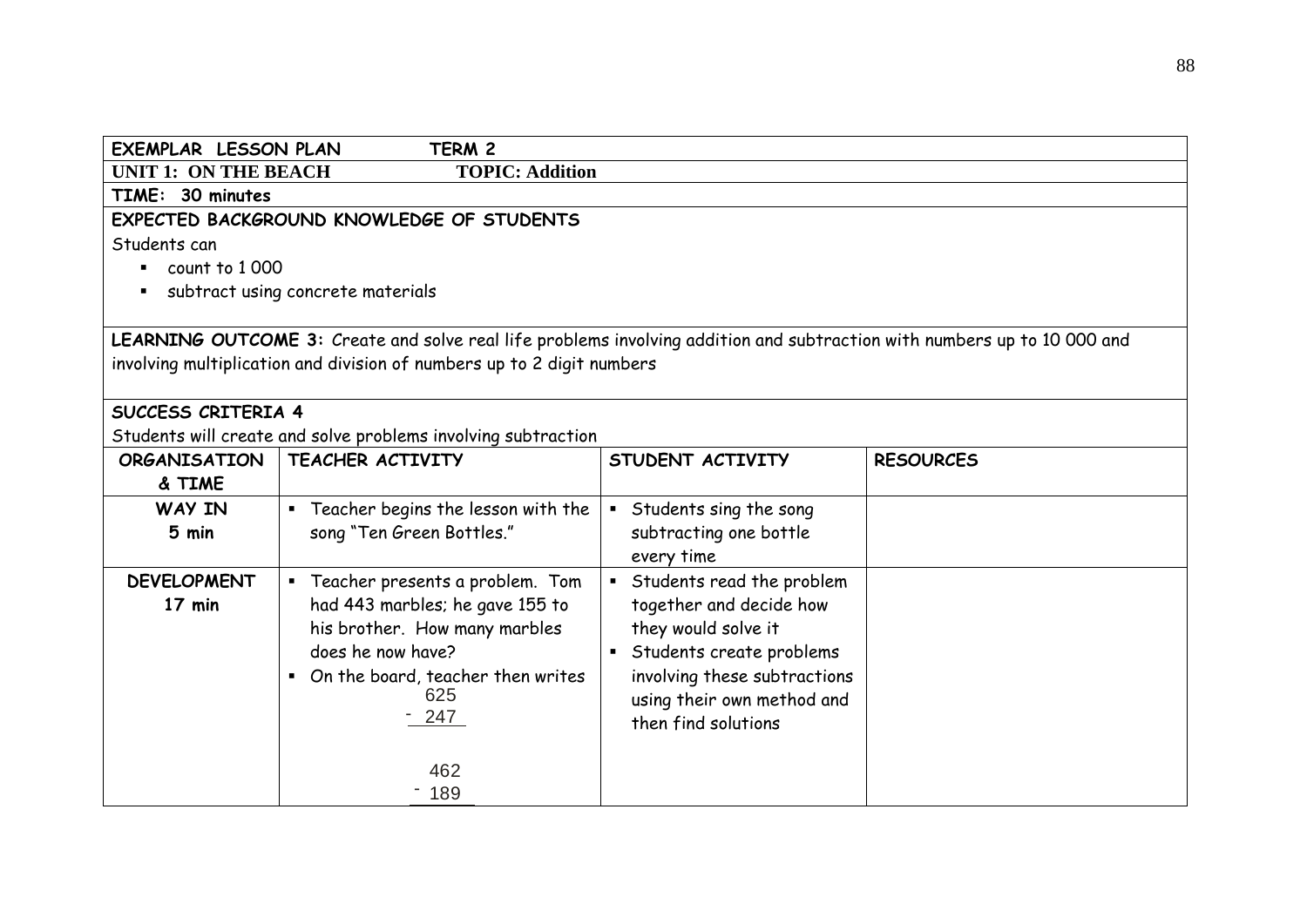**EXEMPLAR LESSON PLAN TERM 2**

**UNIT 1: ON THE BEACH TOPIC: Addition**

**TIME: 30 minutes**

**EXPECTED BACKGROUND KNOWLEDGE OF STUDENTS**

Students can

- count to 1 000
- subtract using concrete materials

**LEARNING OUTCOME 3:** Create and solve real life problems involving addition and subtraction with numbers up to 10 000 and involving multiplication and division of numbers up to 2 digit numbers

**SUCCESS CRITERIA 4**

Students will create and solve problems involving subtraction

| ORGANISATION & TIME | TEACHER ACTIVITY | STUDENT ACTIVITY | RESOURCES |
|---|---|---|---|
| **WAY IN** **5 min** | ▪ Teacher begins the lesson with the song "Ten Green Bottles." | ▪ Students sing the song subtracting one bottle every time | |
| **DEVELOPMENT** **17 min** | ▪ Teacher presents a problem. Tom had 443 marbles; he gave 155 to his brother. How many marbles does he now have?<br>▪ On the board, teacher then writes<br>$\begin{array}{r} 625 \\ -\ 247 \\ \hline \end{array}$<br>$\begin{array}{r} 462 \\ -\ 189 \\ \hline \end{array}$ | ▪ Students read the problem together and decide how they would solve it<br>▪ Students create problems involving these subtractions using their own method and then find solutions | |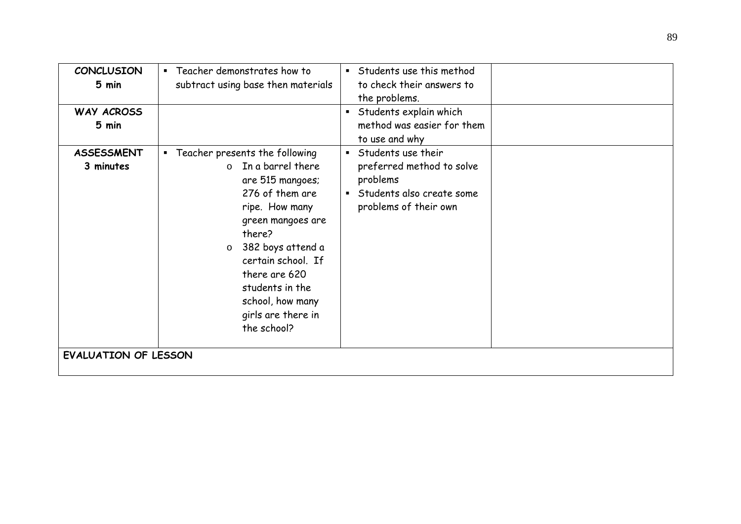| CONCLUSION 5 min | ▪ Teacher demonstrates how to subtract using base then materials | ▪ Students use this method to check their answers to the problems. | |
|---|---|---|---|
| WAY ACROSS 5 min | | ▪ Students explain which method was easier for them to use and why | |
| ASSESSMENT 3 minutes | ▪ Teacher presents the following<br>o In a barrel there are 515 mangoes; 276 of them are ripe. How many green mangoes are there?<br>o 382 boys attend a certain school. If there are 620 students in the school, how many girls are there in the school? | ▪ Students use their preferred method to solve problems<br>▪ Students also create some problems of their own | |
| EVALUATION OF LESSON | | | |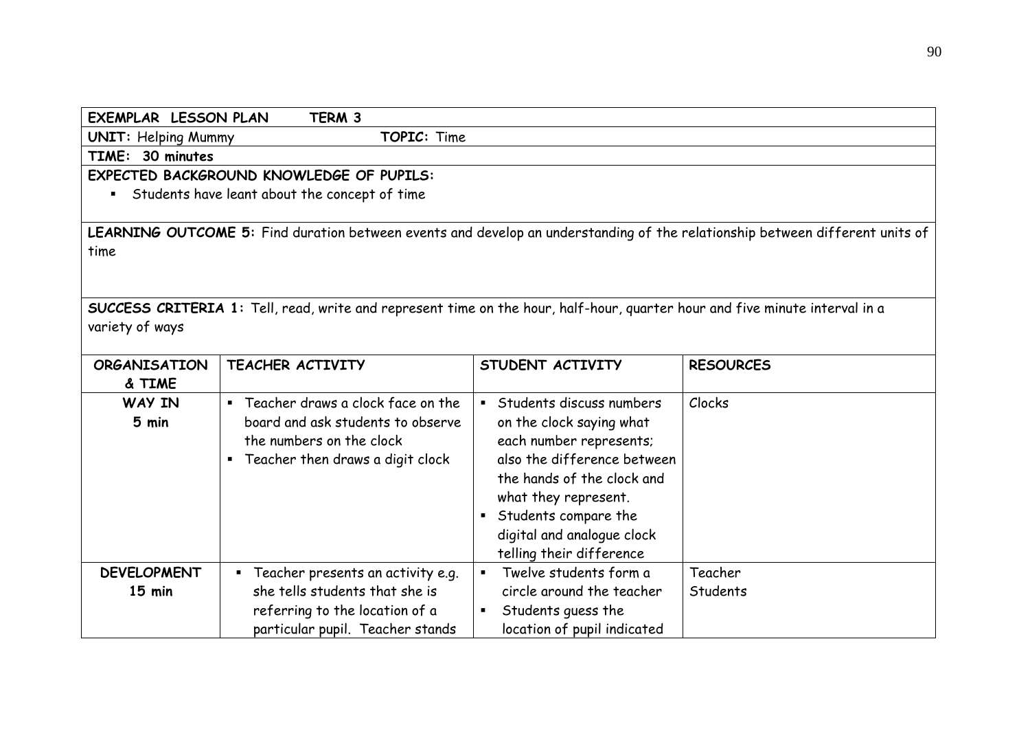**EXEMPLAR LESSON PLAN TERM 3**

**UNIT:** Helping Mummy **TOPIC:** Time

**TIME: 30 minutes**

**EXPECTED BACKGROUND KNOWLEDGE OF PUPILS:**

- Students have leant about the concept of time

**LEARNING OUTCOME 5:** Find duration between events and develop an understanding of the relationship between different units of time

**SUCCESS CRITERIA 1:** Tell, read, write and represent time on the hour, half-hour, quarter hour and five minute interval in a variety of ways

| ORGANISATION & TIME | TEACHER ACTIVITY | STUDENT ACTIVITY | RESOURCES |
|---|---|---|---|
| **WAY IN** **5 min** | ▪ Teacher draws a clock face on the board and ask students to observe the numbers on the clock<br>▪ Teacher then draws a digit clock | ▪ Students discuss numbers on the clock saying what each number represents; also the difference between the hands of the clock and what they represent.<br>▪ Students compare the digital and analogue clock telling their difference | Clocks |
| **DEVELOPMENT** **15 min** | ▪ Teacher presents an activity e.g. she tells students that she is referring to the location of a particular pupil. Teacher stands | ▪ Twelve students form a circle around the teacher<br>▪ Students guess the location of pupil indicated | Teacher<br>Students |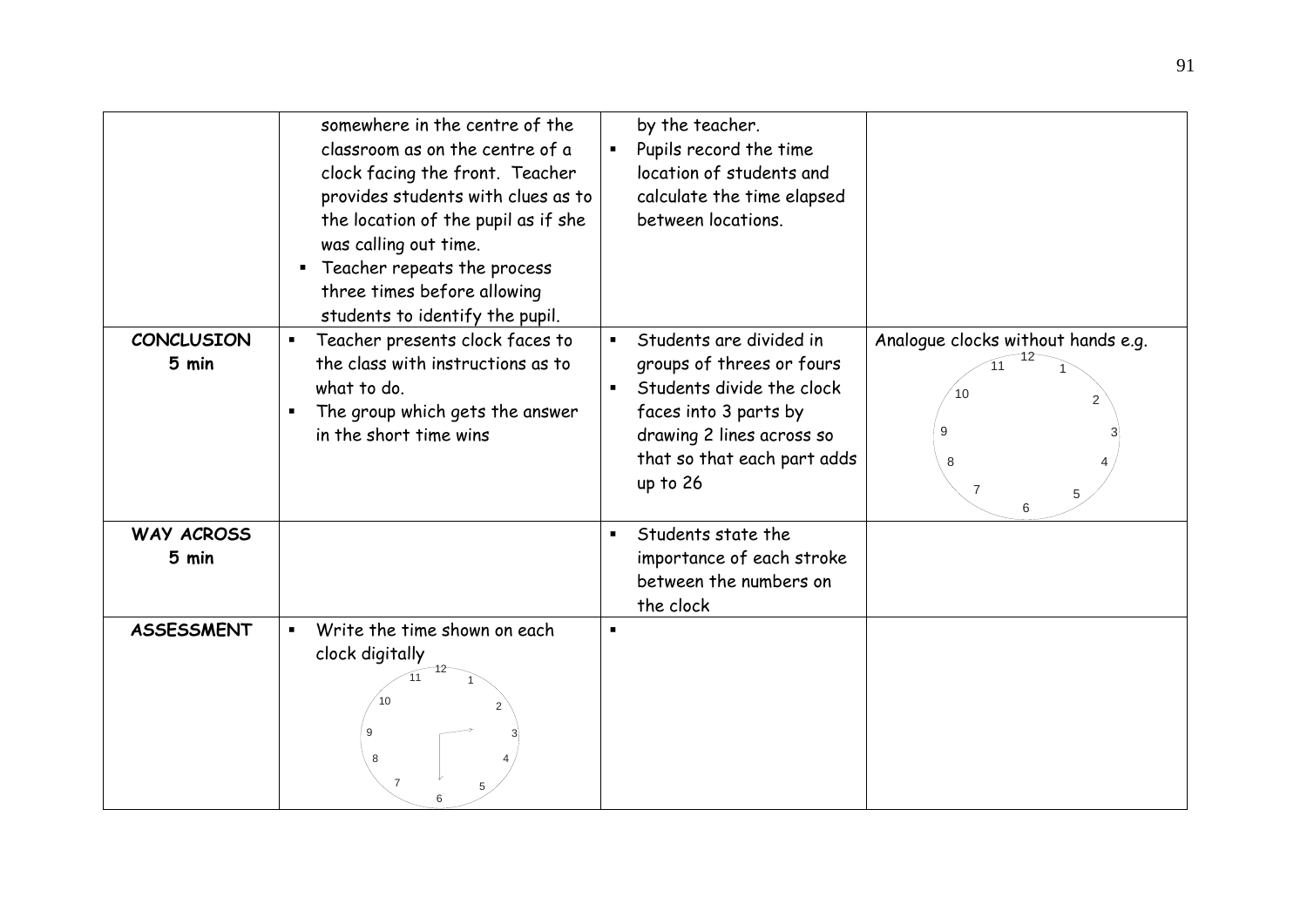|  |  |  |  |
|---|---|---|---|
|  | somewhere in the centre of the classroom as on the centre of a clock facing the front. Teacher provides students with clues as to the location of the pupil as if she was calling out time.<br>▪ Teacher repeats the process three times before allowing students to identify the pupil. | by the teacher.<br>▪ Pupils record the time location of students and calculate the time elapsed between locations. |  |
| **CONCLUSION**<br>**5 min** | ▪ Teacher presents clock faces to the class with instructions as to what to do.<br>▪ The group which gets the answer in the short time wins | ▪ Students are divided in groups of threes or fours<br>▪ Students divide the clock faces into 3 parts by drawing 2 lines across so that so that each part adds up to 26 | Analogue clocks without hands e.g.<br>12 11 1 10 2 9 3 8 4 7 5 6 |
| **WAY ACROSS**<br>**5 min** |  | ▪ Students state the importance of each stroke between the numbers on the clock |  |
| **ASSESSMENT** | ▪ Write the time shown on each clock digitally<br>12 11 1 10 2 9 3 8 4 7 5 6 | ▪ |  |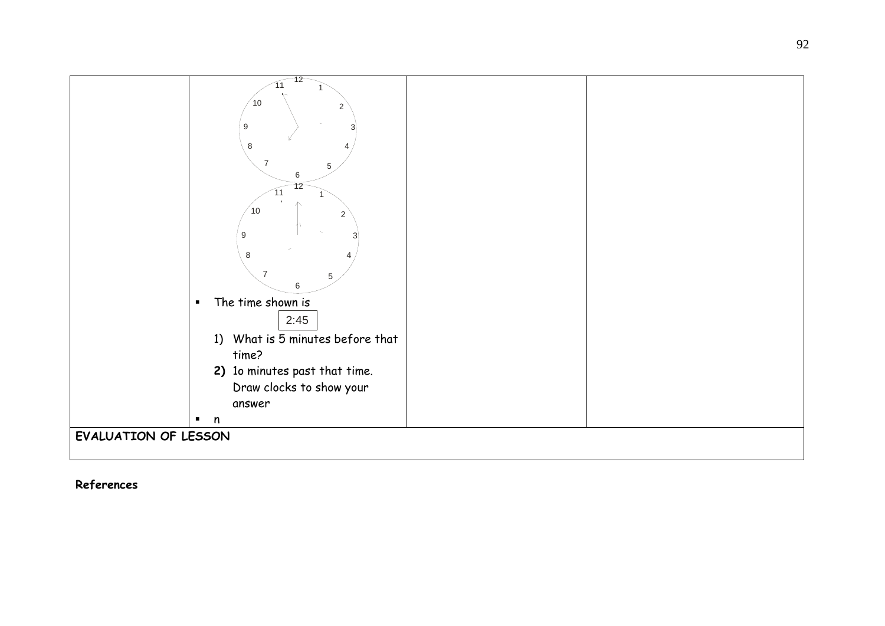| | | | |
|---|---|---|---|
| | 11 12 1<br>10 2<br>9 3<br>8 4<br>7 5<br>6<br><br>11 12 1<br>10 2<br>9 3<br>8 4<br>7 5<br>6<br><br>▪ The time shown is<br>2:45<br>1) What is 5 minutes before that time?<br>**2)** 1o minutes past that time. Draw clocks to show your answer<br>▪ n | | |
| **EVALUATION OF LESSON** | | | |

**References**